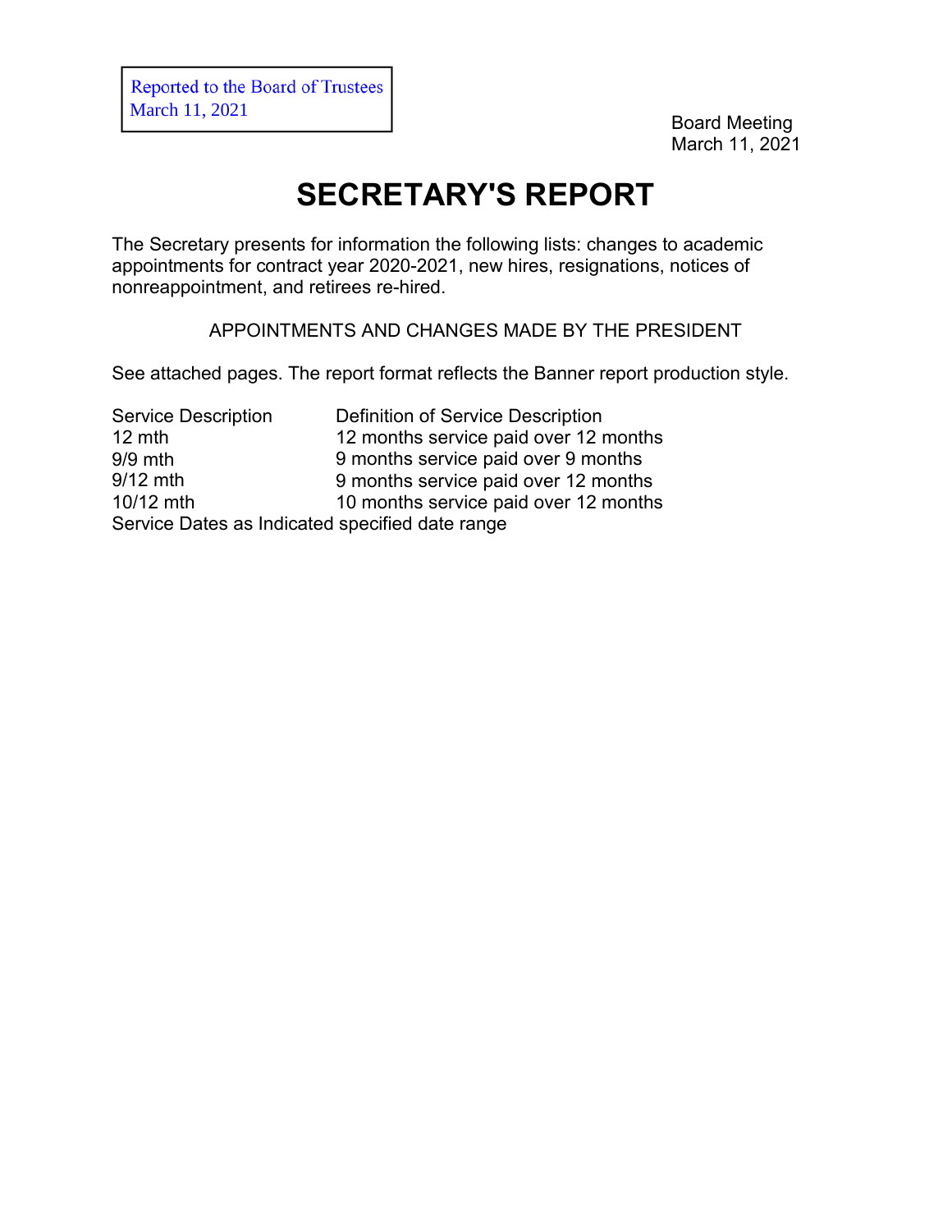Reported to the Board of Trustees
March 11, 2021

Board Meeting
March 11, 2021

# SECRETARY'S REPORT

The Secretary presents for information the following lists: changes to academic appointments for contract year 2020-2021, new hires, resignations, notices of nonreappointment, and retirees re-hired.

APPOINTMENTS AND CHANGES MADE BY THE PRESIDENT

See attached pages. The report format reflects the Banner report production style.

| Service Description | Definition of Service Description |
|---|---|
| 12 mth | 12 months service paid over 12 months |
| 9/9 mth | 9 months service paid over 9 months |
| 9/12 mth | 9 months service paid over 12 months |
| 10/12 mth | 10 months service paid over 12 months |
| Service Dates as Indicated | specified date range |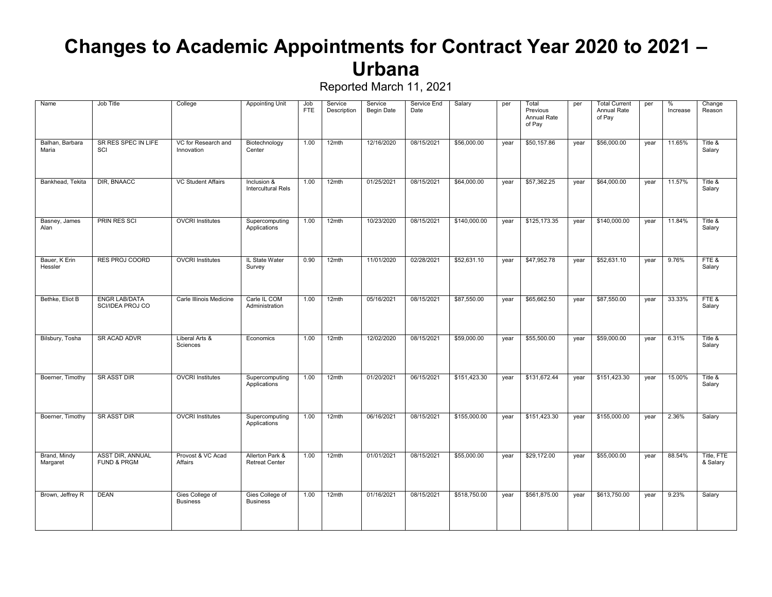# Changes to Academic Appointments for Contract Year 2020 to 2021 – Urbana

Reported March 11, 2021

| Name | Job Title | College | Appointing Unit | Job FTE | Service Description | Service Begin Date | Service End Date | Salary | per | Total Previous Annual Rate of Pay | per | Total Current Annual Rate of Pay | per | % Increase | Change Reason |
|---|---|---|---|---|---|---|---|---|---|---|---|---|---|---|---|
| Balhan, Barbara Maria | SR RES SPEC IN LIFE SCI | VC for Research and Innovation | Biotechnology Center | 1.00 | 12mth | 12/16/2020 | 08/15/2021 | $56,000.00 | year | $50,157.86 | year | $56,000.00 | year | 11.65% | Title & Salary |
| Bankhead, Tekita | DIR, BNAACC | VC Student Affairs | Inclusion & Intercultural Rels | 1.00 | 12mth | 01/25/2021 | 08/15/2021 | $64,000.00 | year | $57,362.25 | year | $64,000.00 | year | 11.57% | Title & Salary |
| Basney, James Alan | PRIN RES SCI | OVCRI Institutes | Supercomputing Applications | 1.00 | 12mth | 10/23/2020 | 08/15/2021 | $140,000.00 | year | $125,173.35 | year | $140,000.00 | year | 11.84% | Title & Salary |
| Bauer, K Erin Hessler | RES PROJ COORD | OVCRI Institutes | IL State Water Survey | 0.90 | 12mth | 11/01/2020 | 02/28/2021 | $52,631.10 | year | $47,952.78 | year | $52,631.10 | year | 9.76% | FTE & Salary |
| Bethke, Eliot B | ENGR LAB/DATA SCI/IDEA PROJ CO | Carle Illinois Medicine | Carle IL COM Administration | 1.00 | 12mth | 05/16/2021 | 08/15/2021 | $87,550.00 | year | $65,662.50 | year | $87,550.00 | year | 33.33% | FTE & Salary |
| Bilsbury, Tosha | SR ACAD ADVR | Liberal Arts & Sciences | Economics | 1.00 | 12mth | 12/02/2020 | 08/15/2021 | $59,000.00 | year | $55,500.00 | year | $59,000.00 | year | 6.31% | Title & Salary |
| Boerner, Timothy | SR ASST DIR | OVCRI Institutes | Supercomputing Applications | 1.00 | 12mth | 01/20/2021 | 06/15/2021 | $151,423.30 | year | $131,672.44 | year | $151,423.30 | year | 15.00% | Title & Salary |
| Boerner, Timothy | SR ASST DIR | OVCRI Institutes | Supercomputing Applications | 1.00 | 12mth | 06/16/2021 | 08/15/2021 | $155,000.00 | year | $151,423.30 | year | $155,000.00 | year | 2.36% | Salary |
| Brand, Mindy Margaret | ASST DIR, ANNUAL FUND & PRGM | Provost & VC Acad Affairs | Allerton Park & Retreat Center | 1.00 | 12mth | 01/01/2021 | 08/15/2021 | $55,000.00 | year | $29,172.00 | year | $55,000.00 | year | 88.54% | Title, FTE & Salary |
| Brown, Jeffrey R | DEAN | Gies College of Business | Gies College of Business | 1.00 | 12mth | 01/16/2021 | 08/15/2021 | $518,750.00 | year | $561,875.00 | year | $613,750.00 | year | 9.23% | Salary |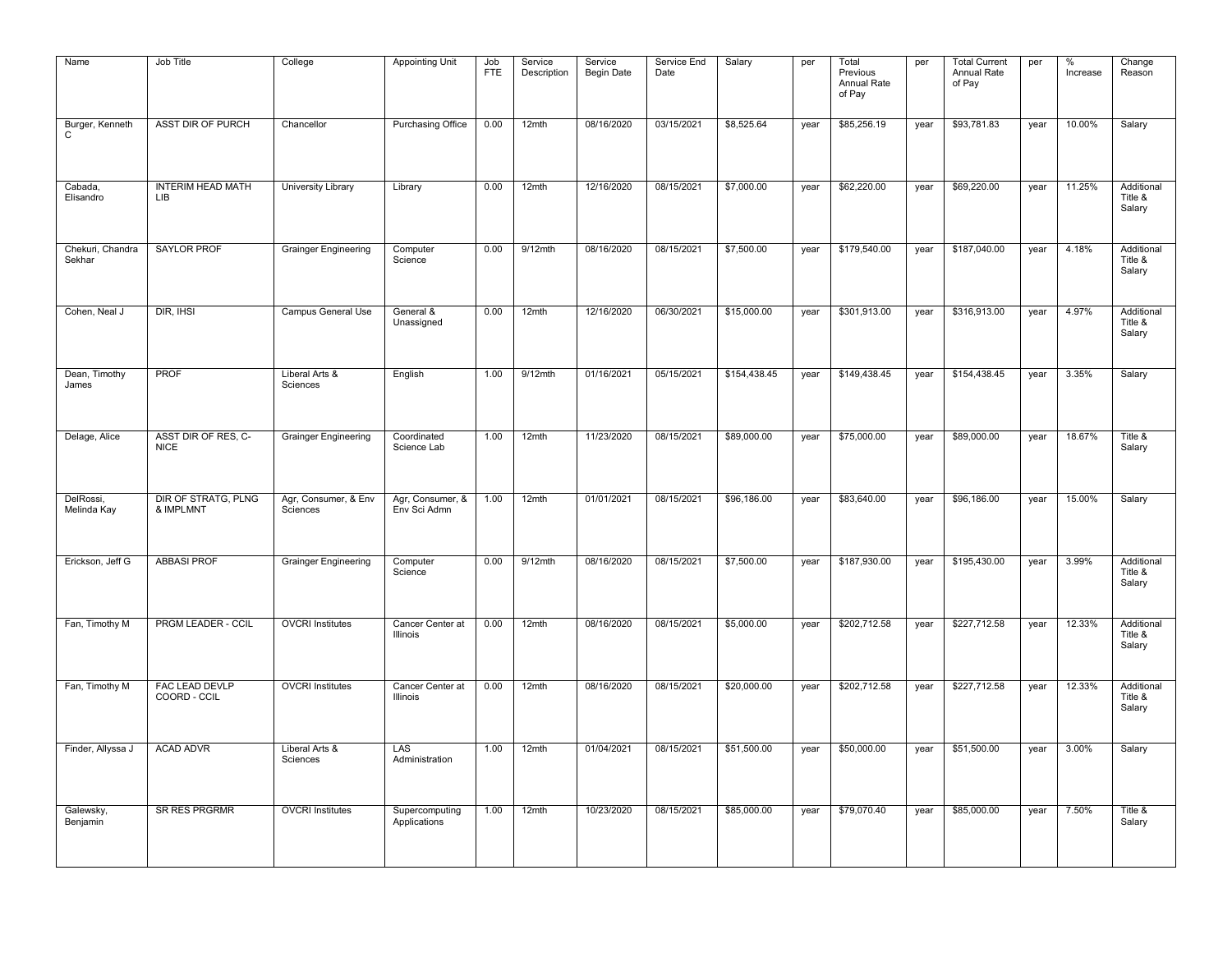| Name | Job Title | College | Appointing Unit | Job FTE | Service Description | Service Begin Date | Service End Date | Salary | per | Total Previous Annual Rate of Pay | per | Total Current Annual Rate of Pay | per | % Increase | Change Reason |
|---|---|---|---|---|---|---|---|---|---|---|---|---|---|---|---|
| Burger, Kenneth C | ASST DIR OF PURCH | Chancellor | Purchasing Office | 0.00 | 12mth | 08/16/2020 | 03/15/2021 | $8,525.64 | year | $85,256.19 | year | $93,781.83 | year | 10.00% | Salary |
| Cabada, Elisandro | INTERIM HEAD MATH LIB | University Library | Library | 0.00 | 12mth | 12/16/2020 | 08/15/2021 | $7,000.00 | year | $62,220.00 | year | $69,220.00 | year | 11.25% | Additional Title & Salary |
| Chekuri, Chandra Sekhar | SAYLOR PROF | Grainger Engineering | Computer Science | 0.00 | 9/12mth | 08/16/2020 | 08/15/2021 | $7,500.00 | year | $179,540.00 | year | $187,040.00 | year | 4.18% | Additional Title & Salary |
| Cohen, Neal J | DIR, IHSI | Campus General Use | General & Unassigned | 0.00 | 12mth | 12/16/2020 | 06/30/2021 | $15,000.00 | year | $301,913.00 | year | $316,913.00 | year | 4.97% | Additional Title & Salary |
| Dean, Timothy James | PROF | Liberal Arts & Sciences | English | 1.00 | 9/12mth | 01/16/2021 | 05/15/2021 | $154,438.45 | year | $149,438.45 | year | $154,438.45 | year | 3.35% | Salary |
| Delage, Alice | ASST DIR OF RES, C-NICE | Grainger Engineering | Coordinated Science Lab | 1.00 | 12mth | 11/23/2020 | 08/15/2021 | $89,000.00 | year | $75,000.00 | year | $89,000.00 | year | 18.67% | Title & Salary |
| DelRossi, Melinda Kay | DIR OF STRATG, PLNG & IMPLMNT | Agr, Consumer, & Env Sciences | Agr, Consumer, & Env Sci Admn | 1.00 | 12mth | 01/01/2021 | 08/15/2021 | $96,186.00 | year | $83,640.00 | year | $96,186.00 | year | 15.00% | Salary |
| Erickson, Jeff G | ABBASI PROF | Grainger Engineering | Computer Science | 0.00 | 9/12mth | 08/16/2020 | 08/15/2021 | $7,500.00 | year | $187,930.00 | year | $195,430.00 | year | 3.99% | Additional Title & Salary |
| Fan, Timothy M | PRGM LEADER - CCIL | OVCRI Institutes | Cancer Center at Illinois | 0.00 | 12mth | 08/16/2020 | 08/15/2021 | $5,000.00 | year | $202,712.58 | year | $227,712.58 | year | 12.33% | Additional Title & Salary |
| Fan, Timothy M | FAC LEAD DEVLP COORD - CCIL | OVCRI Institutes | Cancer Center at Illinois | 0.00 | 12mth | 08/16/2020 | 08/15/2021 | $20,000.00 | year | $202,712.58 | year | $227,712.58 | year | 12.33% | Additional Title & Salary |
| Finder, Allyssa J | ACAD ADVR | Liberal Arts & Sciences | LAS Administration | 1.00 | 12mth | 01/04/2021 | 08/15/2021 | $51,500.00 | year | $50,000.00 | year | $51,500.00 | year | 3.00% | Salary |
| Galewsky, Benjamin | SR RES PRGRMR | OVCRI Institutes | Supercomputing Applications | 1.00 | 12mth | 10/23/2020 | 08/15/2021 | $85,000.00 | year | $79,070.40 | year | $85,000.00 | year | 7.50% | Title & Salary |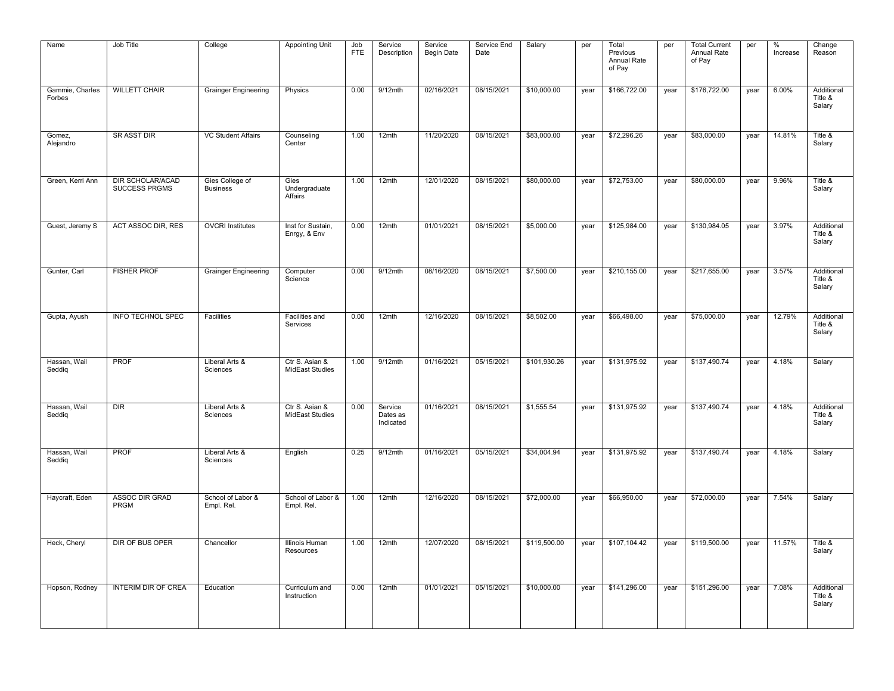| Name | Job Title | College | Appointing Unit | Job FTE | Service Description | Service Begin Date | Service End Date | Salary | per | Total Previous Annual Rate of Pay | per | Total Current Annual Rate of Pay | per | % Increase | Change Reason |
|---|---|---|---|---|---|---|---|---|---|---|---|---|---|---|---|
| Gammie, Charles Forbes | WILLETT CHAIR | Grainger Engineering | Physics | 0.00 | 9/12mth | 02/16/2021 | 08/15/2021 | $10,000.00 | year | $166,722.00 | year | $176,722.00 | year | 6.00% | Additional Title & Salary |
| Gomez, Alejandro | SR ASST DIR | VC Student Affairs | Counseling Center | 1.00 | 12mth | 11/20/2020 | 08/15/2021 | $83,000.00 | year | $72,296.26 | year | $83,000.00 | year | 14.81% | Title & Salary |
| Green, Kerri Ann | DIR SCHOLAR/ACAD SUCCESS PRGMS | Gies College of Business | Gies Undergraduate Affairs | 1.00 | 12mth | 12/01/2020 | 08/15/2021 | $80,000.00 | year | $72,753.00 | year | $80,000.00 | year | 9.96% | Title & Salary |
| Guest, Jeremy S | ACT ASSOC DIR, RES | OVCRI Institutes | Inst for Sustain, Enrgy, & Env | 0.00 | 12mth | 01/01/2021 | 08/15/2021 | $5,000.00 | year | $125,984.00 | year | $130,984.05 | year | 3.97% | Additional Title & Salary |
| Gunter, Carl | FISHER PROF | Grainger Engineering | Computer Science | 0.00 | 9/12mth | 08/16/2020 | 08/15/2021 | $7,500.00 | year | $210,155.00 | year | $217,655.00 | year | 3.57% | Additional Title & Salary |
| Gupta, Ayush | INFO TECHNOL SPEC | Facilities | Facilities and Services | 0.00 | 12mth | 12/16/2020 | 08/15/2021 | $8,502.00 | year | $66,498.00 | year | $75,000.00 | year | 12.79% | Additional Title & Salary |
| Hassan, Wail Seddiq | PROF | Liberal Arts & Sciences | Ctr S. Asian & MidEast Studies | 1.00 | 9/12mth | 01/16/2021 | 05/15/2021 | $101,930.26 | year | $131,975.92 | year | $137,490.74 | year | 4.18% | Salary |
| Hassan, Wail Seddiq | DIR | Liberal Arts & Sciences | Ctr S. Asian & MidEast Studies | 0.00 | Service Dates as Indicated | 01/16/2021 | 08/15/2021 | $1,555.54 | year | $131,975.92 | year | $137,490.74 | year | 4.18% | Additional Title & Salary |
| Hassan, Wail Seddiq | PROF | Liberal Arts & Sciences | English | 0.25 | 9/12mth | 01/16/2021 | 05/15/2021 | $34,004.94 | year | $131,975.92 | year | $137,490.74 | year | 4.18% | Salary |
| Haycraft, Eden | ASSOC DIR GRAD PRGM | School of Labor & Empl. Rel. | School of Labor & Empl. Rel. | 1.00 | 12mth | 12/16/2020 | 08/15/2021 | $72,000.00 | year | $66,950.00 | year | $72,000.00 | year | 7.54% | Salary |
| Heck, Cheryl | DIR OF BUS OPER | Chancellor | Illinois Human Resources | 1.00 | 12mth | 12/07/2020 | 08/15/2021 | $119,500.00 | year | $107,104.42 | year | $119,500.00 | year | 11.57% | Title & Salary |
| Hopson, Rodney | INTERIM DIR OF CREA | Education | Curriculum and Instruction | 0.00 | 12mth | 01/01/2021 | 05/15/2021 | $10,000.00 | year | $141,296.00 | year | $151,296.00 | year | 7.08% | Additional Title & Salary |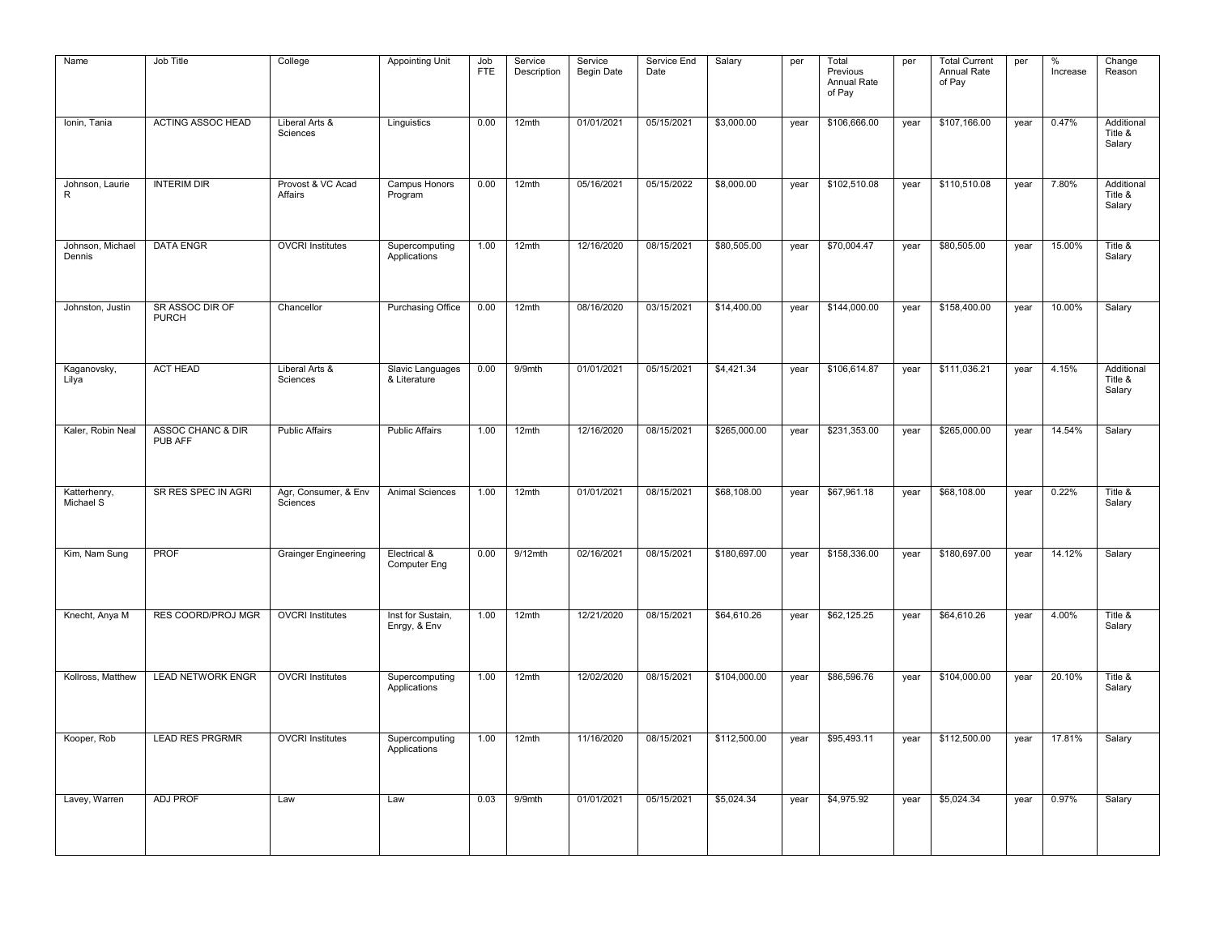| Name | Job Title | College | Appointing Unit | Job FTE | Service Description | Service Begin Date | Service End Date | Salary | per | Total Previous Annual Rate of Pay | per | Total Current Annual Rate of Pay | per | % Increase | Change Reason |
|---|---|---|---|---|---|---|---|---|---|---|---|---|---|---|---|
| Ionin, Tania | ACTING ASSOC HEAD | Liberal Arts & Sciences | Linguistics | 0.00 | 12mth | 01/01/2021 | 05/15/2021 | $3,000.00 | year | $106,666.00 | year | $107,166.00 | year | 0.47% | Additional Title & Salary |
| Johnson, Laurie R | INTERIM DIR | Provost & VC Acad Affairs | Campus Honors Program | 0.00 | 12mth | 05/16/2021 | 05/15/2022 | $8,000.00 | year | $102,510.08 | year | $110,510.08 | year | 7.80% | Additional Title & Salary |
| Johnson, Michael Dennis | DATA ENGR | OVCRI Institutes | Supercomputing Applications | 1.00 | 12mth | 12/16/2020 | 08/15/2021 | $80,505.00 | year | $70,004.47 | year | $80,505.00 | year | 15.00% | Title & Salary |
| Johnston, Justin | SR ASSOC DIR OF PURCH | Chancellor | Purchasing Office | 0.00 | 12mth | 08/16/2020 | 03/15/2021 | $14,400.00 | year | $144,000.00 | year | $158,400.00 | year | 10.00% | Salary |
| Kaganovsky, Lilya | ACT HEAD | Liberal Arts & Sciences | Slavic Languages & Literature | 0.00 | 9/9mth | 01/01/2021 | 05/15/2021 | $4,421.34 | year | $106,614.87 | year | $111,036.21 | year | 4.15% | Additional Title & Salary |
| Kaler, Robin Neal | ASSOC CHANC & DIR PUB AFF | Public Affairs | Public Affairs | 1.00 | 12mth | 12/16/2020 | 08/15/2021 | $265,000.00 | year | $231,353.00 | year | $265,000.00 | year | 14.54% | Salary |
| Katterhenry, Michael S | SR RES SPEC IN AGRI | Agr, Consumer, & Env Sciences | Animal Sciences | 1.00 | 12mth | 01/01/2021 | 08/15/2021 | $68,108.00 | year | $67,961.18 | year | $68,108.00 | year | 0.22% | Title & Salary |
| Kim, Nam Sung | PROF | Grainger Engineering | Electrical & Computer Eng | 0.00 | 9/12mth | 02/16/2021 | 08/15/2021 | $180,697.00 | year | $158,336.00 | year | $180,697.00 | year | 14.12% | Salary |
| Knecht, Anya M | RES COORD/PROJ MGR | OVCRI Institutes | Inst for Sustain, Enrgy, & Env | 1.00 | 12mth | 12/21/2020 | 08/15/2021 | $64,610.26 | year | $62,125.25 | year | $64,610.26 | year | 4.00% | Title & Salary |
| Kollross, Matthew | LEAD NETWORK ENGR | OVCRI Institutes | Supercomputing Applications | 1.00 | 12mth | 12/02/2020 | 08/15/2021 | $104,000.00 | year | $86,596.76 | year | $104,000.00 | year | 20.10% | Title & Salary |
| Kooper, Rob | LEAD RES PRGRMR | OVCRI Institutes | Supercomputing Applications | 1.00 | 12mth | 11/16/2020 | 08/15/2021 | $112,500.00 | year | $95,493.11 | year | $112,500.00 | year | 17.81% | Salary |
| Lavey, Warren | ADJ PROF | Law | Law | 0.03 | 9/9mth | 01/01/2021 | 05/15/2021 | $5,024.34 | year | $4,975.92 | year | $5,024.34 | year | 0.97% | Salary |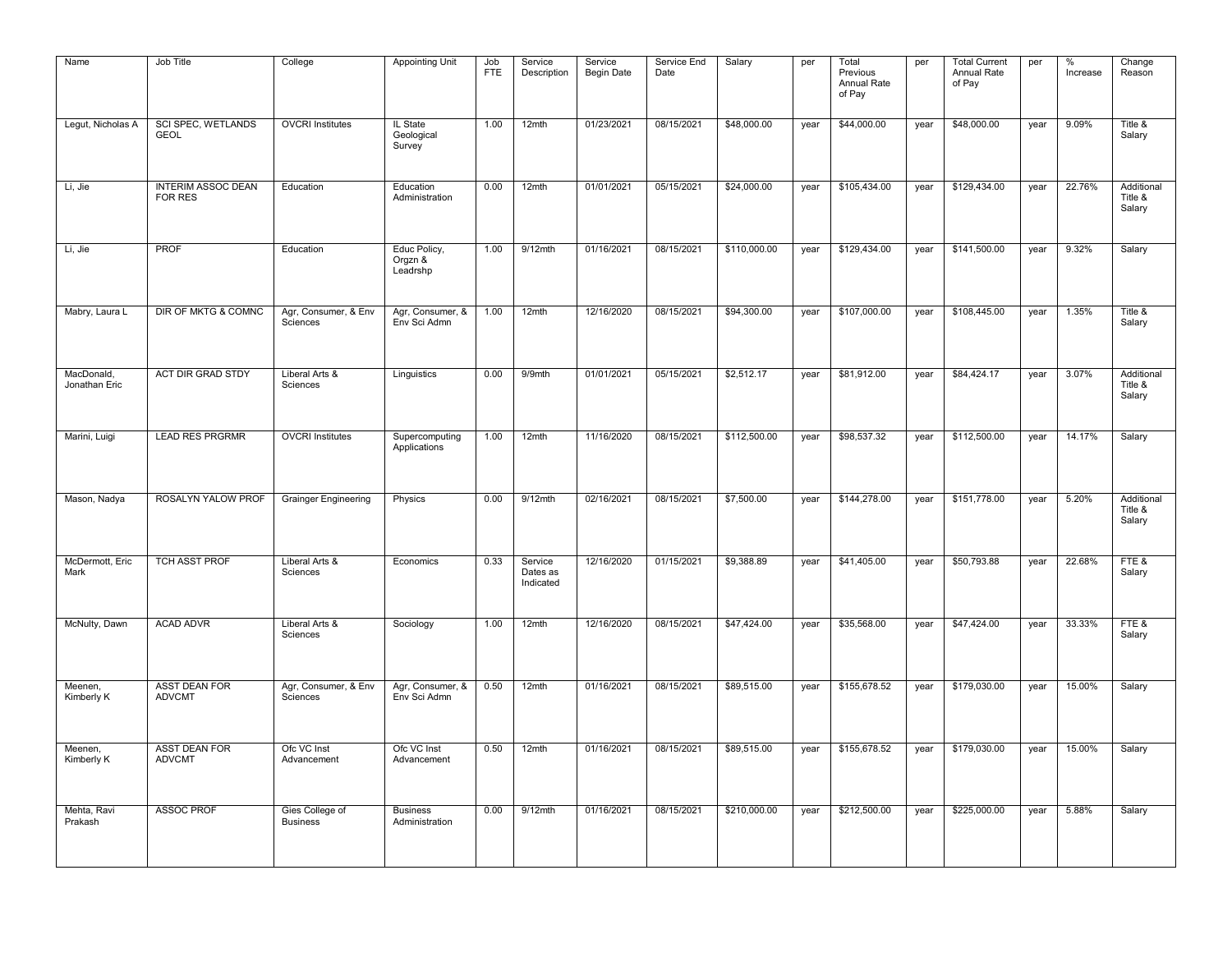| Name | Job Title | College | Appointing Unit | Job FTE | Service Description | Service Begin Date | Service End Date | Salary | per | Total Previous Annual Rate of Pay | per | Total Current Annual Rate of Pay | per | % Increase | Change Reason |
|---|---|---|---|---|---|---|---|---|---|---|---|---|---|---|---|
| Legut, Nicholas A | SCI SPEC, WETLANDS GEOL | OVCRI Institutes | IL State Geological Survey | 1.00 | 12mth | 01/23/2021 | 08/15/2021 | $48,000.00 | year | $44,000.00 | year | $48,000.00 | year | 9.09% | Title & Salary |
| Li, Jie | INTERIM ASSOC DEAN FOR RES | Education | Education Administration | 0.00 | 12mth | 01/01/2021 | 05/15/2021 | $24,000.00 | year | $105,434.00 | year | $129,434.00 | year | 22.76% | Additional Title & Salary |
| Li, Jie | PROF | Education | Educ Policy, Orgzn & Leadrshp | 1.00 | 9/12mth | 01/16/2021 | 08/15/2021 | $110,000.00 | year | $129,434.00 | year | $141,500.00 | year | 9.32% | Salary |
| Mabry, Laura L | DIR OF MKTG & COMNC | Agr, Consumer, & Env Sciences | Agr, Consumer, & Env Sci Admn | 1.00 | 12mth | 12/16/2020 | 08/15/2021 | $94,300.00 | year | $107,000.00 | year | $108,445.00 | year | 1.35% | Title & Salary |
| MacDonald, Jonathan Eric | ACT DIR GRAD STDY | Liberal Arts & Sciences | Linguistics | 0.00 | 9/9mth | 01/01/2021 | 05/15/2021 | $2,512.17 | year | $81,912.00 | year | $84,424.17 | year | 3.07% | Additional Title & Salary |
| Marini, Luigi | LEAD RES PRGRMR | OVCRI Institutes | Supercomputing Applications | 1.00 | 12mth | 11/16/2020 | 08/15/2021 | $112,500.00 | year | $98,537.32 | year | $112,500.00 | year | 14.17% | Salary |
| Mason, Nadya | ROSALYN YALOW PROF | Grainger Engineering | Physics | 0.00 | 9/12mth | 02/16/2021 | 08/15/2021 | $7,500.00 | year | $144,278.00 | year | $151,778.00 | year | 5.20% | Additional Title & Salary |
| McDermott, Eric Mark | TCH ASST PROF | Liberal Arts & Sciences | Economics | 0.33 | Service Dates as Indicated | 12/16/2020 | 01/15/2021 | $9,388.89 | year | $41,405.00 | year | $50,793.88 | year | 22.68% | FTE & Salary |
| McNulty, Dawn | ACAD ADVR | Liberal Arts & Sciences | Sociology | 1.00 | 12mth | 12/16/2020 | 08/15/2021 | $47,424.00 | year | $35,568.00 | year | $47,424.00 | year | 33.33% | FTE & Salary |
| Meenen, Kimberly K | ASST DEAN FOR ADVCMT | Agr, Consumer, & Env Sciences | Agr, Consumer, & Env Sci Admn | 0.50 | 12mth | 01/16/2021 | 08/15/2021 | $89,515.00 | year | $155,678.52 | year | $179,030.00 | year | 15.00% | Salary |
| Meenen, Kimberly K | ASST DEAN FOR ADVCMT | Ofc VC Inst Advancement | Ofc VC Inst Advancement | 0.50 | 12mth | 01/16/2021 | 08/15/2021 | $89,515.00 | year | $155,678.52 | year | $179,030.00 | year | 15.00% | Salary |
| Mehta, Ravi Prakash | ASSOC PROF | Gies College of Business | Business Administration | 0.00 | 9/12mth | 01/16/2021 | 08/15/2021 | $210,000.00 | year | $212,500.00 | year | $225,000.00 | year | 5.88% | Salary |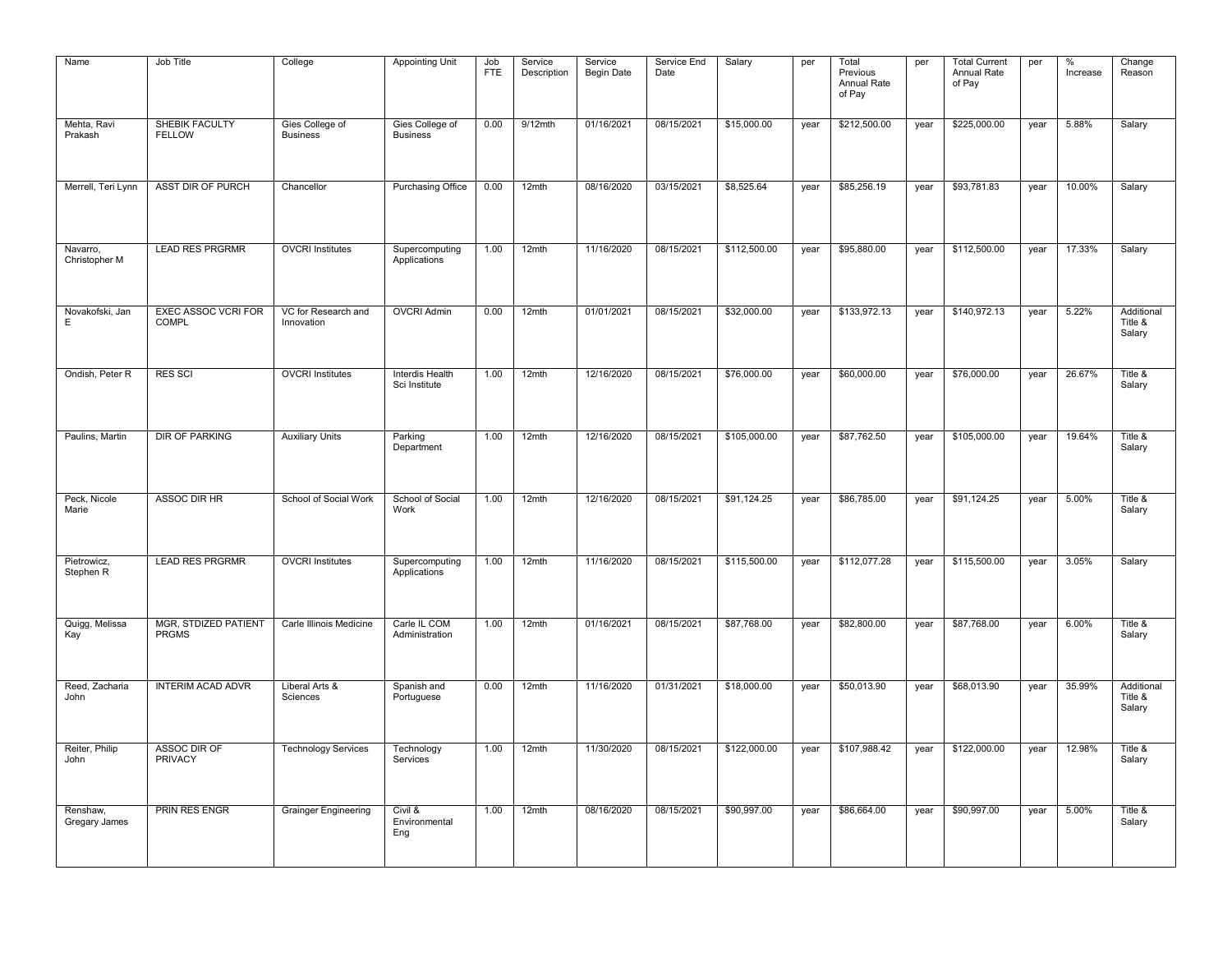| Name | Job Title | College | Appointing Unit | Job FTE | Service Description | Service Begin Date | Service End Date | Salary | per | Total Previous Annual Rate of Pay | per | Total Current Annual Rate of Pay | per | % Increase | Change Reason |
|---|---|---|---|---|---|---|---|---|---|---|---|---|---|---|---|
| Mehta, Ravi Prakash | SHEBIK FACULTY FELLOW | Gies College of Business | Gies College of Business | 0.00 | 9/12mth | 01/16/2021 | 08/15/2021 | $15,000.00 | year | $212,500.00 | year | $225,000.00 | year | 5.88% | Salary |
| Merrell, Teri Lynn | ASST DIR OF PURCH | Chancellor | Purchasing Office | 0.00 | 12mth | 08/16/2020 | 03/15/2021 | $8,525.64 | year | $85,256.19 | year | $93,781.83 | year | 10.00% | Salary |
| Navarro, Christopher M | LEAD RES PRGRMR | OVCRI Institutes | Supercomputing Applications | 1.00 | 12mth | 11/16/2020 | 08/15/2021 | $112,500.00 | year | $95,880.00 | year | $112,500.00 | year | 17.33% | Salary |
| Novakofski, Jan E | EXEC ASSOC VCRI FOR COMPL | VC for Research and Innovation | OVCRI Admin | 0.00 | 12mth | 01/01/2021 | 08/15/2021 | $32,000.00 | year | $133,972.13 | year | $140,972.13 | year | 5.22% | Additional Title & Salary |
| Ondish, Peter R | RES SCI | OVCRI Institutes | Interdis Health Sci Institute | 1.00 | 12mth | 12/16/2020 | 08/15/2021 | $76,000.00 | year | $60,000.00 | year | $76,000.00 | year | 26.67% | Title & Salary |
| Paulins, Martin | DIR OF PARKING | Auxiliary Units | Parking Department | 1.00 | 12mth | 12/16/2020 | 08/15/2021 | $105,000.00 | year | $87,762.50 | year | $105,000.00 | year | 19.64% | Title & Salary |
| Peck, Nicole Marie | ASSOC DIR HR | School of Social Work | School of Social Work | 1.00 | 12mth | 12/16/2020 | 08/15/2021 | $91,124.25 | year | $86,785.00 | year | $91,124.25 | year | 5.00% | Title & Salary |
| Pietrowicz, Stephen R | LEAD RES PRGRMR | OVCRI Institutes | Supercomputing Applications | 1.00 | 12mth | 11/16/2020 | 08/15/2021 | $115,500.00 | year | $112,077.28 | year | $115,500.00 | year | 3.05% | Salary |
| Quigg, Melissa Kay | MGR, STDIZED PATIENT PRGMS | Carle Illinois Medicine | Carle IL COM Administration | 1.00 | 12mth | 01/16/2021 | 08/15/2021 | $87,768.00 | year | $82,800.00 | year | $87,768.00 | year | 6.00% | Title & Salary |
| Reed, Zacharia John | INTERIM ACAD ADVR | Liberal Arts & Sciences | Spanish and Portuguese | 0.00 | 12mth | 11/16/2020 | 01/31/2021 | $18,000.00 | year | $50,013.90 | year | $68,013.90 | year | 35.99% | Additional Title & Salary |
| Reiter, Philip John | ASSOC DIR OF PRIVACY | Technology Services | Technology Services | 1.00 | 12mth | 11/30/2020 | 08/15/2021 | $122,000.00 | year | $107,988.42 | year | $122,000.00 | year | 12.98% | Title & Salary |
| Renshaw, Gregary James | PRIN RES ENGR | Grainger Engineering | Civil & Environmental Eng | 1.00 | 12mth | 08/16/2020 | 08/15/2021 | $90,997.00 | year | $86,664.00 | year | $90,997.00 | year | 5.00% | Title & Salary |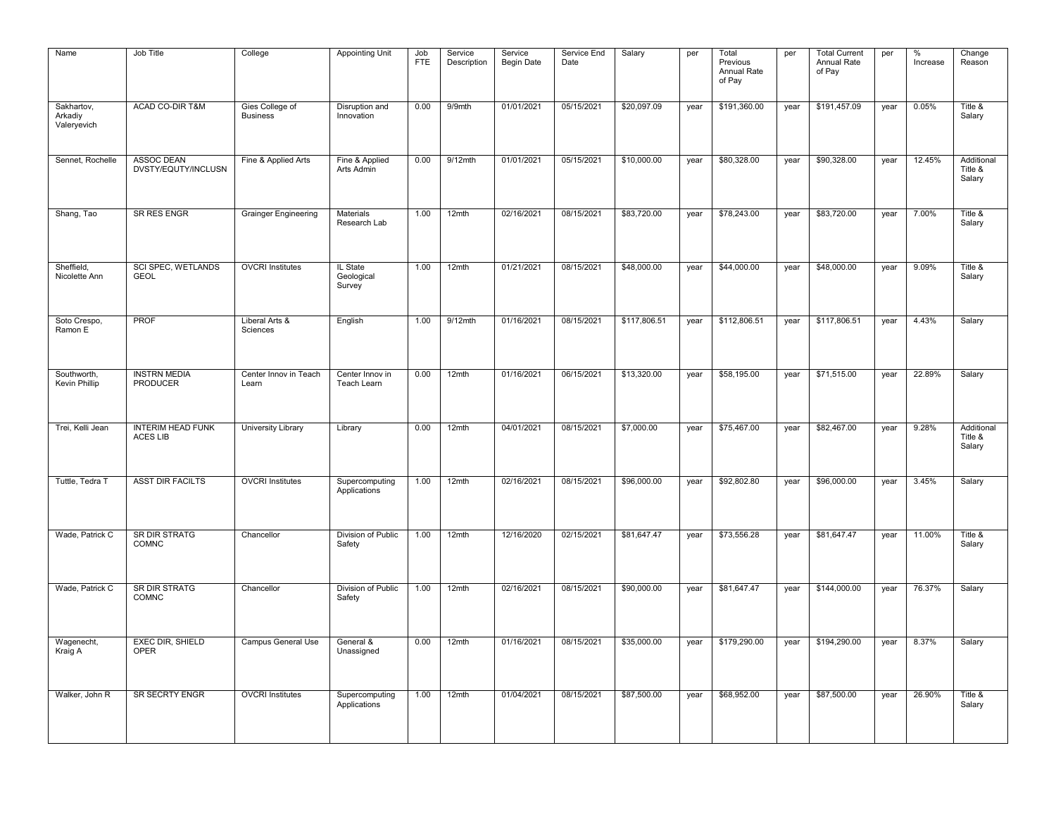| Name | Job Title | College | Appointing Unit | Job FTE | Service Description | Service Begin Date | Service End Date | Salary | per | Total Previous Annual Rate of Pay | per | Total Current Annual Rate of Pay | per | % Increase | Change Reason |
|---|---|---|---|---|---|---|---|---|---|---|---|---|---|---|---|
| Sakhartov, Arkadiy Valeryevich | ACAD CO-DIR T&M | Gies College of Business | Disruption and Innovation | 0.00 | 9/9mth | 01/01/2021 | 05/15/2021 | $20,097.09 | year | $191,360.00 | year | $191,457.09 | year | 0.05% | Title & Salary |
| Sennet, Rochelle | ASSOC DEAN DVSTY/EQUTY/INCLUSN | Fine & Applied Arts | Fine & Applied Arts Admin | 0.00 | 9/12mth | 01/01/2021 | 05/15/2021 | $10,000.00 | year | $80,328.00 | year | $90,328.00 | year | 12.45% | Additional Title & Salary |
| Shang, Tao | SR RES ENGR | Grainger Engineering | Materials Research Lab | 1.00 | 12mth | 02/16/2021 | 08/15/2021 | $83,720.00 | year | $78,243.00 | year | $83,720.00 | year | 7.00% | Title & Salary |
| Sheffield, Nicolette Ann | SCI SPEC, WETLANDS GEOL | OVCRI Institutes | IL State Geological Survey | 1.00 | 12mth | 01/21/2021 | 08/15/2021 | $48,000.00 | year | $44,000.00 | year | $48,000.00 | year | 9.09% | Title & Salary |
| Soto Crespo, Ramon E | PROF | Liberal Arts & Sciences | English | 1.00 | 9/12mth | 01/16/2021 | 08/15/2021 | $117,806.51 | year | $112,806.51 | year | $117,806.51 | year | 4.43% | Salary |
| Southworth, Kevin Phillip | INSTRN MEDIA PRODUCER | Center Innov in Teach Learn | Center Innov in Teach Learn | 0.00 | 12mth | 01/16/2021 | 06/15/2021 | $13,320.00 | year | $58,195.00 | year | $71,515.00 | year | 22.89% | Salary |
| Trei, Kelli Jean | INTERIM HEAD FUNK ACES LIB | University Library | Library | 0.00 | 12mth | 04/01/2021 | 08/15/2021 | $7,000.00 | year | $75,467.00 | year | $82,467.00 | year | 9.28% | Additional Title & Salary |
| Tuttle, Tedra T | ASST DIR FACILTS | OVCRI Institutes | Supercomputing Applications | 1.00 | 12mth | 02/16/2021 | 08/15/2021 | $96,000.00 | year | $92,802.80 | year | $96,000.00 | year | 3.45% | Salary |
| Wade, Patrick C | SR DIR STRATG COMNC | Chancellor | Division of Public Safety | 1.00 | 12mth | 12/16/2020 | 02/15/2021 | $81,647.47 | year | $73,556.28 | year | $81,647.47 | year | 11.00% | Title & Salary |
| Wade, Patrick C | SR DIR STRATG COMNC | Chancellor | Division of Public Safety | 1.00 | 12mth | 02/16/2021 | 08/15/2021 | $90,000.00 | year | $81,647.47 | year | $144,000.00 | year | 76.37% | Salary |
| Wagenecht, Kraig A | EXEC DIR, SHIELD OPER | Campus General Use | General & Unassigned | 0.00 | 12mth | 01/16/2021 | 08/15/2021 | $35,000.00 | year | $179,290.00 | year | $194,290.00 | year | 8.37% | Salary |
| Walker, John R | SR SECRTY ENGR | OVCRI Institutes | Supercomputing Applications | 1.00 | 12mth | 01/04/2021 | 08/15/2021 | $87,500.00 | year | $68,952.00 | year | $87,500.00 | year | 26.90% | Title & Salary |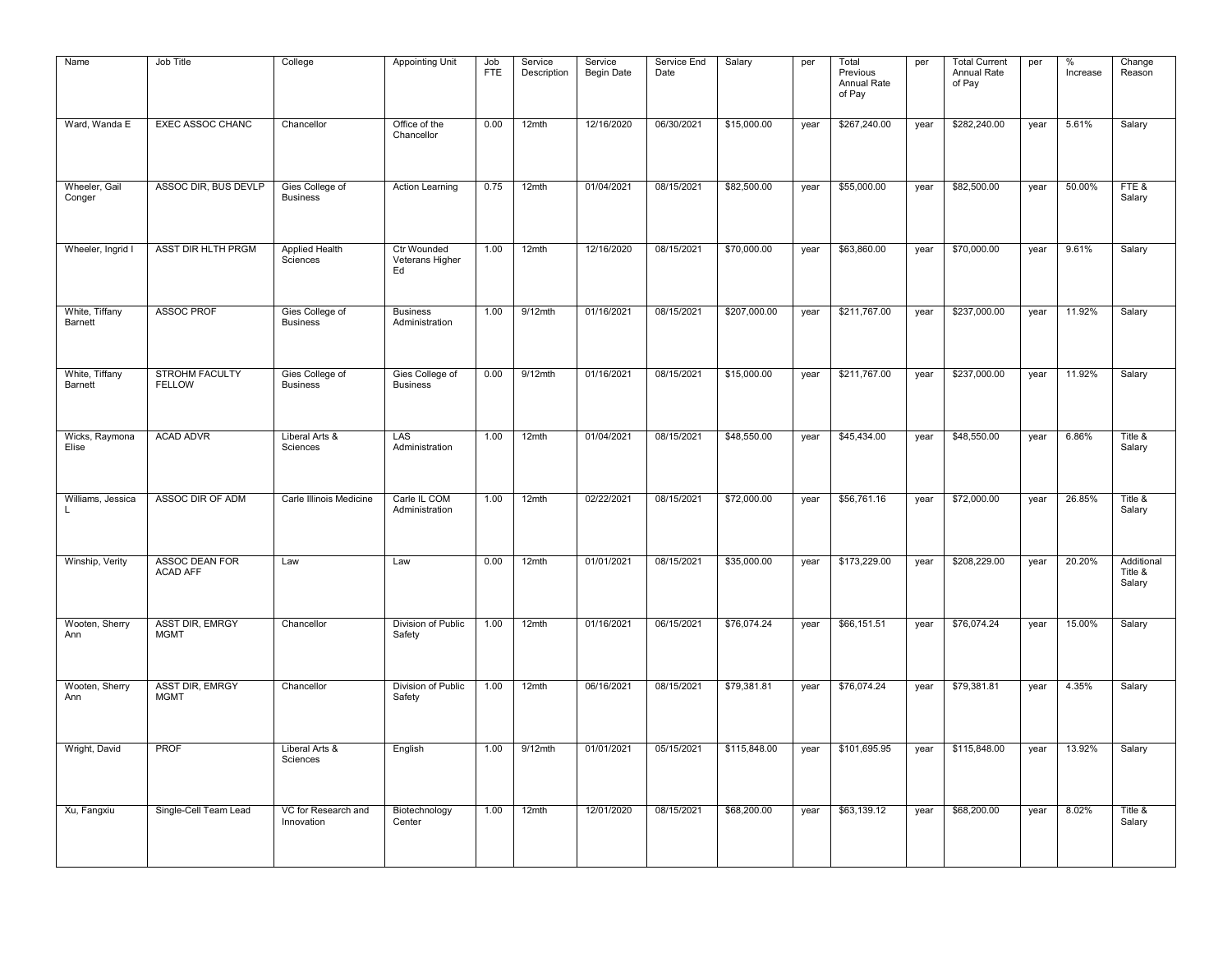| Name | Job Title | College | Appointing Unit | Job FTE | Service Description | Service Begin Date | Service End Date | Salary | per | Total Previous Annual Rate of Pay | per | Total Current Annual Rate of Pay | per | % Increase | Change Reason |
|---|---|---|---|---|---|---|---|---|---|---|---|---|---|---|---|
| Ward, Wanda E | EXEC ASSOC CHANC | Chancellor | Office of the Chancellor | 0.00 | 12mth | 12/16/2020 | 06/30/2021 | $15,000.00 | year | $267,240.00 | year | $282,240.00 | year | 5.61% | Salary |
| Wheeler, Gail Conger | ASSOC DIR, BUS DEVLP | Gies College of Business | Action Learning | 0.75 | 12mth | 01/04/2021 | 08/15/2021 | $82,500.00 | year | $55,000.00 | year | $82,500.00 | year | 50.00% | FTE & Salary |
| Wheeler, Ingrid I | ASST DIR HLTH PRGM | Applied Health Sciences | Ctr Wounded Veterans Higher Ed | 1.00 | 12mth | 12/16/2020 | 08/15/2021 | $70,000.00 | year | $63,860.00 | year | $70,000.00 | year | 9.61% | Salary |
| White, Tiffany Barnett | ASSOC PROF | Gies College of Business | Business Administration | 1.00 | 9/12mth | 01/16/2021 | 08/15/2021 | $207,000.00 | year | $211,767.00 | year | $237,000.00 | year | 11.92% | Salary |
| White, Tiffany Barnett | STROHM FACULTY FELLOW | Gies College of Business | Gies College of Business | 0.00 | 9/12mth | 01/16/2021 | 08/15/2021 | $15,000.00 | year | $211,767.00 | year | $237,000.00 | year | 11.92% | Salary |
| Wicks, Raymona Elise | ACAD ADVR | Liberal Arts & Sciences | LAS Administration | 1.00 | 12mth | 01/04/2021 | 08/15/2021 | $48,550.00 | year | $45,434.00 | year | $48,550.00 | year | 6.86% | Title & Salary |
| Williams, Jessica L | ASSOC DIR OF ADM | Carle Illinois Medicine | Carle IL COM Administration | 1.00 | 12mth | 02/22/2021 | 08/15/2021 | $72,000.00 | year | $56,761.16 | year | $72,000.00 | year | 26.85% | Title & Salary |
| Winship, Verity | ASSOC DEAN FOR ACAD AFF | Law | Law | 0.00 | 12mth | 01/01/2021 | 08/15/2021 | $35,000.00 | year | $173,229.00 | year | $208,229.00 | year | 20.20% | Additional Title & Salary |
| Wooten, Sherry Ann | ASST DIR, EMRGY MGMT | Chancellor | Division of Public Safety | 1.00 | 12mth | 01/16/2021 | 06/15/2021 | $76,074.24 | year | $66,151.51 | year | $76,074.24 | year | 15.00% | Salary |
| Wooten, Sherry Ann | ASST DIR, EMRGY MGMT | Chancellor | Division of Public Safety | 1.00 | 12mth | 06/16/2021 | 08/15/2021 | $79,381.81 | year | $76,074.24 | year | $79,381.81 | year | 4.35% | Salary |
| Wright, David | PROF | Liberal Arts & Sciences | English | 1.00 | 9/12mth | 01/01/2021 | 05/15/2021 | $115,848.00 | year | $101,695.95 | year | $115,848.00 | year | 13.92% | Salary |
| Xu, Fangxiu | Single-Cell Team Lead | VC for Research and Innovation | Biotechnology Center | 1.00 | 12mth | 12/01/2020 | 08/15/2021 | $68,200.00 | year | $63,139.12 | year | $68,200.00 | year | 8.02% | Title & Salary |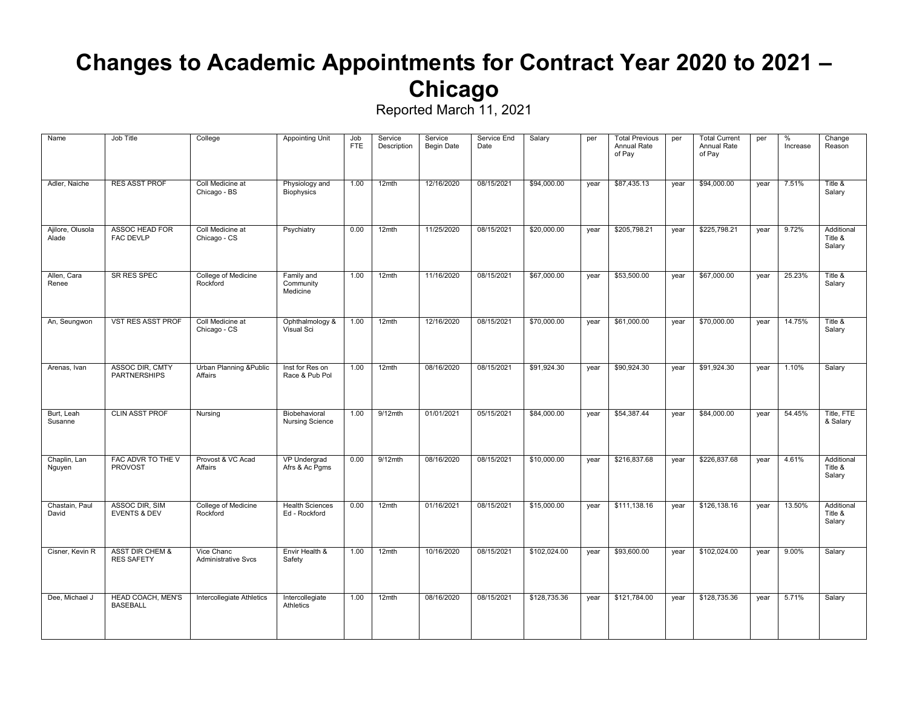# Changes to Academic Appointments for Contract Year 2020 to 2021 – Chicago

Reported March 11, 2021

| Name | Job Title | College | Appointing Unit | Job FTE | Service Description | Service Begin Date | Service End Date | Salary | per | Total Previous Annual Rate of Pay | per | Total Current Annual Rate of Pay | per | % Increase | Change Reason |
|---|---|---|---|---|---|---|---|---|---|---|---|---|---|---|---|
| Adler, Naiche | RES ASST PROF | Coll Medicine at Chicago - BS | Physiology and Biophysics | 1.00 | 12mth | 12/16/2020 | 08/15/2021 | $94,000.00 | year | $87,435.13 | year | $94,000.00 | year | 7.51% | Title & Salary |
| Ajilore, Olusola Alade | ASSOC HEAD FOR FAC DEVLP | Coll Medicine at Chicago - CS | Psychiatry | 0.00 | 12mth | 11/25/2020 | 08/15/2021 | $20,000.00 | year | $205,798.21 | year | $225,798.21 | year | 9.72% | Additional Title & Salary |
| Allen, Cara Renee | SR RES SPEC | College of Medicine Rockford | Family and Community Medicine | 1.00 | 12mth | 11/16/2020 | 08/15/2021 | $67,000.00 | year | $53,500.00 | year | $67,000.00 | year | 25.23% | Title & Salary |
| An, Seungwon | VST RES ASST PROF | Coll Medicine at Chicago - CS | Ophthalmology & Visual Sci | 1.00 | 12mth | 12/16/2020 | 08/15/2021 | $70,000.00 | year | $61,000.00 | year | $70,000.00 | year | 14.75% | Title & Salary |
| Arenas, Ivan | ASSOC DIR, CMTY PARTNERSHIPS | Urban Planning &Public Affairs | Inst for Res on Race & Pub Pol | 1.00 | 12mth | 08/16/2020 | 08/15/2021 | $91,924.30 | year | $90,924.30 | year | $91,924.30 | year | 1.10% | Salary |
| Burt, Leah Susanne | CLIN ASST PROF | Nursing | Biobehavioral Nursing Science | 1.00 | 9/12mth | 01/01/2021 | 05/15/2021 | $84,000.00 | year | $54,387.44 | year | $84,000.00 | year | 54.45% | Title, FTE & Salary |
| Chaplin, Lan Nguyen | FAC ADVR TO THE V PROVOST | Provost & VC Acad Affairs | VP Undergrad Afrs & Ac Pgms | 0.00 | 9/12mth | 08/16/2020 | 08/15/2021 | $10,000.00 | year | $216,837.68 | year | $226,837.68 | year | 4.61% | Additional Title & Salary |
| Chastain, Paul David | ASSOC DIR, SIM EVENTS & DEV | College of Medicine Rockford | Health Sciences Ed - Rockford | 0.00 | 12mth | 01/16/2021 | 08/15/2021 | $15,000.00 | year | $111,138.16 | year | $126,138.16 | year | 13.50% | Additional Title & Salary |
| Cisner, Kevin R | ASST DIR CHEM & RES SAFETY | Vice Chanc Administrative Svcs | Envir Health & Safety | 1.00 | 12mth | 10/16/2020 | 08/15/2021 | $102,024.00 | year | $93,600.00 | year | $102,024.00 | year | 9.00% | Salary |
| Dee, Michael J | HEAD COACH, MEN'S BASEBALL | Intercollegiate Athletics | Intercollegiate Athletics | 1.00 | 12mth | 08/16/2020 | 08/15/2021 | $128,735.36 | year | $121,784.00 | year | $128,735.36 | year | 5.71% | Salary |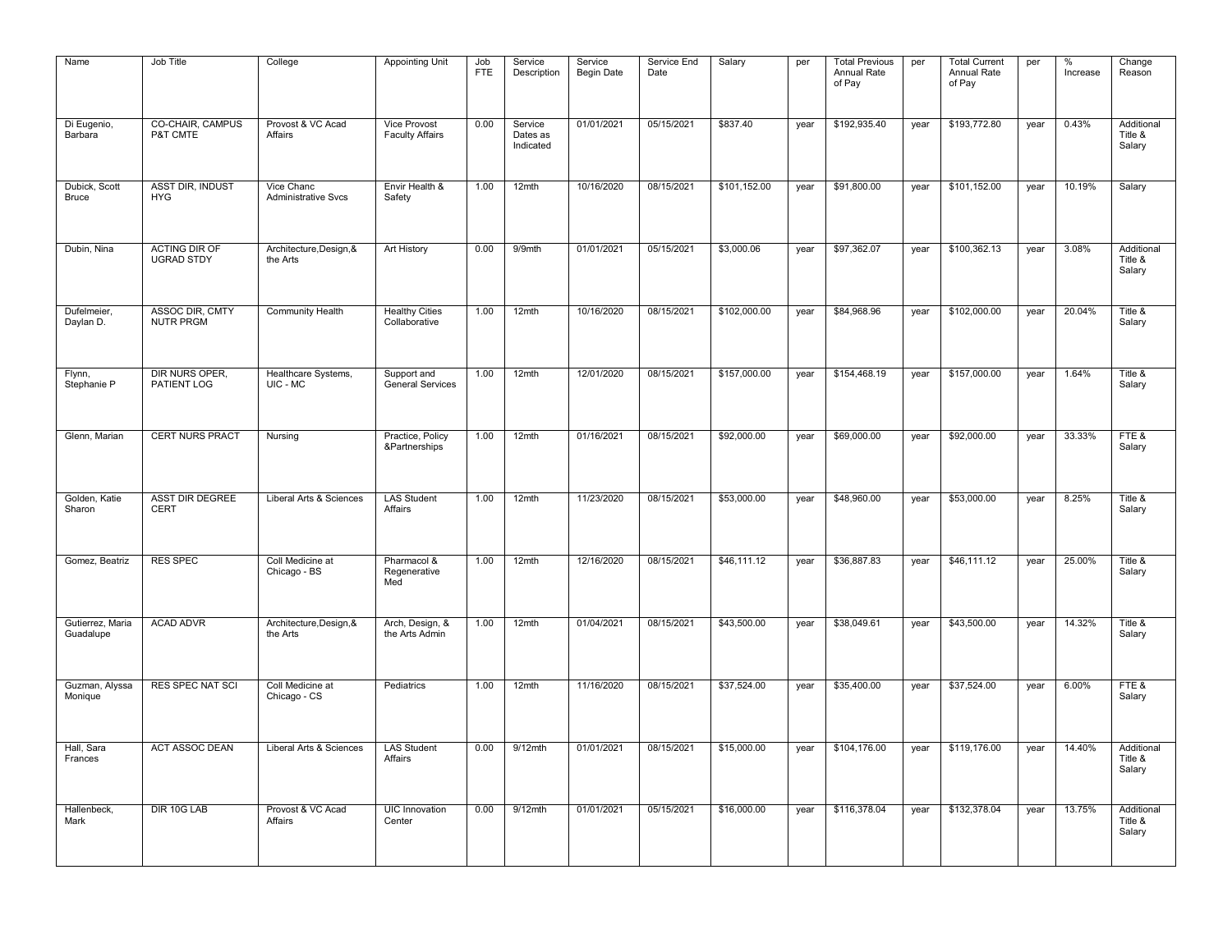| Name | Job Title | College | Appointing Unit | Job FTE | Service Description | Service Begin Date | Service End Date | Salary | per | Total Previous Annual Rate of Pay | per | Total Current Annual Rate of Pay | per | % Increase | Change Reason |
|---|---|---|---|---|---|---|---|---|---|---|---|---|---|---|---|
| Di Eugenio, Barbara | CO-CHAIR, CAMPUS P&T CMTE | Provost & VC Acad Affairs | Vice Provost Faculty Affairs | 0.00 | Service Dates as Indicated | 01/01/2021 | 05/15/2021 | $837.40 | year | $192,935.40 | year | $193,772.80 | year | 0.43% | Additional Title & Salary |
| Dubick, Scott Bruce | ASST DIR, INDUST HYG | Vice Chanc Administrative Svcs | Envir Health & Safety | 1.00 | 12mth | 10/16/2020 | 08/15/2021 | $101,152.00 | year | $91,800.00 | year | $101,152.00 | year | 10.19% | Salary |
| Dubin, Nina | ACTING DIR OF UGRAD STDY | Architecture,Design,& the Arts | Art History | 0.00 | 9/9mth | 01/01/2021 | 05/15/2021 | $3,000.06 | year | $97,362.07 | year | $100,362.13 | year | 3.08% | Additional Title & Salary |
| Dufelmeier, Daylan D. | ASSOC DIR, CMTY NUTR PRGM | Community Health | Healthy Cities Collaborative | 1.00 | 12mth | 10/16/2020 | 08/15/2021 | $102,000.00 | year | $84,968.96 | year | $102,000.00 | year | 20.04% | Title & Salary |
| Flynn, Stephanie P | DIR NURS OPER, PATIENT LOG | Healthcare Systems, UIC - MC | Support and General Services | 1.00 | 12mth | 12/01/2020 | 08/15/2021 | $157,000.00 | year | $154,468.19 | year | $157,000.00 | year | 1.64% | Title & Salary |
| Glenn, Marian | CERT NURS PRACT | Nursing | Practice, Policy &Partnerships | 1.00 | 12mth | 01/16/2021 | 08/15/2021 | $92,000.00 | year | $69,000.00 | year | $92,000.00 | year | 33.33% | FTE & Salary |
| Golden, Katie Sharon | ASST DIR DEGREE CERT | Liberal Arts & Sciences | LAS Student Affairs | 1.00 | 12mth | 11/23/2020 | 08/15/2021 | $53,000.00 | year | $48,960.00 | year | $53,000.00 | year | 8.25% | Title & Salary |
| Gomez, Beatriz | RES SPEC | Coll Medicine at Chicago - BS | Pharmacol & Regenerative Med | 1.00 | 12mth | 12/16/2020 | 08/15/2021 | $46,111.12 | year | $36,887.83 | year | $46,111.12 | year | 25.00% | Title & Salary |
| Gutierrez, Maria Guadalupe | ACAD ADVR | Architecture,Design,& the Arts | Arch, Design, & the Arts Admin | 1.00 | 12mth | 01/04/2021 | 08/15/2021 | $43,500.00 | year | $38,049.61 | year | $43,500.00 | year | 14.32% | Title & Salary |
| Guzman, Alyssa Monique | RES SPEC NAT SCI | Coll Medicine at Chicago - CS | Pediatrics | 1.00 | 12mth | 11/16/2020 | 08/15/2021 | $37,524.00 | year | $35,400.00 | year | $37,524.00 | year | 6.00% | FTE & Salary |
| Hall, Sara Frances | ACT ASSOC DEAN | Liberal Arts & Sciences | LAS Student Affairs | 0.00 | 9/12mth | 01/01/2021 | 08/15/2021 | $15,000.00 | year | $104,176.00 | year | $119,176.00 | year | 14.40% | Additional Title & Salary |
| Hallenbeck, Mark | DIR 10G LAB | Provost & VC Acad Affairs | UIC Innovation Center | 0.00 | 9/12mth | 01/01/2021 | 05/15/2021 | $16,000.00 | year | $116,378.04 | year | $132,378.04 | year | 13.75% | Additional Title & Salary |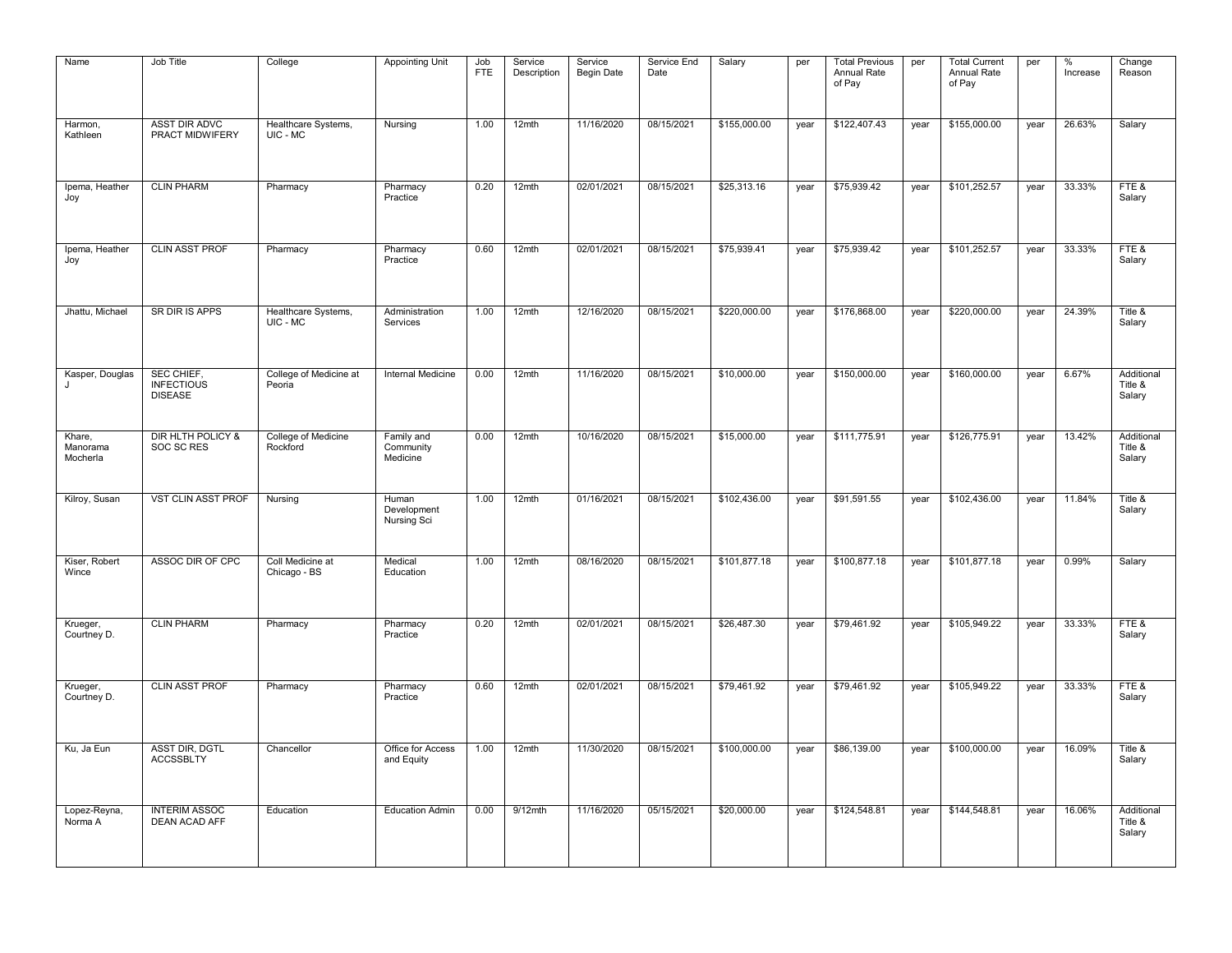| Name | Job Title | College | Appointing Unit | Job FTE | Service Description | Service Begin Date | Service End Date | Salary | per | Total Previous Annual Rate of Pay | per | Total Current Annual Rate of Pay | per | % Increase | Change Reason |
|---|---|---|---|---|---|---|---|---|---|---|---|---|---|---|---|
| Harmon, Kathleen | ASST DIR ADVC PRACT MIDWIFERY | Healthcare Systems, UIC - MC | Nursing | 1.00 | 12mth | 11/16/2020 | 08/15/2021 | $155,000.00 | year | $122,407.43 | year | $155,000.00 | year | 26.63% | Salary |
| Ipema, Heather Joy | CLIN PHARM | Pharmacy | Pharmacy Practice | 0.20 | 12mth | 02/01/2021 | 08/15/2021 | $25,313.16 | year | $75,939.42 | year | $101,252.57 | year | 33.33% | FTE & Salary |
| Ipema, Heather Joy | CLIN ASST PROF | Pharmacy | Pharmacy Practice | 0.60 | 12mth | 02/01/2021 | 08/15/2021 | $75,939.41 | year | $75,939.42 | year | $101,252.57 | year | 33.33% | FTE & Salary |
| Jhattu, Michael | SR DIR IS APPS | Healthcare Systems, UIC - MC | Administration Services | 1.00 | 12mth | 12/16/2020 | 08/15/2021 | $220,000.00 | year | $176,868.00 | year | $220,000.00 | year | 24.39% | Title & Salary |
| Kasper, Douglas J | SEC CHIEF, INFECTIOUS DISEASE | College of Medicine at Peoria | Internal Medicine | 0.00 | 12mth | 11/16/2020 | 08/15/2021 | $10,000.00 | year | $150,000.00 | year | $160,000.00 | year | 6.67% | Additional Title & Salary |
| Khare, Manorama Mocherla | DIR HLTH POLICY & SOC SC RES | College of Medicine Rockford | Family and Community Medicine | 0.00 | 12mth | 10/16/2020 | 08/15/2021 | $15,000.00 | year | $111,775.91 | year | $126,775.91 | year | 13.42% | Additional Title & Salary |
| Kilroy, Susan | VST CLIN ASST PROF | Nursing | Human Development Nursing Sci | 1.00 | 12mth | 01/16/2021 | 08/15/2021 | $102,436.00 | year | $91,591.55 | year | $102,436.00 | year | 11.84% | Title & Salary |
| Kiser, Robert Wince | ASSOC DIR OF CPC | Coll Medicine at Chicago - BS | Medical Education | 1.00 | 12mth | 08/16/2020 | 08/15/2021 | $101,877.18 | year | $100,877.18 | year | $101,877.18 | year | 0.99% | Salary |
| Krueger, Courtney D. | CLIN PHARM | Pharmacy | Pharmacy Practice | 0.20 | 12mth | 02/01/2021 | 08/15/2021 | $26,487.30 | year | $79,461.92 | year | $105,949.22 | year | 33.33% | FTE & Salary |
| Krueger, Courtney D. | CLIN ASST PROF | Pharmacy | Pharmacy Practice | 0.60 | 12mth | 02/01/2021 | 08/15/2021 | $79,461.92 | year | $79,461.92 | year | $105,949.22 | year | 33.33% | FTE & Salary |
| Ku, Ja Eun | ASST DIR, DGTL ACCSSBLTY | Chancellor | Office for Access and Equity | 1.00 | 12mth | 11/30/2020 | 08/15/2021 | $100,000.00 | year | $86,139.00 | year | $100,000.00 | year | 16.09% | Title & Salary |
| Lopez-Reyna, Norma A | INTERIM ASSOC DEAN ACAD AFF | Education | Education Admin | 0.00 | 9/12mth | 11/16/2020 | 05/15/2021 | $20,000.00 | year | $124,548.81 | year | $144,548.81 | year | 16.06% | Additional Title & Salary |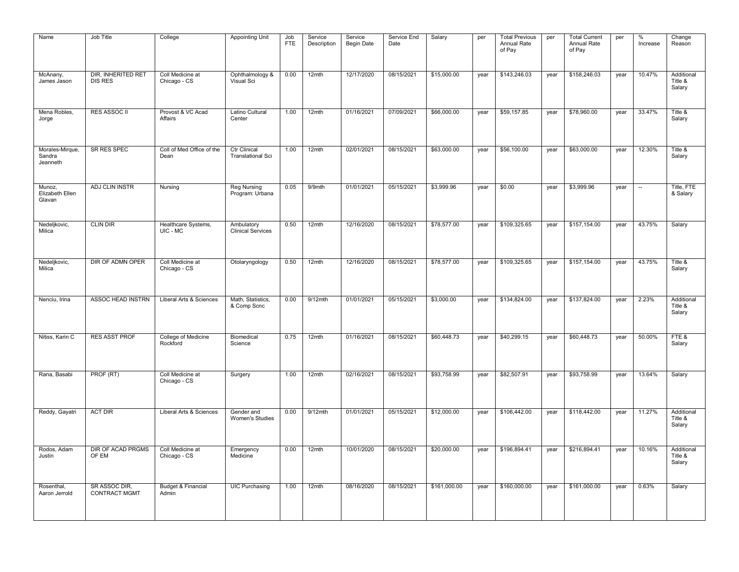| Name | Job Title | College | Appointing Unit | Job FTE | Service Description | Service Begin Date | Service End Date | Salary | per | Total Previous Annual Rate of Pay | per | Total Current Annual Rate of Pay | per | % Increase | Change Reason |
|---|---|---|---|---|---|---|---|---|---|---|---|---|---|---|---|
| McAnany, James Jason | DIR, INHERITED RET DIS RES | Coll Medicine at Chicago - CS | Ophthalmology & Visual Sci | 0.00 | 12mth | 12/17/2020 | 08/15/2021 | $15,000.00 | year | $143,246.03 | year | $158,246.03 | year | 10.47% | Additional Title & Salary |
| Mena Robles, Jorge | RES ASSOC II | Provost & VC Acad Affairs | Latino Cultural Center | 1.00 | 12mth | 01/16/2021 | 07/09/2021 | $66,000.00 | year | $59,157.85 | year | $78,960.00 | year | 33.47% | Title & Salary |
| Morales-Mirque, Sandra Jeanneth | SR RES SPEC | Coll of Med Office of the Dean | Ctr Clinical Translational Sci | 1.00 | 12mth | 02/01/2021 | 08/15/2021 | $63,000.00 | year | $56,100.00 | year | $63,000.00 | year | 12.30% | Title & Salary |
| Munoz, Elizabeth Ellen Glavan | ADJ CLIN INSTR | Nursing | Reg Nursing Program: Urbana | 0.05 | 9/9mth | 01/01/2021 | 05/15/2021 | $3,999.96 | year | $0.00 | year | $3,999.96 | year | -- | Title, FTE & Salary |
| Nedeljkovic, Milica | CLIN DIR | Healthcare Systems, UIC - MC | Ambulatory Clinical Services | 0.50 | 12mth | 12/16/2020 | 08/15/2021 | $78,577.00 | year | $109,325.65 | year | $157,154.00 | year | 43.75% | Salary |
| Nedeljkovic, Milica | DIR OF ADMN OPER | Coll Medicine at Chicago - CS | Otolaryngology | 0.50 | 12mth | 12/16/2020 | 08/15/2021 | $78,577.00 | year | $109,325.65 | year | $157,154.00 | year | 43.75% | Title & Salary |
| Nenciu, Irina | ASSOC HEAD INSTRN | Liberal Arts & Sciences | Math, Statistics, & Comp Scnc | 0.00 | 9/12mth | 01/01/2021 | 05/15/2021 | $3,000.00 | year | $134,824.00 | year | $137,824.00 | year | 2.23% | Additional Title & Salary |
| Nitiss, Karin C | RES ASST PROF | College of Medicine Rockford | Biomedical Science | 0.75 | 12mth | 01/16/2021 | 08/15/2021 | $60,448.73 | year | $40,299.15 | year | $60,448.73 | year | 50.00% | FTE & Salary |
| Rana, Basabi | PROF (RT) | Coll Medicine at Chicago - CS | Surgery | 1.00 | 12mth | 02/16/2021 | 08/15/2021 | $93,758.99 | year | $82,507.91 | year | $93,758.99 | year | 13.64% | Salary |
| Reddy, Gayatri | ACT DIR | Liberal Arts & Sciences | Gender and Women's Studies | 0.00 | 9/12mth | 01/01/2021 | 05/15/2021 | $12,000.00 | year | $106,442.00 | year | $118,442.00 | year | 11.27% | Additional Title & Salary |
| Rodos, Adam Justin | DIR OF ACAD PRGMS OF EM | Coll Medicine at Chicago - CS | Emergency Medicine | 0.00 | 12mth | 10/01/2020 | 08/15/2021 | $20,000.00 | year | $196,894.41 | year | $216,894.41 | year | 10.16% | Additional Title & Salary |
| Rosenthal, Aaron Jerrold | SR ASSOC DIR, CONTRACT MGMT | Budget & Financial Admin | UIC Purchasing | 1.00 | 12mth | 08/16/2020 | 08/15/2021 | $161,000.00 | year | $160,000.00 | year | $161,000.00 | year | 0.63% | Salary |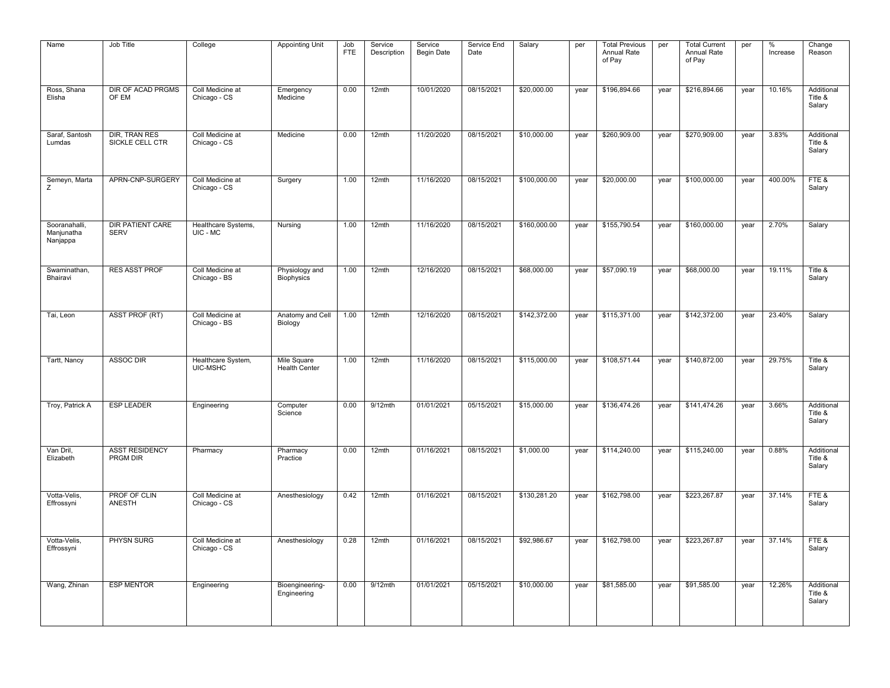| Name | Job Title | College | Appointing Unit | Job FTE | Service Description | Service Begin Date | Service End Date | Salary | per | Total Previous Annual Rate of Pay | per | Total Current Annual Rate of Pay | per | % Increase | Change Reason |
|---|---|---|---|---|---|---|---|---|---|---|---|---|---|---|---|
| Ross, Shana Elisha | DIR OF ACAD PRGMS OF EM | Coll Medicine at Chicago - CS | Emergency Medicine | 0.00 | 12mth | 10/01/2020 | 08/15/2021 | $20,000.00 | year | $196,894.66 | year | $216,894.66 | year | 10.16% | Additional Title & Salary |
| Saraf, Santosh Lumdas | DIR, TRAN RES SICKLE CELL CTR | Coll Medicine at Chicago - CS | Medicine | 0.00 | 12mth | 11/20/2020 | 08/15/2021 | $10,000.00 | year | $260,909.00 | year | $270,909.00 | year | 3.83% | Additional Title & Salary |
| Semeyn, Marta Z | APRN-CNP-SURGERY | Coll Medicine at Chicago - CS | Surgery | 1.00 | 12mth | 11/16/2020 | 08/15/2021 | $100,000.00 | year | $20,000.00 | year | $100,000.00 | year | 400.00% | FTE & Salary |
| Sooranahalli, Manjunatha Nanjappa | DIR PATIENT CARE SERV | Healthcare Systems, UIC - MC | Nursing | 1.00 | 12mth | 11/16/2020 | 08/15/2021 | $160,000.00 | year | $155,790.54 | year | $160,000.00 | year | 2.70% | Salary |
| Swaminathan, Bhairavi | RES ASST PROF | Coll Medicine at Chicago - BS | Physiology and Biophysics | 1.00 | 12mth | 12/16/2020 | 08/15/2021 | $68,000.00 | year | $57,090.19 | year | $68,000.00 | year | 19.11% | Title & Salary |
| Tai, Leon | ASST PROF (RT) | Coll Medicine at Chicago - BS | Anatomy and Cell Biology | 1.00 | 12mth | 12/16/2020 | 08/15/2021 | $142,372.00 | year | $115,371.00 | year | $142,372.00 | year | 23.40% | Salary |
| Tartt, Nancy | ASSOC DIR | Healthcare System, UIC-MSHC | Mile Square Health Center | 1.00 | 12mth | 11/16/2020 | 08/15/2021 | $115,000.00 | year | $108,571.44 | year | $140,872.00 | year | 29.75% | Title & Salary |
| Troy, Patrick A | ESP LEADER | Engineering | Computer Science | 0.00 | 9/12mth | 01/01/2021 | 05/15/2021 | $15,000.00 | year | $136,474.26 | year | $141,474.26 | year | 3.66% | Additional Title & Salary |
| Van Dril, Elizabeth | ASST RESIDENCY PRGM DIR | Pharmacy | Pharmacy Practice | 0.00 | 12mth | 01/16/2021 | 08/15/2021 | $1,000.00 | year | $114,240.00 | year | $115,240.00 | year | 0.88% | Additional Title & Salary |
| Votta-Velis, Effrossyni | PROF OF CLIN ANESTH | Coll Medicine at Chicago - CS | Anesthesiology | 0.42 | 12mth | 01/16/2021 | 08/15/2021 | $130,281.20 | year | $162,798.00 | year | $223,267.87 | year | 37.14% | FTE & Salary |
| Votta-Velis, Effrossyni | PHYSN SURG | Coll Medicine at Chicago - CS | Anesthesiology | 0.28 | 12mth | 01/16/2021 | 08/15/2021 | $92,986.67 | year | $162,798.00 | year | $223,267.87 | year | 37.14% | FTE & Salary |
| Wang, Zhinan | ESP MENTOR | Engineering | Bioengineering-Engineering | 0.00 | 9/12mth | 01/01/2021 | 05/15/2021 | $10,000.00 | year | $81,585.00 | year | $91,585.00 | year | 12.26% | Additional Title & Salary |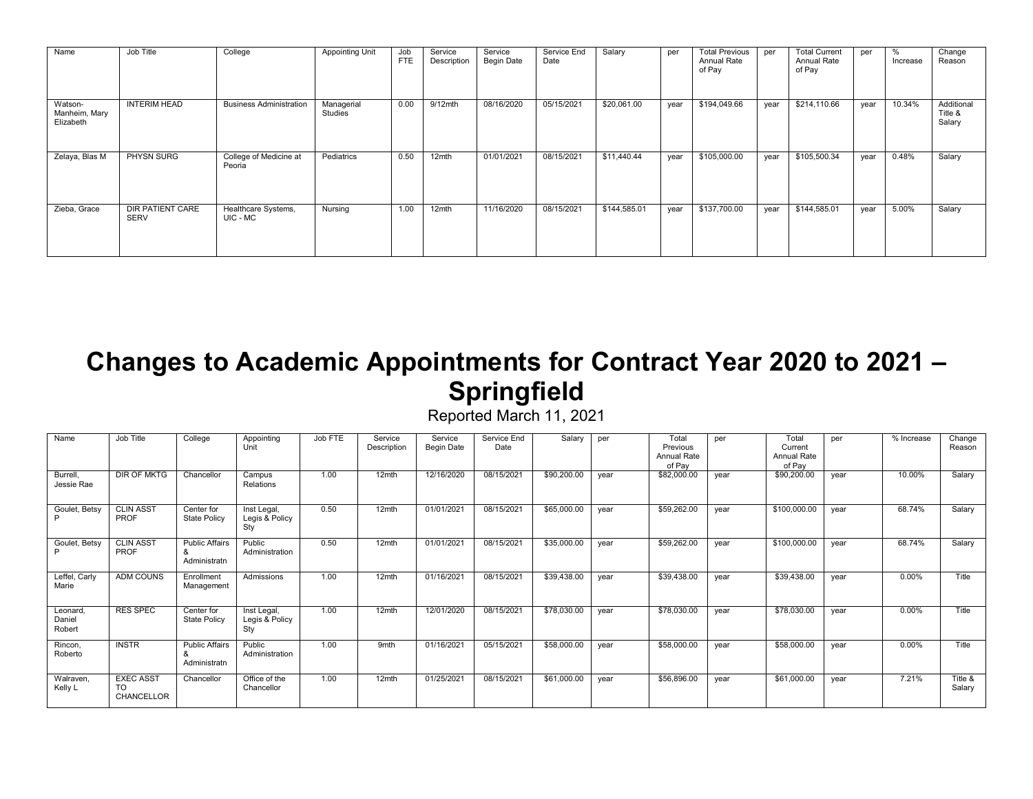| Name | Job Title | College | Appointing Unit | Job FTE | Service Description | Service Begin Date | Service End Date | Salary | per | Total Previous Annual Rate of Pay | per | Total Current Annual Rate of Pay | per | % Increase | Change Reason |
|---|---|---|---|---|---|---|---|---|---|---|---|---|---|---|---|
| Watson-Manheim, Mary Elizabeth | INTERIM HEAD | Business Administration | Managerial Studies | 0.00 | 9/12mth | 08/16/2020 | 05/15/2021 | $20,061.00 | year | $194,049.66 | year | $214,110.66 | year | 10.34% | Additional Title & Salary |
| Zelaya, Blas M | PHYSN SURG | College of Medicine at Peoria | Pediatrics | 0.50 | 12mth | 01/01/2021 | 08/15/2021 | $11,440.44 | year | $105,000.00 | year | $105,500.34 | year | 0.48% | Salary |
| Zieba, Grace | DIR PATIENT CARE SERV | Healthcare Systems, UIC - MC | Nursing | 1.00 | 12mth | 11/16/2020 | 08/15/2021 | $144,585.01 | year | $137,700.00 | year | $144,585.01 | year | 5.00% | Salary |

# Changes to Academic Appointments for Contract Year 2020 to 2021 – Springfield

Reported March 11, 2021

| Name | Job Title | College | Appointing Unit | Job FTE | Service Description | Service Begin Date | Service End Date | Salary | per | Total Previous Annual Rate of Pay | per | Total Current Annual Rate of Pay | per | % Increase | Change Reason |
|---|---|---|---|---|---|---|---|---|---|---|---|---|---|---|---|
| Burrell, Jessie Rae | DIR OF MKTG | Chancellor | Campus Relations | 1.00 | 12mth | 12/16/2020 | 08/15/2021 | $90,200.00 | year | $82,000.00 | year | $90,200.00 | year | 10.00% | Salary |
| Goulet, Betsy P | CLIN ASST PROF | Center for State Policy | Inst Legal, Legis & Policy Sty | 0.50 | 12mth | 01/01/2021 | 08/15/2021 | $65,000.00 | year | $59,262.00 | year | $100,000.00 | year | 68.74% | Salary |
| Goulet, Betsy P | CLIN ASST PROF | Public Affairs & Administratn | Public Administration | 0.50 | 12mth | 01/01/2021 | 08/15/2021 | $35,000.00 | year | $59,262.00 | year | $100,000.00 | year | 68.74% | Salary |
| Leffel, Carly Marie | ADM COUNS | Enrollment Management | Admissions | 1.00 | 12mth | 01/16/2021 | 08/15/2021 | $39,438.00 | year | $39,438.00 | year | $39,438.00 | year | 0.00% | Title |
| Leonard, Daniel Robert | RES SPEC | Center for State Policy | Inst Legal, Legis & Policy Sty | 1.00 | 12mth | 12/01/2020 | 08/15/2021 | $78,030.00 | year | $78,030.00 | year | $78,030.00 | year | 0.00% | Title |
| Rincon, Roberto | INSTR | Public Affairs & Administratn | Public Administration | 1.00 | 9mth | 01/16/2021 | 05/15/2021 | $58,000.00 | year | $58,000.00 | year | $58,000.00 | year | 0.00% | Title |
| Walraven, Kelly L | EXEC ASST TO CHANCELLOR | Chancellor | Office of the Chancellor | 1.00 | 12mth | 01/25/2021 | 08/15/2021 | $61,000.00 | year | $56,896.00 | year | $61,000.00 | year | 7.21% | Title & Salary |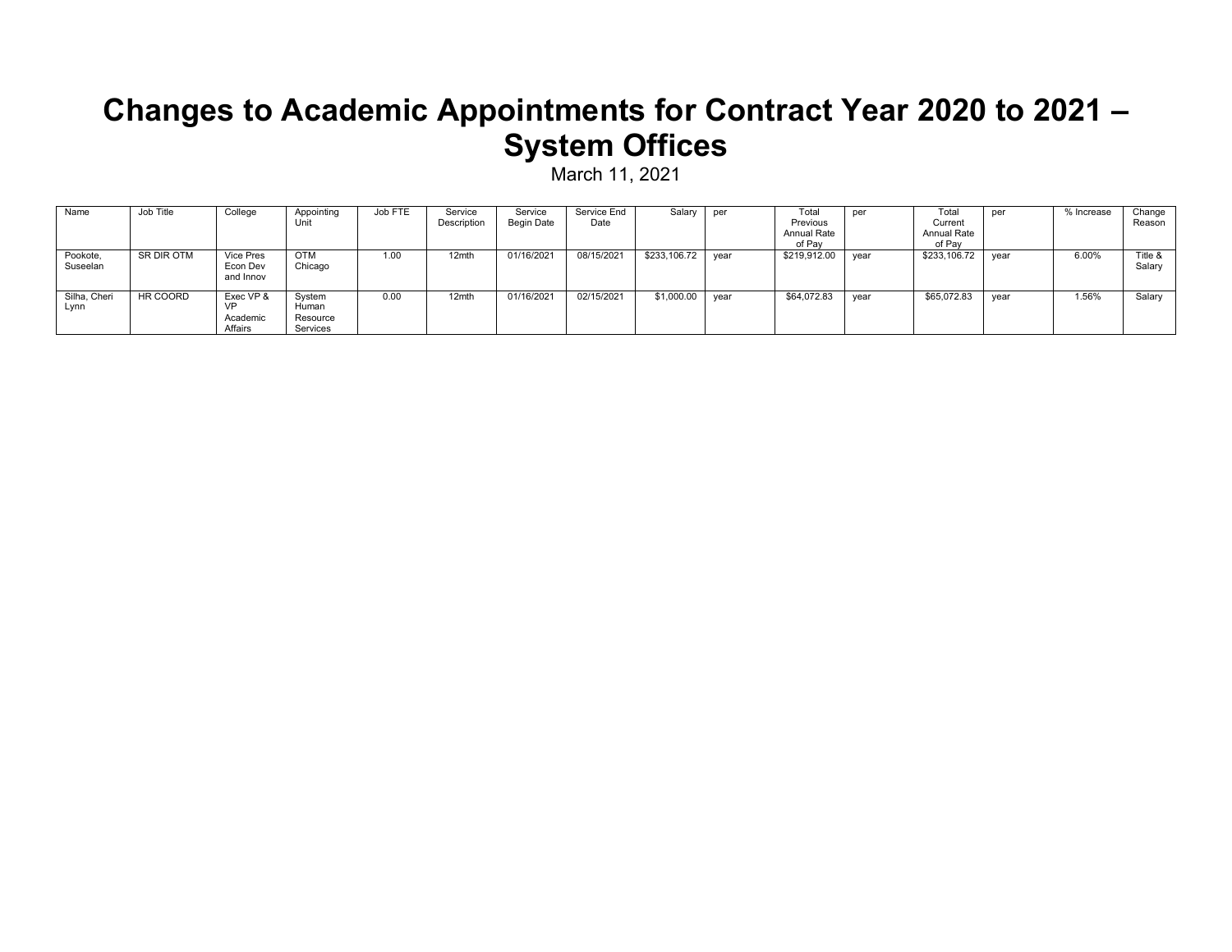# Changes to Academic Appointments for Contract Year 2020 to 2021 – System Offices

March 11, 2021

| Name | Job Title | College | Appointing Unit | Job FTE | Service Description | Service Begin Date | Service End Date | Salary | per | Total Previous Annual Rate of Pay | per | Total Current Annual Rate of Pay | per | % Increase | Change Reason |
|---|---|---|---|---|---|---|---|---|---|---|---|---|---|---|---|
| Pookote, Suseelan | SR DIR OTM | Vice Pres Econ Dev and Innov | OTM Chicago | 1.00 | 12mth | 01/16/2021 | 08/15/2021 | $233,106.72 | year | $219,912.00 | year | $233,106.72 | year | 6.00% | Title & Salary |
| Silha, Cheri Lynn | HR COORD | Exec VP & VP Academic Affairs | System Human Resource Services | 0.00 | 12mth | 01/16/2021 | 02/15/2021 | $1,000.00 | year | $64,072.83 | year | $65,072.83 | year | 1.56% | Salary |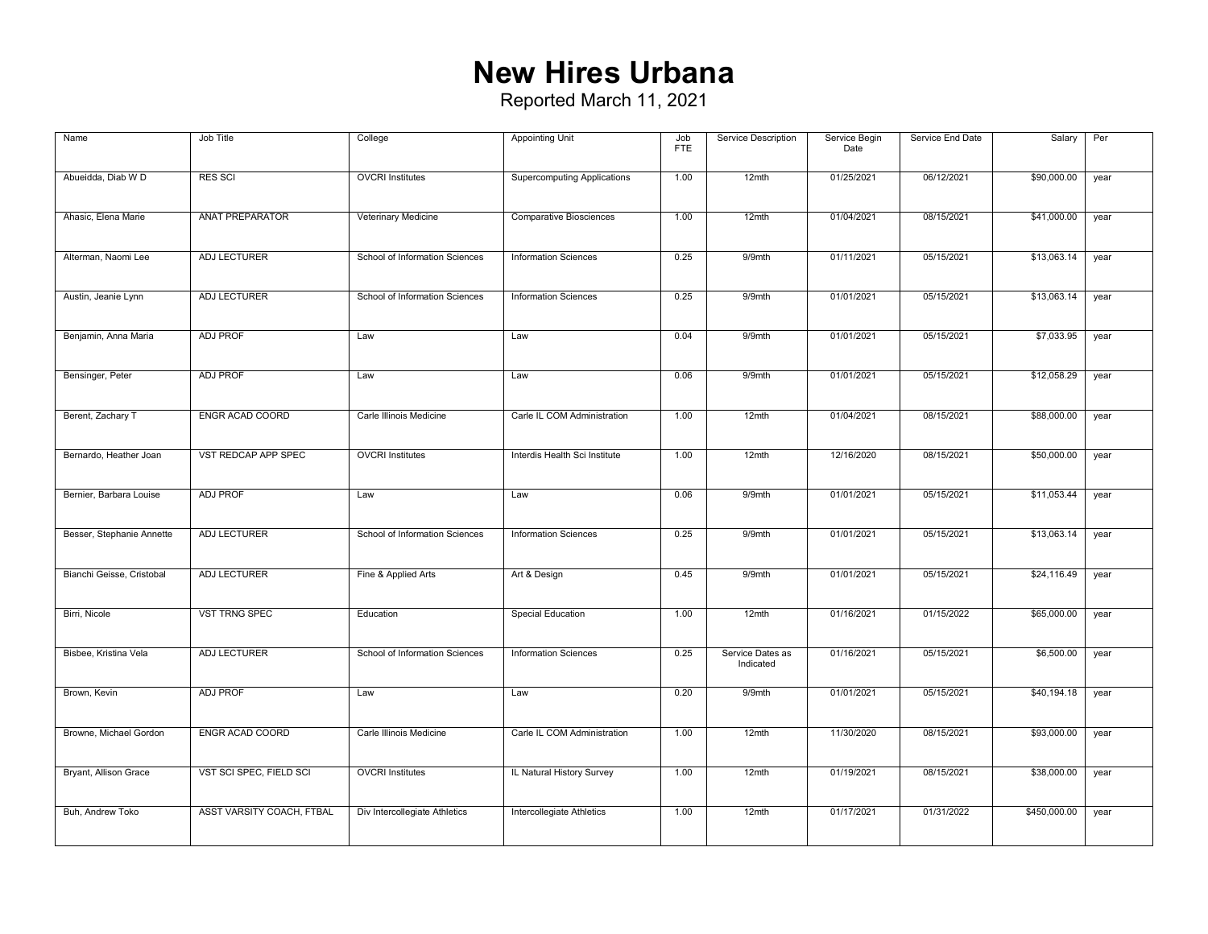# New Hires Urbana

Reported March 11, 2021

| Name | Job Title | College | Appointing Unit | Job FTE | Service Description | Service Begin Date | Service End Date | Salary | Per |
|---|---|---|---|---|---|---|---|---|---|
| Abueidda, Diab W D | RES SCI | OVCRI Institutes | Supercomputing Applications | 1.00 | 12mth | 01/25/2021 | 06/12/2021 | $90,000.00 | year |
| Ahasic, Elena Marie | ANAT PREPARATOR | Veterinary Medicine | Comparative Biosciences | 1.00 | 12mth | 01/04/2021 | 08/15/2021 | $41,000.00 | year |
| Alterman, Naomi Lee | ADJ LECTURER | School of Information Sciences | Information Sciences | 0.25 | 9/9mth | 01/11/2021 | 05/15/2021 | $13,063.14 | year |
| Austin, Jeanie Lynn | ADJ LECTURER | School of Information Sciences | Information Sciences | 0.25 | 9/9mth | 01/01/2021 | 05/15/2021 | $13,063.14 | year |
| Benjamin, Anna Maria | ADJ PROF | Law | Law | 0.04 | 9/9mth | 01/01/2021 | 05/15/2021 | $7,033.95 | year |
| Bensinger, Peter | ADJ PROF | Law | Law | 0.06 | 9/9mth | 01/01/2021 | 05/15/2021 | $12,058.29 | year |
| Berent, Zachary T | ENGR ACAD COORD | Carle Illinois Medicine | Carle IL COM Administration | 1.00 | 12mth | 01/04/2021 | 08/15/2021 | $88,000.00 | year |
| Bernardo, Heather Joan | VST REDCAP APP SPEC | OVCRI Institutes | Interdis Health Sci Institute | 1.00 | 12mth | 12/16/2020 | 08/15/2021 | $50,000.00 | year |
| Bernier, Barbara Louise | ADJ PROF | Law | Law | 0.06 | 9/9mth | 01/01/2021 | 05/15/2021 | $11,053.44 | year |
| Besser, Stephanie Annette | ADJ LECTURER | School of Information Sciences | Information Sciences | 0.25 | 9/9mth | 01/01/2021 | 05/15/2021 | $13,063.14 | year |
| Bianchi Geisse, Cristobal | ADJ LECTURER | Fine & Applied Arts | Art & Design | 0.45 | 9/9mth | 01/01/2021 | 05/15/2021 | $24,116.49 | year |
| Birri, Nicole | VST TRNG SPEC | Education | Special Education | 1.00 | 12mth | 01/16/2021 | 01/15/2022 | $65,000.00 | year |
| Bisbee, Kristina Vela | ADJ LECTURER | School of Information Sciences | Information Sciences | 0.25 | Service Dates as Indicated | 01/16/2021 | 05/15/2021 | $6,500.00 | year |
| Brown, Kevin | ADJ PROF | Law | Law | 0.20 | 9/9mth | 01/01/2021 | 05/15/2021 | $40,194.18 | year |
| Browne, Michael Gordon | ENGR ACAD COORD | Carle Illinois Medicine | Carle IL COM Administration | 1.00 | 12mth | 11/30/2020 | 08/15/2021 | $93,000.00 | year |
| Bryant, Allison Grace | VST SCI SPEC, FIELD SCI | OVCRI Institutes | IL Natural History Survey | 1.00 | 12mth | 01/19/2021 | 08/15/2021 | $38,000.00 | year |
| Buh, Andrew Toko | ASST VARSITY COACH, FTBAL | Div Intercollegiate Athletics | Intercollegiate Athletics | 1.00 | 12mth | 01/17/2021 | 01/31/2022 | $450,000.00 | year |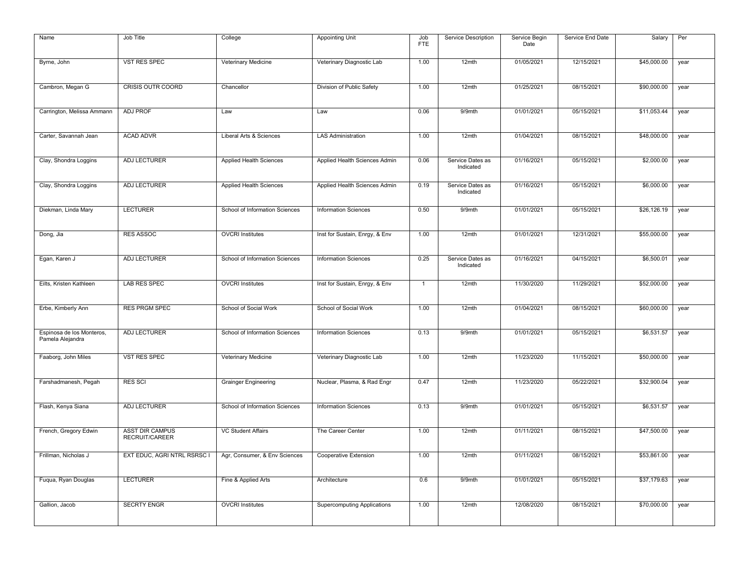| Name | Job Title | College | Appointing Unit | Job FTE | Service Description | Service Begin Date | Service End Date | Salary | Per |
|---|---|---|---|---|---|---|---|---|---|
| Byrne, John | VST RES SPEC | Veterinary Medicine | Veterinary Diagnostic Lab | 1.00 | 12mth | 01/05/2021 | 12/15/2021 | $45,000.00 | year |
| Cambron, Megan G | CRISIS OUTR COORD | Chancellor | Division of Public Safety | 1.00 | 12mth | 01/25/2021 | 08/15/2021 | $90,000.00 | year |
| Carrington, Melissa Ammann | ADJ PROF | Law | Law | 0.06 | 9/9mth | 01/01/2021 | 05/15/2021 | $11,053.44 | year |
| Carter, Savannah Jean | ACAD ADVR | Liberal Arts & Sciences | LAS Administration | 1.00 | 12mth | 01/04/2021 | 08/15/2021 | $48,000.00 | year |
| Clay, Shondra Loggins | ADJ LECTURER | Applied Health Sciences | Applied Health Sciences Admin | 0.06 | Service Dates as Indicated | 01/16/2021 | 05/15/2021 | $2,000.00 | year |
| Clay, Shondra Loggins | ADJ LECTURER | Applied Health Sciences | Applied Health Sciences Admin | 0.19 | Service Dates as Indicated | 01/16/2021 | 05/15/2021 | $6,000.00 | year |
| Diekman, Linda Mary | LECTURER | School of Information Sciences | Information Sciences | 0.50 | 9/9mth | 01/01/2021 | 05/15/2021 | $26,126.19 | year |
| Dong, Jia | RES ASSOC | OVCRI Institutes | Inst for Sustain, Enrgy, & Env | 1.00 | 12mth | 01/01/2021 | 12/31/2021 | $55,000.00 | year |
| Egan, Karen J | ADJ LECTURER | School of Information Sciences | Information Sciences | 0.25 | Service Dates as Indicated | 01/16/2021 | 04/15/2021 | $6,500.01 | year |
| Eilts, Kristen Kathleen | LAB RES SPEC | OVCRI Institutes | Inst for Sustain, Enrgy, & Env | 1 | 12mth | 11/30/2020 | 11/29/2021 | $52,000.00 | year |
| Erbe, Kimberly Ann | RES PRGM SPEC | School of Social Work | School of Social Work | 1.00 | 12mth | 01/04/2021 | 08/15/2021 | $60,000.00 | year |
| Espinosa de los Monteros, Pamela Alejandra | ADJ LECTURER | School of Information Sciences | Information Sciences | 0.13 | 9/9mth | 01/01/2021 | 05/15/2021 | $6,531.57 | year |
| Faaborg, John Miles | VST RES SPEC | Veterinary Medicine | Veterinary Diagnostic Lab | 1.00 | 12mth | 11/23/2020 | 11/15/2021 | $50,000.00 | year |
| Farshadmanesh, Pegah | RES SCI | Grainger Engineering | Nuclear, Plasma, & Rad Engr | 0.47 | 12mth | 11/23/2020 | 05/22/2021 | $32,900.04 | year |
| Flash, Kenya Siana | ADJ LECTURER | School of Information Sciences | Information Sciences | 0.13 | 9/9mth | 01/01/2021 | 05/15/2021 | $6,531.57 | year |
| French, Gregory Edwin | ASST DIR CAMPUS RECRUIT/CAREER | VC Student Affairs | The Career Center | 1.00 | 12mth | 01/11/2021 | 08/15/2021 | $47,500.00 | year |
| Frillman, Nicholas J | EXT EDUC, AGRI NTRL RSRSC I | Agr, Consumer, & Env Sciences | Cooperative Extension | 1.00 | 12mth | 01/11/2021 | 08/15/2021 | $53,861.00 | year |
| Fuqua, Ryan Douglas | LECTURER | Fine & Applied Arts | Architecture | 0.6 | 9/9mth | 01/01/2021 | 05/15/2021 | $37,179.63 | year |
| Gallion, Jacob | SECRTY ENGR | OVCRI Institutes | Supercomputing Applications | 1.00 | 12mth | 12/08/2020 | 08/15/2021 | $70,000.00 | year |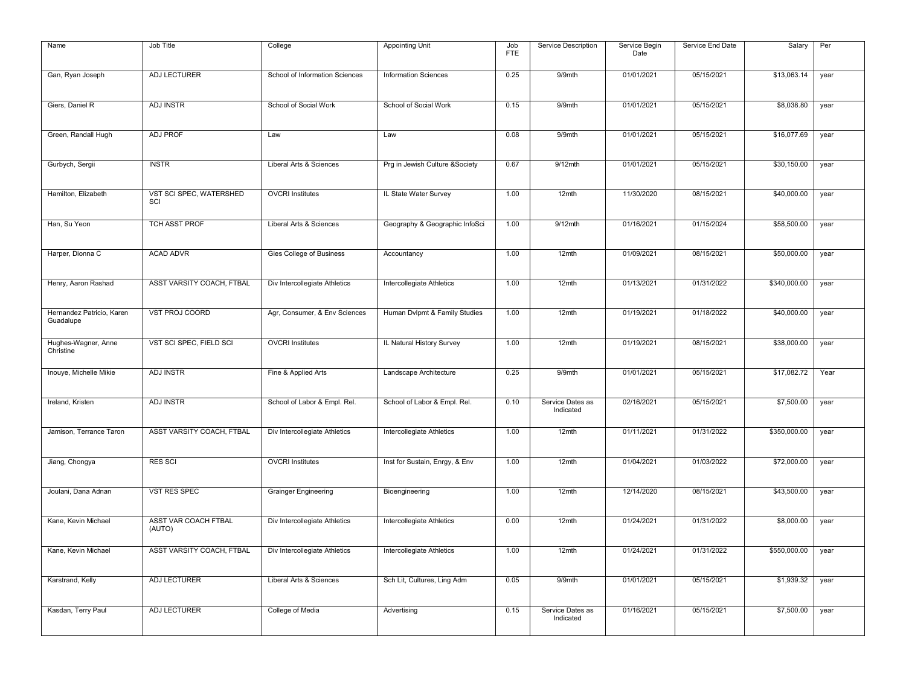| Name | Job Title | College | Appointing Unit | Job FTE | Service Description | Service Begin Date | Service End Date | Salary | Per |
|---|---|---|---|---|---|---|---|---|---|
| Gan, Ryan Joseph | ADJ LECTURER | School of Information Sciences | Information Sciences | 0.25 | 9/9mth | 01/01/2021 | 05/15/2021 | $13,063.14 | year |
| Giers, Daniel R | ADJ INSTR | School of Social Work | School of Social Work | 0.15 | 9/9mth | 01/01/2021 | 05/15/2021 | $8,038.80 | year |
| Green, Randall Hugh | ADJ PROF | Law | Law | 0.08 | 9/9mth | 01/01/2021 | 05/15/2021 | $16,077.69 | year |
| Gurbych, Sergii | INSTR | Liberal Arts & Sciences | Prg in Jewish Culture &Society | 0.67 | 9/12mth | 01/01/2021 | 05/15/2021 | $30,150.00 | year |
| Hamilton, Elizabeth | VST SCI SPEC, WATERSHED SCI | OVCRI Institutes | IL State Water Survey | 1.00 | 12mth | 11/30/2020 | 08/15/2021 | $40,000.00 | year |
| Han, Su Yeon | TCH ASST PROF | Liberal Arts & Sciences | Geography & Geographic InfoSci | 1.00 | 9/12mth | 01/16/2021 | 01/15/2024 | $58,500.00 | year |
| Harper, Dionna C | ACAD ADVR | Gies College of Business | Accountancy | 1.00 | 12mth | 01/09/2021 | 08/15/2021 | $50,000.00 | year |
| Henry, Aaron Rashad | ASST VARSITY COACH, FTBAL | Div Intercollegiate Athletics | Intercollegiate Athletics | 1.00 | 12mth | 01/13/2021 | 01/31/2022 | $340,000.00 | year |
| Hernandez Patricio, Karen Guadalupe | VST PROJ COORD | Agr, Consumer, & Env Sciences | Human Dvlpmt & Family Studies | 1.00 | 12mth | 01/19/2021 | 01/18/2022 | $40,000.00 | year |
| Hughes-Wagner, Anne Christine | VST SCI SPEC, FIELD SCI | OVCRI Institutes | IL Natural History Survey | 1.00 | 12mth | 01/19/2021 | 08/15/2021 | $38,000.00 | year |
| Inouye, Michelle Mikie | ADJ INSTR | Fine & Applied Arts | Landscape Architecture | 0.25 | 9/9mth | 01/01/2021 | 05/15/2021 | $17,082.72 | Year |
| Ireland, Kristen | ADJ INSTR | School of Labor & Empl. Rel. | School of Labor & Empl. Rel. | 0.10 | Service Dates as Indicated | 02/16/2021 | 05/15/2021 | $7,500.00 | year |
| Jamison, Terrance Taron | ASST VARSITY COACH, FTBAL | Div Intercollegiate Athletics | Intercollegiate Athletics | 1.00 | 12mth | 01/11/2021 | 01/31/2022 | $350,000.00 | year |
| Jiang, Chongya | RES SCI | OVCRI Institutes | Inst for Sustain, Enrgy, & Env | 1.00 | 12mth | 01/04/2021 | 01/03/2022 | $72,000.00 | year |
| Joulani, Dana Adnan | VST RES SPEC | Grainger Engineering | Bioengineering | 1.00 | 12mth | 12/14/2020 | 08/15/2021 | $43,500.00 | year |
| Kane, Kevin Michael | ASST VAR COACH FTBAL (AUTO) | Div Intercollegiate Athletics | Intercollegiate Athletics | 0.00 | 12mth | 01/24/2021 | 01/31/2022 | $8,000.00 | year |
| Kane, Kevin Michael | ASST VARSITY COACH, FTBAL | Div Intercollegiate Athletics | Intercollegiate Athletics | 1.00 | 12mth | 01/24/2021 | 01/31/2022 | $550,000.00 | year |
| Karstrand, Kelly | ADJ LECTURER | Liberal Arts & Sciences | Sch Lit, Cultures, Ling Adm | 0.05 | 9/9mth | 01/01/2021 | 05/15/2021 | $1,939.32 | year |
| Kasdan, Terry Paul | ADJ LECTURER | College of Media | Advertising | 0.15 | Service Dates as Indicated | 01/16/2021 | 05/15/2021 | $7,500.00 | year |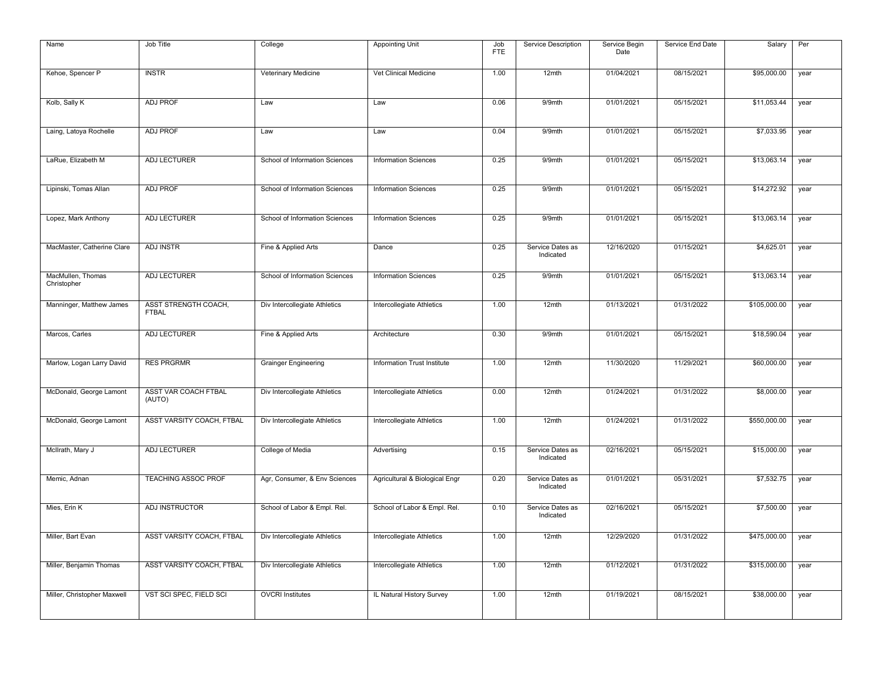| Name | Job Title | College | Appointing Unit | Job FTE | Service Description | Service Begin Date | Service End Date | Salary | Per |
|---|---|---|---|---|---|---|---|---|---|
| Kehoe, Spencer P | INSTR | Veterinary Medicine | Vet Clinical Medicine | 1.00 | 12mth | 01/04/2021 | 08/15/2021 | $95,000.00 | year |
| Kolb, Sally K | ADJ PROF | Law | Law | 0.06 | 9/9mth | 01/01/2021 | 05/15/2021 | $11,053.44 | year |
| Laing, Latoya Rochelle | ADJ PROF | Law | Law | 0.04 | 9/9mth | 01/01/2021 | 05/15/2021 | $7,033.95 | year |
| LaRue, Elizabeth M | ADJ LECTURER | School of Information Sciences | Information Sciences | 0.25 | 9/9mth | 01/01/2021 | 05/15/2021 | $13,063.14 | year |
| Lipinski, Tomas Allan | ADJ PROF | School of Information Sciences | Information Sciences | 0.25 | 9/9mth | 01/01/2021 | 05/15/2021 | $14,272.92 | year |
| Lopez, Mark Anthony | ADJ LECTURER | School of Information Sciences | Information Sciences | 0.25 | 9/9mth | 01/01/2021 | 05/15/2021 | $13,063.14 | year |
| MacMaster, Catherine Clare | ADJ INSTR | Fine & Applied Arts | Dance | 0.25 | Service Dates as Indicated | 12/16/2020 | 01/15/2021 | $4,625.01 | year |
| MacMullen, Thomas Christopher | ADJ LECTURER | School of Information Sciences | Information Sciences | 0.25 | 9/9mth | 01/01/2021 | 05/15/2021 | $13,063.14 | year |
| Manninger, Matthew James | ASST STRENGTH COACH, FTBAL | Div Intercollegiate Athletics | Intercollegiate Athletics | 1.00 | 12mth | 01/13/2021 | 01/31/2022 | $105,000.00 | year |
| Marcos, Carles | ADJ LECTURER | Fine & Applied Arts | Architecture | 0.30 | 9/9mth | 01/01/2021 | 05/15/2021 | $18,590.04 | year |
| Marlow, Logan Larry David | RES PRGRMR | Grainger Engineering | Information Trust Institute | 1.00 | 12mth | 11/30/2020 | 11/29/2021 | $60,000.00 | year |
| McDonald, George Lamont | ASST VAR COACH FTBAL (AUTO) | Div Intercollegiate Athletics | Intercollegiate Athletics | 0.00 | 12mth | 01/24/2021 | 01/31/2022 | $8,000.00 | year |
| McDonald, George Lamont | ASST VARSITY COACH, FTBAL | Div Intercollegiate Athletics | Intercollegiate Athletics | 1.00 | 12mth | 01/24/2021 | 01/31/2022 | $550,000.00 | year |
| McIlrath, Mary J | ADJ LECTURER | College of Media | Advertising | 0.15 | Service Dates as Indicated | 02/16/2021 | 05/15/2021 | $15,000.00 | year |
| Memic, Adnan | TEACHING ASSOC PROF | Agr, Consumer, & Env Sciences | Agricultural & Biological Engr | 0.20 | Service Dates as Indicated | 01/01/2021 | 05/31/2021 | $7,532.75 | year |
| Mies, Erin K | ADJ INSTRUCTOR | School of Labor & Empl. Rel. | School of Labor & Empl. Rel. | 0.10 | Service Dates as Indicated | 02/16/2021 | 05/15/2021 | $7,500.00 | year |
| Miller, Bart Evan | ASST VARSITY COACH, FTBAL | Div Intercollegiate Athletics | Intercollegiate Athletics | 1.00 | 12mth | 12/29/2020 | 01/31/2022 | $475,000.00 | year |
| Miller, Benjamin Thomas | ASST VARSITY COACH, FTBAL | Div Intercollegiate Athletics | Intercollegiate Athletics | 1.00 | 12mth | 01/12/2021 | 01/31/2022 | $315,000.00 | year |
| Miller, Christopher Maxwell | VST SCI SPEC, FIELD SCI | OVCRI Institutes | IL Natural History Survey | 1.00 | 12mth | 01/19/2021 | 08/15/2021 | $38,000.00 | year |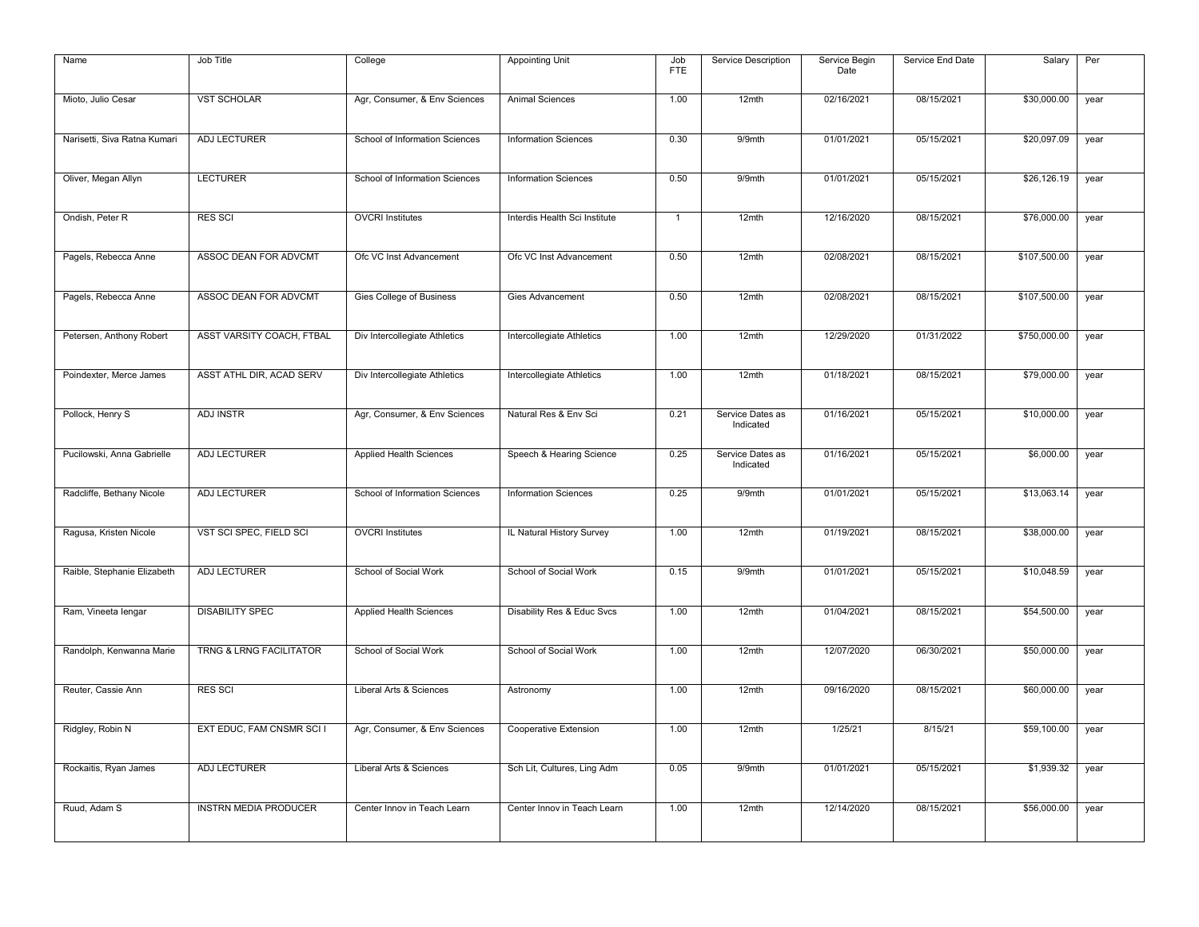| Name | Job Title | College | Appointing Unit | Job FTE | Service Description | Service Begin Date | Service End Date | Salary | Per |
|---|---|---|---|---|---|---|---|---|---|
| Mioto, Julio Cesar | VST SCHOLAR | Agr, Consumer, & Env Sciences | Animal Sciences | 1.00 | 12mth | 02/16/2021 | 08/15/2021 | $30,000.00 | year |
| Narisetti, Siva Ratna Kumari | ADJ LECTURER | School of Information Sciences | Information Sciences | 0.30 | 9/9mth | 01/01/2021 | 05/15/2021 | $20,097.09 | year |
| Oliver, Megan Allyn | LECTURER | School of Information Sciences | Information Sciences | 0.50 | 9/9mth | 01/01/2021 | 05/15/2021 | $26,126.19 | year |
| Ondish, Peter R | RES SCI | OVCRI Institutes | Interdis Health Sci Institute | 1 | 12mth | 12/16/2020 | 08/15/2021 | $76,000.00 | year |
| Pagels, Rebecca Anne | ASSOC DEAN FOR ADVCMT | Ofc VC Inst Advancement | Ofc VC Inst Advancement | 0.50 | 12mth | 02/08/2021 | 08/15/2021 | $107,500.00 | year |
| Pagels, Rebecca Anne | ASSOC DEAN FOR ADVCMT | Gies College of Business | Gies Advancement | 0.50 | 12mth | 02/08/2021 | 08/15/2021 | $107,500.00 | year |
| Petersen, Anthony Robert | ASST VARSITY COACH, FTBAL | Div Intercollegiate Athletics | Intercollegiate Athletics | 1.00 | 12mth | 12/29/2020 | 01/31/2022 | $750,000.00 | year |
| Poindexter, Merce James | ASST ATHL DIR, ACAD SERV | Div Intercollegiate Athletics | Intercollegiate Athletics | 1.00 | 12mth | 01/18/2021 | 08/15/2021 | $79,000.00 | year |
| Pollock, Henry S | ADJ INSTR | Agr, Consumer, & Env Sciences | Natural Res & Env Sci | 0.21 | Service Dates as Indicated | 01/16/2021 | 05/15/2021 | $10,000.00 | year |
| Pucilowski, Anna Gabrielle | ADJ LECTURER | Applied Health Sciences | Speech & Hearing Science | 0.25 | Service Dates as Indicated | 01/16/2021 | 05/15/2021 | $6,000.00 | year |
| Radcliffe, Bethany Nicole | ADJ LECTURER | School of Information Sciences | Information Sciences | 0.25 | 9/9mth | 01/01/2021 | 05/15/2021 | $13,063.14 | year |
| Ragusa, Kristen Nicole | VST SCI SPEC, FIELD SCI | OVCRI Institutes | IL Natural History Survey | 1.00 | 12mth | 01/19/2021 | 08/15/2021 | $38,000.00 | year |
| Raible, Stephanie Elizabeth | ADJ LECTURER | School of Social Work | School of Social Work | 0.15 | 9/9mth | 01/01/2021 | 05/15/2021 | $10,048.59 | year |
| Ram, Vineeta Iengar | DISABILITY SPEC | Applied Health Sciences | Disability Res & Educ Svcs | 1.00 | 12mth | 01/04/2021 | 08/15/2021 | $54,500.00 | year |
| Randolph, Kenwanna Marie | TRNG & LRNG FACILITATOR | School of Social Work | School of Social Work | 1.00 | 12mth | 12/07/2020 | 06/30/2021 | $50,000.00 | year |
| Reuter, Cassie Ann | RES SCI | Liberal Arts & Sciences | Astronomy | 1.00 | 12mth | 09/16/2020 | 08/15/2021 | $60,000.00 | year |
| Ridgley, Robin N | EXT EDUC, FAM CNSMR SCI I | Agr, Consumer, & Env Sciences | Cooperative Extension | 1.00 | 12mth | 1/25/21 | 8/15/21 | $59,100.00 | year |
| Rockaitis, Ryan James | ADJ LECTURER | Liberal Arts & Sciences | Sch Lit, Cultures, Ling Adm | 0.05 | 9/9mth | 01/01/2021 | 05/15/2021 | $1,939.32 | year |
| Ruud, Adam S | INSTRN MEDIA PRODUCER | Center Innov in Teach Learn | Center Innov in Teach Learn | 1.00 | 12mth | 12/14/2020 | 08/15/2021 | $56,000.00 | year |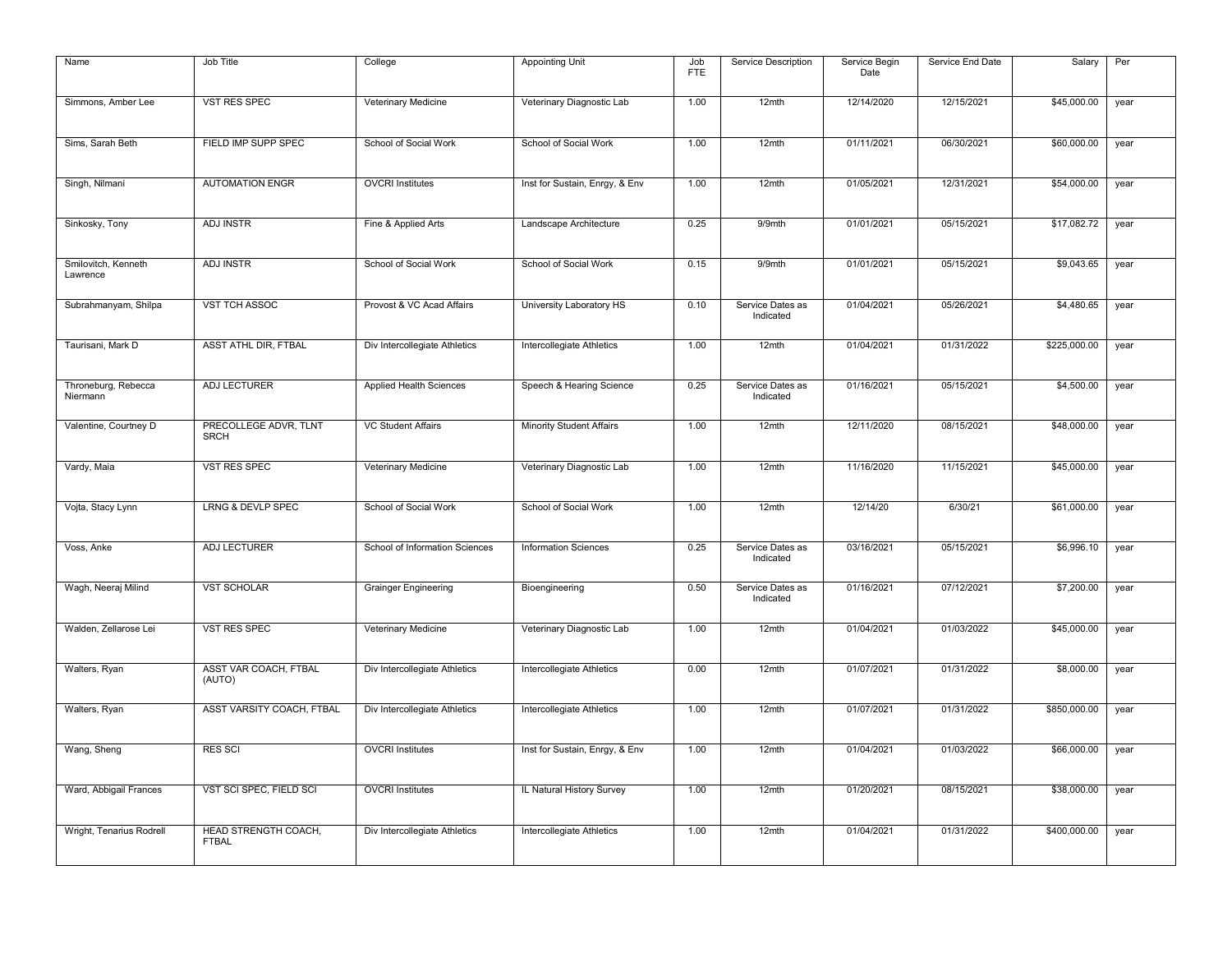| Name | Job Title | College | Appointing Unit | Job FTE | Service Description | Service Begin Date | Service End Date | Salary | Per |
|---|---|---|---|---|---|---|---|---|---|
| Simmons, Amber Lee | VST RES SPEC | Veterinary Medicine | Veterinary Diagnostic Lab | 1.00 | 12mth | 12/14/2020 | 12/15/2021 | $45,000.00 | year |
| Sims, Sarah Beth | FIELD IMP SUPP SPEC | School of Social Work | School of Social Work | 1.00 | 12mth | 01/11/2021 | 06/30/2021 | $60,000.00 | year |
| Singh, Nilmani | AUTOMATION ENGR | OVCRI Institutes | Inst for Sustain, Enrgy, & Env | 1.00 | 12mth | 01/05/2021 | 12/31/2021 | $54,000.00 | year |
| Sinkosky, Tony | ADJ INSTR | Fine & Applied Arts | Landscape Architecture | 0.25 | 9/9mth | 01/01/2021 | 05/15/2021 | $17,082.72 | year |
| Smilovitch, Kenneth Lawrence | ADJ INSTR | School of Social Work | School of Social Work | 0.15 | 9/9mth | 01/01/2021 | 05/15/2021 | $9,043.65 | year |
| Subrahmanyam, Shilpa | VST TCH ASSOC | Provost & VC Acad Affairs | University Laboratory HS | 0.10 | Service Dates as Indicated | 01/04/2021 | 05/26/2021 | $4,480.65 | year |
| Taurisani, Mark D | ASST ATHL DIR, FTBAL | Div Intercollegiate Athletics | Intercollegiate Athletics | 1.00 | 12mth | 01/04/2021 | 01/31/2022 | $225,000.00 | year |
| Throneburg, Rebecca Niermann | ADJ LECTURER | Applied Health Sciences | Speech & Hearing Science | 0.25 | Service Dates as Indicated | 01/16/2021 | 05/15/2021 | $4,500.00 | year |
| Valentine, Courtney D | PRECOLLEGE ADVR, TLNT SRCH | VC Student Affairs | Minority Student Affairs | 1.00 | 12mth | 12/11/2020 | 08/15/2021 | $48,000.00 | year |
| Vardy, Maia | VST RES SPEC | Veterinary Medicine | Veterinary Diagnostic Lab | 1.00 | 12mth | 11/16/2020 | 11/15/2021 | $45,000.00 | year |
| Vojta, Stacy Lynn | LRNG & DEVLP SPEC | School of Social Work | School of Social Work | 1.00 | 12mth | 12/14/20 | 6/30/21 | $61,000.00 | year |
| Voss, Anke | ADJ LECTURER | School of Information Sciences | Information Sciences | 0.25 | Service Dates as Indicated | 03/16/2021 | 05/15/2021 | $6,996.10 | year |
| Wagh, Neeraj Milind | VST SCHOLAR | Grainger Engineering | Bioengineering | 0.50 | Service Dates as Indicated | 01/16/2021 | 07/12/2021 | $7,200.00 | year |
| Walden, Zellarose Lei | VST RES SPEC | Veterinary Medicine | Veterinary Diagnostic Lab | 1.00 | 12mth | 01/04/2021 | 01/03/2022 | $45,000.00 | year |
| Walters, Ryan | ASST VAR COACH, FTBAL (AUTO) | Div Intercollegiate Athletics | Intercollegiate Athletics | 0.00 | 12mth | 01/07/2021 | 01/31/2022 | $8,000.00 | year |
| Walters, Ryan | ASST VARSITY COACH, FTBAL | Div Intercollegiate Athletics | Intercollegiate Athletics | 1.00 | 12mth | 01/07/2021 | 01/31/2022 | $850,000.00 | year |
| Wang, Sheng | RES SCI | OVCRI Institutes | Inst for Sustain, Enrgy, & Env | 1.00 | 12mth | 01/04/2021 | 01/03/2022 | $66,000.00 | year |
| Ward, Abbigail Frances | VST SCI SPEC, FIELD SCI | OVCRI Institutes | IL Natural History Survey | 1.00 | 12mth | 01/20/2021 | 08/15/2021 | $38,000.00 | year |
| Wright, Tenarius Rodrell | HEAD STRENGTH COACH, FTBAL | Div Intercollegiate Athletics | Intercollegiate Athletics | 1.00 | 12mth | 01/04/2021 | 01/31/2022 | $400,000.00 | year |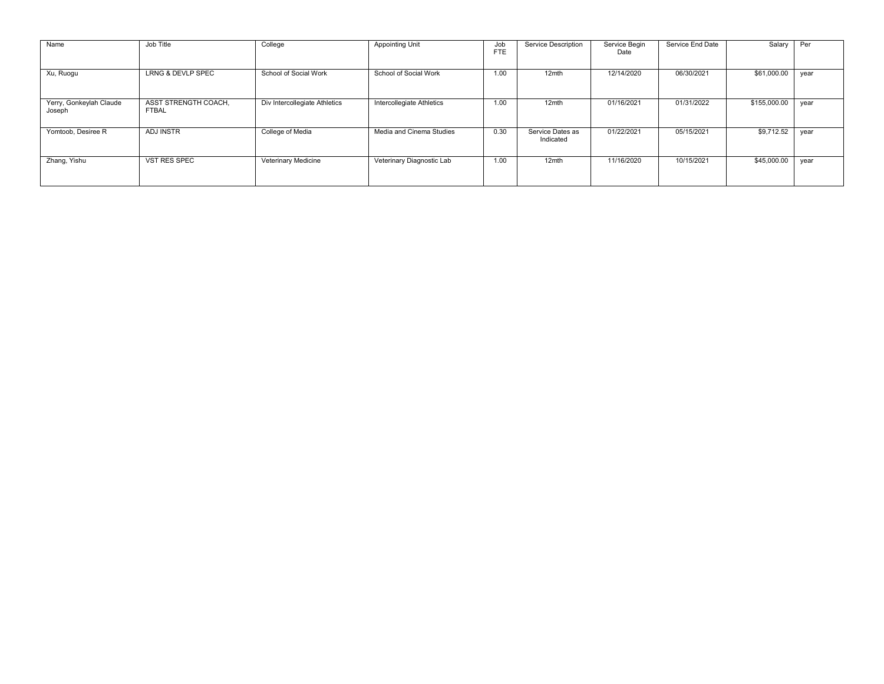| Name | Job Title | College | Appointing Unit | Job FTE | Service Description | Service Begin Date | Service End Date | Salary | Per |
|---|---|---|---|---|---|---|---|---|---|
| Xu, Ruogu | LRNG & DEVLP SPEC | School of Social Work | School of Social Work | 1.00 | 12mth | 12/14/2020 | 06/30/2021 | $61,000.00 | year |
| Yerry, Gonkeylah Claude Joseph | ASST STRENGTH COACH, FTBAL | Div Intercollegiate Athletics | Intercollegiate Athletics | 1.00 | 12mth | 01/16/2021 | 01/31/2022 | $155,000.00 | year |
| Yomtoob, Desiree R | ADJ INSTR | College of Media | Media and Cinema Studies | 0.30 | Service Dates as Indicated | 01/22/2021 | 05/15/2021 | $9,712.52 | year |
| Zhang, Yishu | VST RES SPEC | Veterinary Medicine | Veterinary Diagnostic Lab | 1.00 | 12mth | 11/16/2020 | 10/15/2021 | $45,000.00 | year |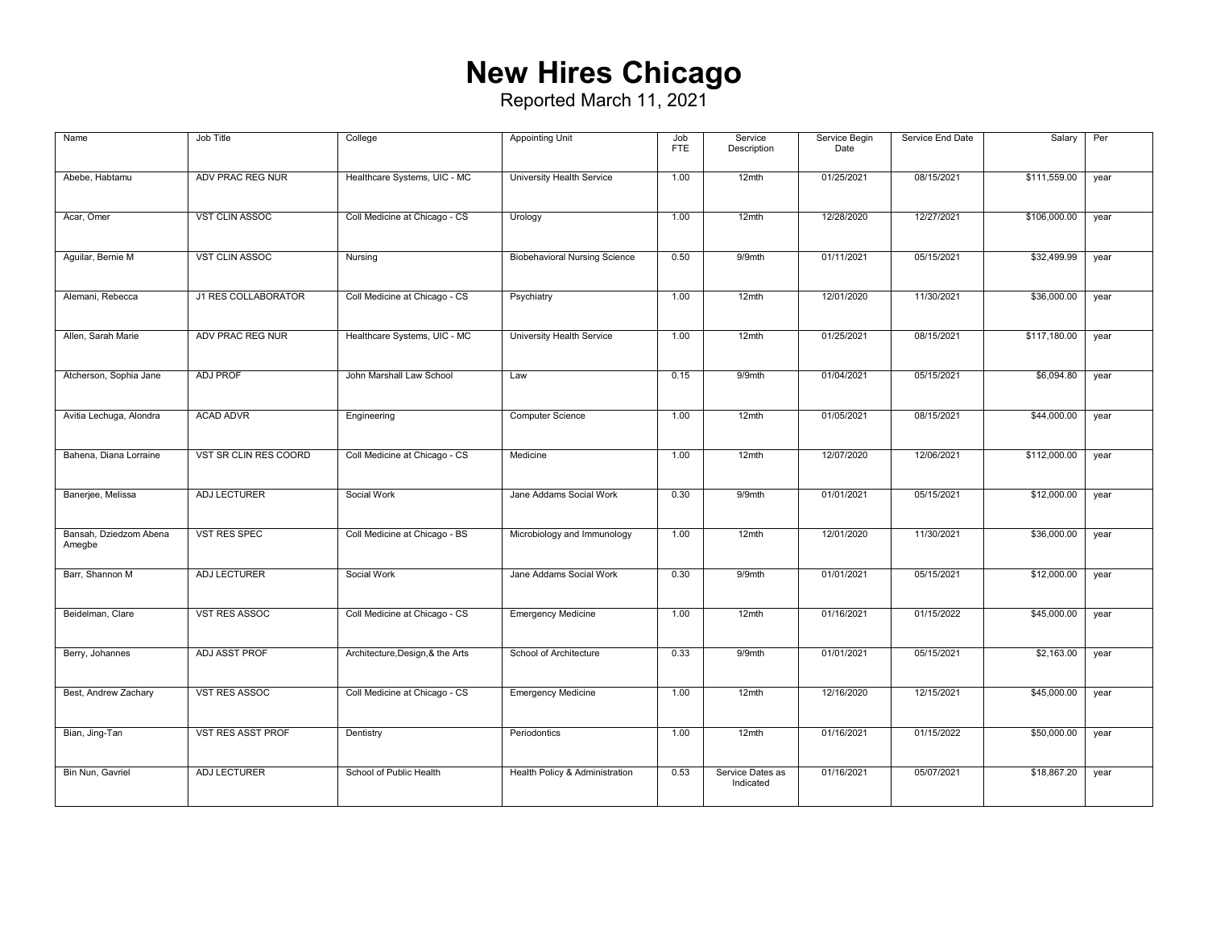# New Hires Chicago

Reported March 11, 2021

| Name | Job Title | College | Appointing Unit | Job FTE | Service Description | Service Begin Date | Service End Date | Salary | Per |
|---|---|---|---|---|---|---|---|---|---|
| Abebe, Habtamu | ADV PRAC REG NUR | Healthcare Systems, UIC - MC | University Health Service | 1.00 | 12mth | 01/25/2021 | 08/15/2021 | $111,559.00 | year |
| Acar, Omer | VST CLIN ASSOC | Coll Medicine at Chicago - CS | Urology | 1.00 | 12mth | 12/28/2020 | 12/27/2021 | $106,000.00 | year |
| Aguilar, Bernie M | VST CLIN ASSOC | Nursing | Biobehavioral Nursing Science | 0.50 | 9/9mth | 01/11/2021 | 05/15/2021 | $32,499.99 | year |
| Alemani, Rebecca | J1 RES COLLABORATOR | Coll Medicine at Chicago - CS | Psychiatry | 1.00 | 12mth | 12/01/2020 | 11/30/2021 | $36,000.00 | year |
| Allen, Sarah Marie | ADV PRAC REG NUR | Healthcare Systems, UIC - MC | University Health Service | 1.00 | 12mth | 01/25/2021 | 08/15/2021 | $117,180.00 | year |
| Atcherson, Sophia Jane | ADJ PROF | John Marshall Law School | Law | 0.15 | 9/9mth | 01/04/2021 | 05/15/2021 | $6,094.80 | year |
| Avitia Lechuga, Alondra | ACAD ADVR | Engineering | Computer Science | 1.00 | 12mth | 01/05/2021 | 08/15/2021 | $44,000.00 | year |
| Bahena, Diana Lorraine | VST SR CLIN RES COORD | Coll Medicine at Chicago - CS | Medicine | 1.00 | 12mth | 12/07/2020 | 12/06/2021 | $112,000.00 | year |
| Banerjee, Melissa | ADJ LECTURER | Social Work | Jane Addams Social Work | 0.30 | 9/9mth | 01/01/2021 | 05/15/2021 | $12,000.00 | year |
| Bansah, Dziedzom Abena Amegbe | VST RES SPEC | Coll Medicine at Chicago - BS | Microbiology and Immunology | 1.00 | 12mth | 12/01/2020 | 11/30/2021 | $36,000.00 | year |
| Barr, Shannon M | ADJ LECTURER | Social Work | Jane Addams Social Work | 0.30 | 9/9mth | 01/01/2021 | 05/15/2021 | $12,000.00 | year |
| Beidelman, Clare | VST RES ASSOC | Coll Medicine at Chicago - CS | Emergency Medicine | 1.00 | 12mth | 01/16/2021 | 01/15/2022 | $45,000.00 | year |
| Berry, Johannes | ADJ ASST PROF | Architecture,Design,& the Arts | School of Architecture | 0.33 | 9/9mth | 01/01/2021 | 05/15/2021 | $2,163.00 | year |
| Best, Andrew Zachary | VST RES ASSOC | Coll Medicine at Chicago - CS | Emergency Medicine | 1.00 | 12mth | 12/16/2020 | 12/15/2021 | $45,000.00 | year |
| Bian, Jing-Tan | VST RES ASST PROF | Dentistry | Periodontics | 1.00 | 12mth | 01/16/2021 | 01/15/2022 | $50,000.00 | year |
| Bin Nun, Gavriel | ADJ LECTURER | School of Public Health | Health Policy & Administration | 0.53 | Service Dates as Indicated | 01/16/2021 | 05/07/2021 | $18,867.20 | year |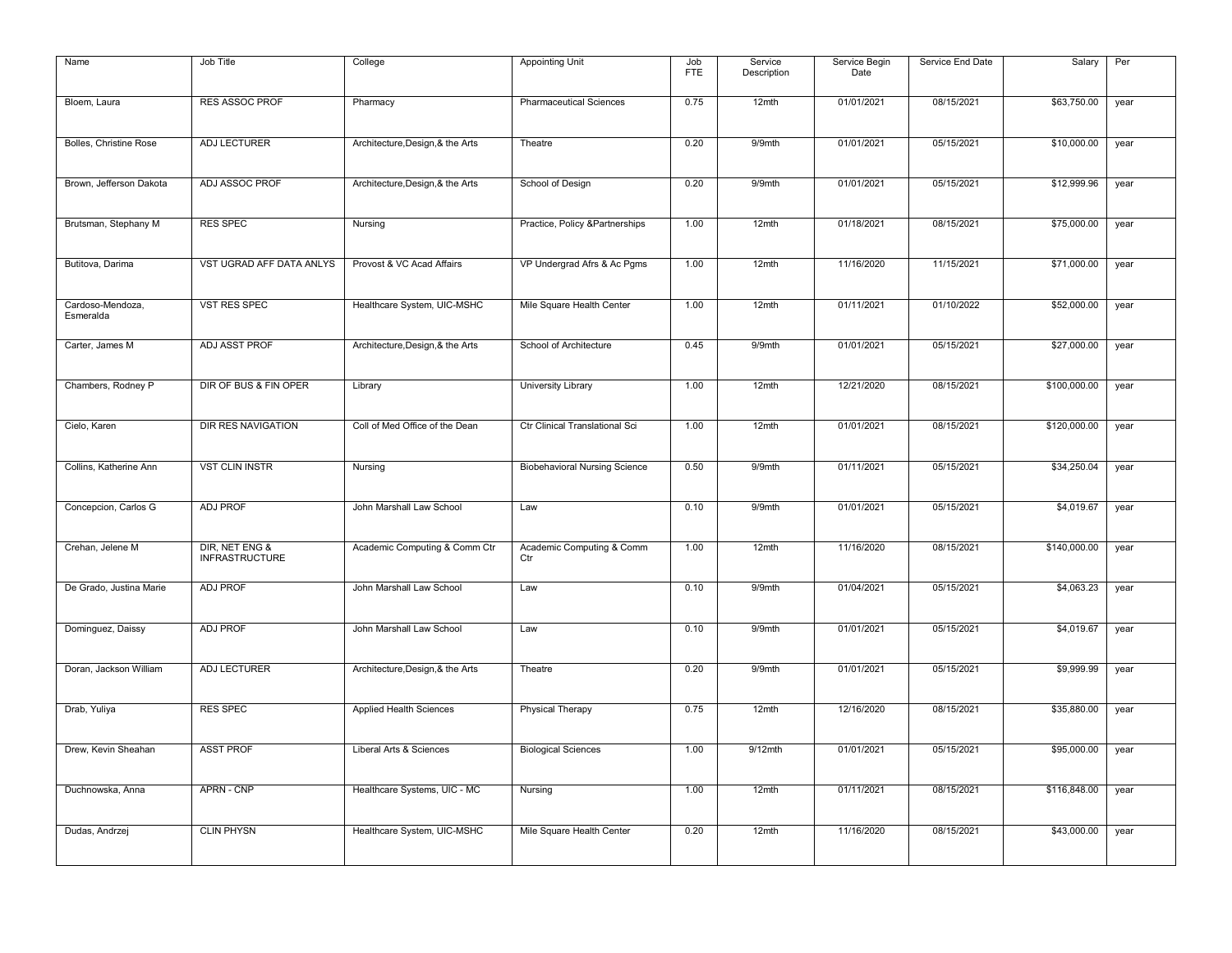| Name | Job Title | College | Appointing Unit | Job FTE | Service Description | Service Begin Date | Service End Date | Salary | Per |
|---|---|---|---|---|---|---|---|---|---|
| Bloem, Laura | RES ASSOC PROF | Pharmacy | Pharmaceutical Sciences | 0.75 | 12mth | 01/01/2021 | 08/15/2021 | $63,750.00 | year |
| Bolles, Christine Rose | ADJ LECTURER | Architecture,Design,& the Arts | Theatre | 0.20 | 9/9mth | 01/01/2021 | 05/15/2021 | $10,000.00 | year |
| Brown, Jefferson Dakota | ADJ ASSOC PROF | Architecture,Design,& the Arts | School of Design | 0.20 | 9/9mth | 01/01/2021 | 05/15/2021 | $12,999.96 | year |
| Brutsman, Stephany M | RES SPEC | Nursing | Practice, Policy &Partnerships | 1.00 | 12mth | 01/18/2021 | 08/15/2021 | $75,000.00 | year |
| Butitova, Darima | VST UGRAD AFF DATA ANLYS | Provost & VC Acad Affairs | VP Undergrad Afrs & Ac Pgms | 1.00 | 12mth | 11/16/2020 | 11/15/2021 | $71,000.00 | year |
| Cardoso-Mendoza, Esmeralda | VST RES SPEC | Healthcare System, UIC-MSHC | Mile Square Health Center | 1.00 | 12mth | 01/11/2021 | 01/10/2022 | $52,000.00 | year |
| Carter, James M | ADJ ASST PROF | Architecture,Design,& the Arts | School of Architecture | 0.45 | 9/9mth | 01/01/2021 | 05/15/2021 | $27,000.00 | year |
| Chambers, Rodney P | DIR OF BUS & FIN OPER | Library | University Library | 1.00 | 12mth | 12/21/2020 | 08/15/2021 | $100,000.00 | year |
| Cielo, Karen | DIR RES NAVIGATION | Coll of Med Office of the Dean | Ctr Clinical Translational Sci | 1.00 | 12mth | 01/01/2021 | 08/15/2021 | $120,000.00 | year |
| Collins, Katherine Ann | VST CLIN INSTR | Nursing | Biobehavioral Nursing Science | 0.50 | 9/9mth | 01/11/2021 | 05/15/2021 | $34,250.04 | year |
| Concepcion, Carlos G | ADJ PROF | John Marshall Law School | Law | 0.10 | 9/9mth | 01/01/2021 | 05/15/2021 | $4,019.67 | year |
| Crehan, Jelene M | DIR, NET ENG & INFRASTRUCTURE | Academic Computing & Comm Ctr | Academic Computing & Comm Ctr | 1.00 | 12mth | 11/16/2020 | 08/15/2021 | $140,000.00 | year |
| De Grado, Justina Marie | ADJ PROF | John Marshall Law School | Law | 0.10 | 9/9mth | 01/04/2021 | 05/15/2021 | $4,063.23 | year |
| Dominguez, Daissy | ADJ PROF | John Marshall Law School | Law | 0.10 | 9/9mth | 01/01/2021 | 05/15/2021 | $4,019.67 | year |
| Doran, Jackson William | ADJ LECTURER | Architecture,Design,& the Arts | Theatre | 0.20 | 9/9mth | 01/01/2021 | 05/15/2021 | $9,999.99 | year |
| Drab, Yuliya | RES SPEC | Applied Health Sciences | Physical Therapy | 0.75 | 12mth | 12/16/2020 | 08/15/2021 | $35,880.00 | year |
| Drew, Kevin Sheahan | ASST PROF | Liberal Arts & Sciences | Biological Sciences | 1.00 | 9/12mth | 01/01/2021 | 05/15/2021 | $95,000.00 | year |
| Duchnowska, Anna | APRN - CNP | Healthcare Systems, UIC - MC | Nursing | 1.00 | 12mth | 01/11/2021 | 08/15/2021 | $116,848.00 | year |
| Dudas, Andrzej | CLIN PHYSN | Healthcare System, UIC-MSHC | Mile Square Health Center | 0.20 | 12mth | 11/16/2020 | 08/15/2021 | $43,000.00 | year |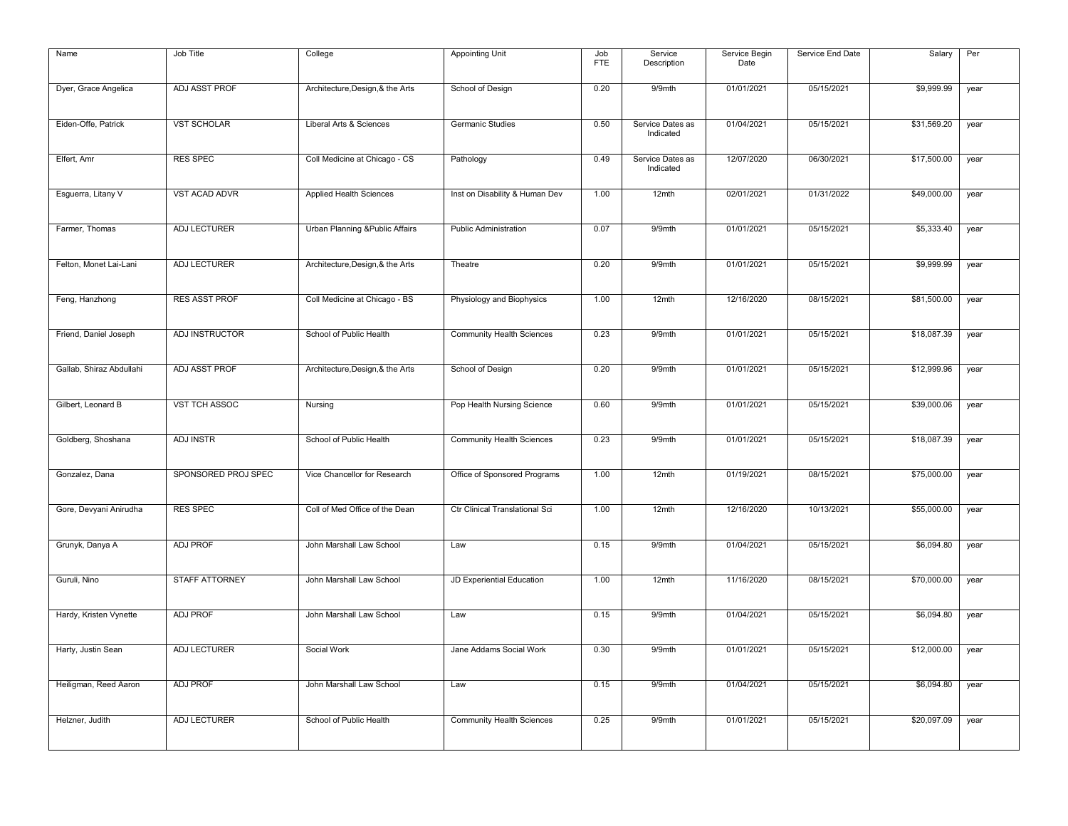| Name | Job Title | College | Appointing Unit | Job FTE | Service Description | Service Begin Date | Service End Date | Salary | Per |
|---|---|---|---|---|---|---|---|---|---|
| Dyer, Grace Angelica | ADJ ASST PROF | Architecture,Design,& the Arts | School of Design | 0.20 | 9/9mth | 01/01/2021 | 05/15/2021 | $9,999.99 | year |
| Eiden-Offe, Patrick | VST SCHOLAR | Liberal Arts & Sciences | Germanic Studies | 0.50 | Service Dates as Indicated | 01/04/2021 | 05/15/2021 | $31,569.20 | year |
| Elfert, Amr | RES SPEC | Coll Medicine at Chicago - CS | Pathology | 0.49 | Service Dates as Indicated | 12/07/2020 | 06/30/2021 | $17,500.00 | year |
| Esguerra, Litany V | VST ACAD ADVR | Applied Health Sciences | Inst on Disability & Human Dev | 1.00 | 12mth | 02/01/2021 | 01/31/2022 | $49,000.00 | year |
| Farmer, Thomas | ADJ LECTURER | Urban Planning &Public Affairs | Public Administration | 0.07 | 9/9mth | 01/01/2021 | 05/15/2021 | $5,333.40 | year |
| Felton, Monet Lai-Lani | ADJ LECTURER | Architecture,Design,& the Arts | Theatre | 0.20 | 9/9mth | 01/01/2021 | 05/15/2021 | $9,999.99 | year |
| Feng, Hanzhong | RES ASST PROF | Coll Medicine at Chicago - BS | Physiology and Biophysics | 1.00 | 12mth | 12/16/2020 | 08/15/2021 | $81,500.00 | year |
| Friend, Daniel Joseph | ADJ INSTRUCTOR | School of Public Health | Community Health Sciences | 0.23 | 9/9mth | 01/01/2021 | 05/15/2021 | $18,087.39 | year |
| Gallab, Shiraz Abdullahi | ADJ ASST PROF | Architecture,Design,& the Arts | School of Design | 0.20 | 9/9mth | 01/01/2021 | 05/15/2021 | $12,999.96 | year |
| Gilbert, Leonard B | VST TCH ASSOC | Nursing | Pop Health Nursing Science | 0.60 | 9/9mth | 01/01/2021 | 05/15/2021 | $39,000.06 | year |
| Goldberg, Shoshana | ADJ INSTR | School of Public Health | Community Health Sciences | 0.23 | 9/9mth | 01/01/2021 | 05/15/2021 | $18,087.39 | year |
| Gonzalez, Dana | SPONSORED PROJ SPEC | Vice Chancellor for Research | Office of Sponsored Programs | 1.00 | 12mth | 01/19/2021 | 08/15/2021 | $75,000.00 | year |
| Gore, Devyani Anirudha | RES SPEC | Coll of Med Office of the Dean | Ctr Clinical Translational Sci | 1.00 | 12mth | 12/16/2020 | 10/13/2021 | $55,000.00 | year |
| Grunyk, Danya A | ADJ PROF | John Marshall Law School | Law | 0.15 | 9/9mth | 01/04/2021 | 05/15/2021 | $6,094.80 | year |
| Guruli, Nino | STAFF ATTORNEY | John Marshall Law School | JD Experiential Education | 1.00 | 12mth | 11/16/2020 | 08/15/2021 | $70,000.00 | year |
| Hardy, Kristen Vynette | ADJ PROF | John Marshall Law School | Law | 0.15 | 9/9mth | 01/04/2021 | 05/15/2021 | $6,094.80 | year |
| Harty, Justin Sean | ADJ LECTURER | Social Work | Jane Addams Social Work | 0.30 | 9/9mth | 01/01/2021 | 05/15/2021 | $12,000.00 | year |
| Heiligman, Reed Aaron | ADJ PROF | John Marshall Law School | Law | 0.15 | 9/9mth | 01/04/2021 | 05/15/2021 | $6,094.80 | year |
| Helzner, Judith | ADJ LECTURER | School of Public Health | Community Health Sciences | 0.25 | 9/9mth | 01/01/2021 | 05/15/2021 | $20,097.09 | year |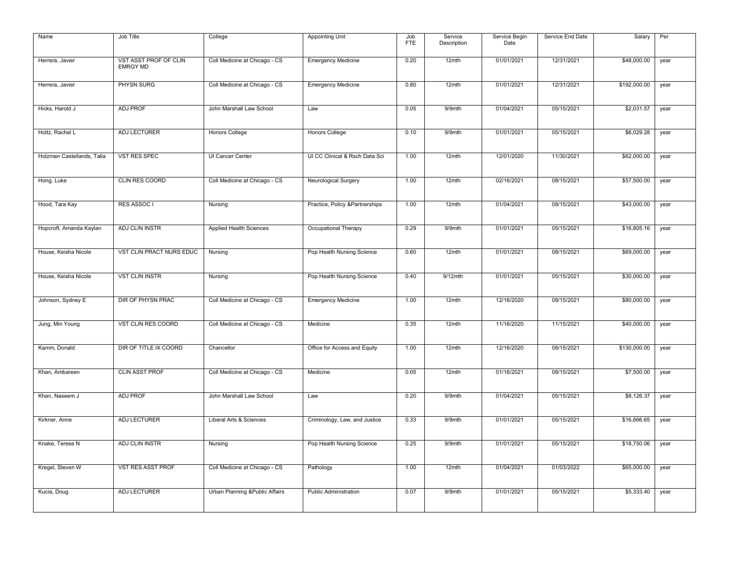| Name | Job Title | College | Appointing Unit | Job FTE | Service Description | Service Begin Date | Service End Date | Salary | Per |
|---|---|---|---|---|---|---|---|---|---|
| Herrera, Javier | VST ASST PROF OF CLIN EMRGY MD | Coll Medicine at Chicago - CS | Emergency Medicine | 0.20 | 12mth | 01/01/2021 | 12/31/2021 | $48,000.00 | year |
| Herrera, Javier | PHYSN SURG | Coll Medicine at Chicago - CS | Emergency Medicine | 0.80 | 12mth | 01/01/2021 | 12/31/2021 | $192,000.00 | year |
| Hicks, Harold J | ADJ PROF | John Marshall Law School | Law | 0.05 | 9/9mth | 01/04/2021 | 05/15/2021 | $2,031.57 | year |
| Holtz, Rachel L | ADJ LECTURER | Honors College | Honors College | 0.10 | 9/9mth | 01/01/2021 | 05/15/2021 | $6,029.28 | year |
| Holzman Castellands, Talia | VST RES SPEC | UI Cancer Center | UI CC Clinical & Rsch Data Sci | 1.00 | 12mth | 12/01/2020 | 11/30/2021 | $62,000.00 | year |
| Hong, Luke | CLIN RES COORD | Coll Medicine at Chicago - CS | Neurological Surgery | 1.00 | 12mth | 02/16/2021 | 08/15/2021 | $57,500.00 | year |
| Hood, Tara Kay | RES ASSOC I | Nursing | Practice, Policy &Partnerships | 1.00 | 12mth | 01/04/2021 | 08/15/2021 | $43,000.00 | year |
| Hopcroft, Amanda Kaylan | ADJ CLIN INSTR | Applied Health Sciences | Occupational Therapy | 0.29 | 9/9mth | 01/01/2021 | 05/15/2021 | $16,805.16 | year |
| House, Keisha Nicole | VST CLIN PRACT NURS EDUC | Nursing | Pop Health Nursing Science | 0.60 | 12mth | 01/01/2021 | 08/15/2021 | $69,000.00 | year |
| House, Keisha Nicole | VST CLIN INSTR | Nursing | Pop Health Nursing Science | 0.40 | 9/12mth | 01/01/2021 | 05/15/2021 | $30,000.00 | year |
| Johnson, Sydney E | DIR OF PHYSN PRAC | Coll Medicine at Chicago - CS | Emergency Medicine | 1.00 | 12mth | 12/16/2020 | 08/15/2021 | $80,000.00 | year |
| Jung, Min Young | VST CLIN RES COORD | Coll Medicine at Chicago - CS | Medicine | 0.35 | 12mth | 11/16/2020 | 11/15/2021 | $40,000.00 | year |
| Kamm, Donald | DIR OF TITLE IX COORD | Chancellor | Office for Access and Equity | 1.00 | 12mth | 12/16/2020 | 08/15/2021 | $130,000.00 | year |
| Khan, Ambareen | CLIN ASST PROF | Coll Medicine at Chicago - CS | Medicine | 0.05 | 12mth | 01/16/2021 | 08/15/2021 | $7,500.00 | year |
| Khan, Naseem J | ADJ PROF | John Marshall Law School | Law | 0.20 | 9/9mth | 01/04/2021 | 05/15/2021 | $8,126.37 | year |
| Kirkner, Anne | ADJ LECTURER | Liberal Arts & Sciences | Criminology, Law, and Justice | 0.33 | 9/9mth | 01/01/2021 | 05/15/2021 | $16,666.65 | year |
| Knake, Terese N | ADJ CLIN INSTR | Nursing | Pop Health Nursing Science | 0.25 | 9/9mth | 01/01/2021 | 05/15/2021 | $18,750.06 | year |
| Kregel, Steven W | VST RES ASST PROF | Coll Medicine at Chicago - CS | Pathology | 1.00 | 12mth | 01/04/2021 | 01/03/2022 | $65,000.00 | year |
| Kucia, Doug | ADJ LECTURER | Urban Planning &Public Affairs | Public Administration | 0.07 | 9/9mth | 01/01/2021 | 05/15/2021 | $5,333.40 | year |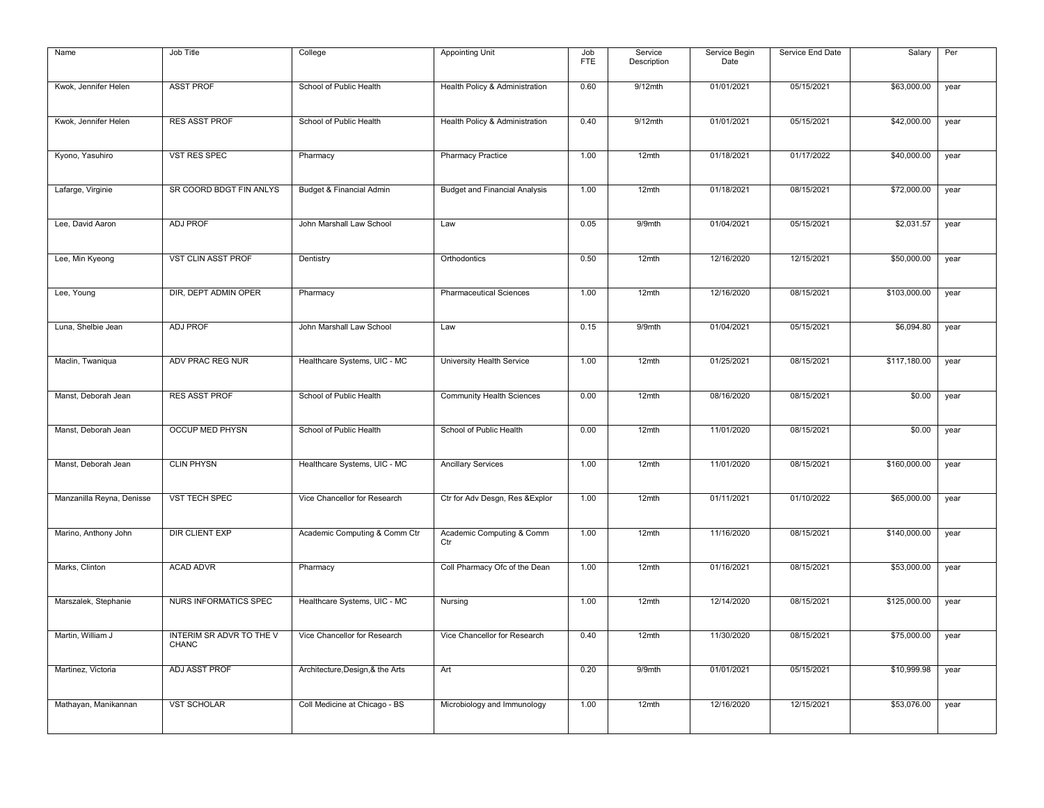| Name | Job Title | College | Appointing Unit | Job FTE | Service Description | Service Begin Date | Service End Date | Salary | Per |
|---|---|---|---|---|---|---|---|---|---|
| Kwok, Jennifer Helen | ASST PROF | School of Public Health | Health Policy & Administration | 0.60 | 9/12mth | 01/01/2021 | 05/15/2021 | $63,000.00 | year |
| Kwok, Jennifer Helen | RES ASST PROF | School of Public Health | Health Policy & Administration | 0.40 | 9/12mth | 01/01/2021 | 05/15/2021 | $42,000.00 | year |
| Kyono, Yasuhiro | VST RES SPEC | Pharmacy | Pharmacy Practice | 1.00 | 12mth | 01/18/2021 | 01/17/2022 | $40,000.00 | year |
| Lafarge, Virginie | SR COORD BDGT FIN ANLYS | Budget & Financial Admin | Budget and Financial Analysis | 1.00 | 12mth | 01/18/2021 | 08/15/2021 | $72,000.00 | year |
| Lee, David Aaron | ADJ PROF | John Marshall Law School | Law | 0.05 | 9/9mth | 01/04/2021 | 05/15/2021 | $2,031.57 | year |
| Lee, Min Kyeong | VST CLIN ASST PROF | Dentistry | Orthodontics | 0.50 | 12mth | 12/16/2020 | 12/15/2021 | $50,000.00 | year |
| Lee, Young | DIR, DEPT ADMIN OPER | Pharmacy | Pharmaceutical Sciences | 1.00 | 12mth | 12/16/2020 | 08/15/2021 | $103,000.00 | year |
| Luna, Shelbie Jean | ADJ PROF | John Marshall Law School | Law | 0.15 | 9/9mth | 01/04/2021 | 05/15/2021 | $6,094.80 | year |
| Maclin, Twaniqua | ADV PRAC REG NUR | Healthcare Systems, UIC - MC | University Health Service | 1.00 | 12mth | 01/25/2021 | 08/15/2021 | $117,180.00 | year |
| Manst, Deborah Jean | RES ASST PROF | School of Public Health | Community Health Sciences | 0.00 | 12mth | 08/16/2020 | 08/15/2021 | $0.00 | year |
| Manst, Deborah Jean | OCCUP MED PHYSN | School of Public Health | School of Public Health | 0.00 | 12mth | 11/01/2020 | 08/15/2021 | $0.00 | year |
| Manst, Deborah Jean | CLIN PHYSN | Healthcare Systems, UIC - MC | Ancillary Services | 1.00 | 12mth | 11/01/2020 | 08/15/2021 | $160,000.00 | year |
| Manzanilla Reyna, Denisse | VST TECH SPEC | Vice Chancellor for Research | Ctr for Adv Desgn, Res &Explor | 1.00 | 12mth | 01/11/2021 | 01/10/2022 | $65,000.00 | year |
| Marino, Anthony John | DIR CLIENT EXP | Academic Computing & Comm Ctr | Academic Computing & Comm Ctr | 1.00 | 12mth | 11/16/2020 | 08/15/2021 | $140,000.00 | year |
| Marks, Clinton | ACAD ADVR | Pharmacy | Coll Pharmacy Ofc of the Dean | 1.00 | 12mth | 01/16/2021 | 08/15/2021 | $53,000.00 | year |
| Marszalek, Stephanie | NURS INFORMATICS SPEC | Healthcare Systems, UIC - MC | Nursing | 1.00 | 12mth | 12/14/2020 | 08/15/2021 | $125,000.00 | year |
| Martin, William J | INTERIM SR ADVR TO THE V CHANC | Vice Chancellor for Research | Vice Chancellor for Research | 0.40 | 12mth | 11/30/2020 | 08/15/2021 | $75,000.00 | year |
| Martinez, Victoria | ADJ ASST PROF | Architecture,Design,& the Arts | Art | 0.20 | 9/9mth | 01/01/2021 | 05/15/2021 | $10,999.98 | year |
| Mathayan, Manikannan | VST SCHOLAR | Coll Medicine at Chicago - BS | Microbiology and Immunology | 1.00 | 12mth | 12/16/2020 | 12/15/2021 | $53,076.00 | year |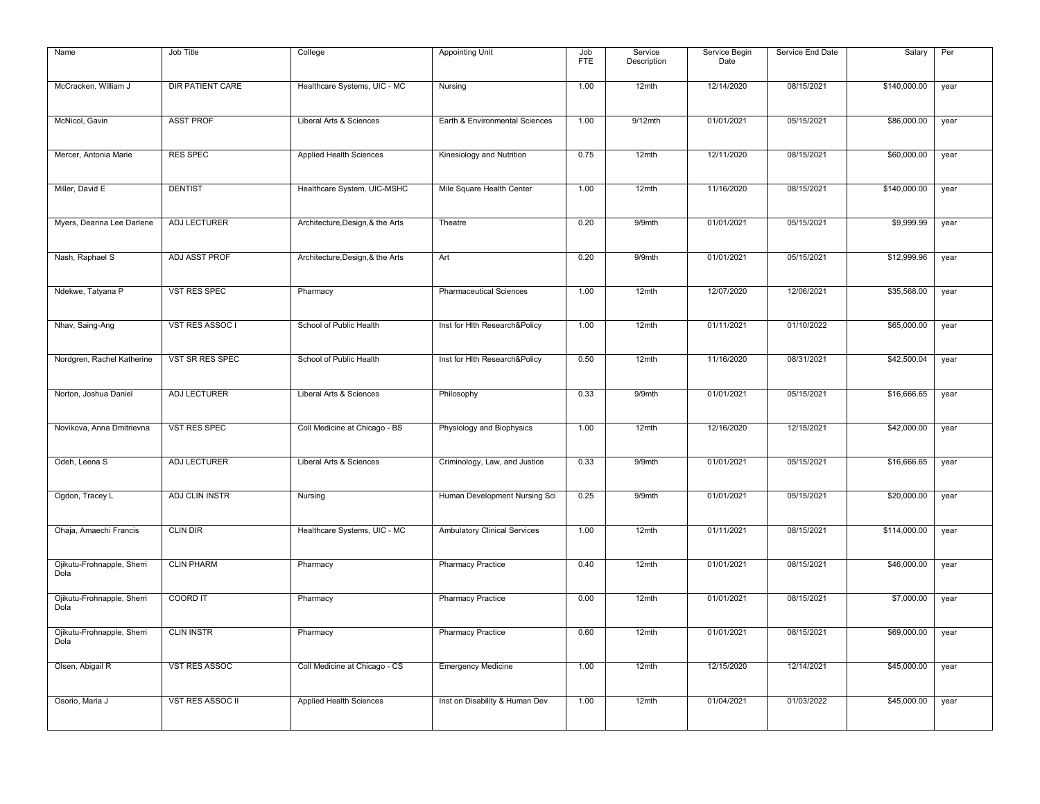| Name | Job Title | College | Appointing Unit | Job FTE | Service Description | Service Begin Date | Service End Date | Salary | Per |
|---|---|---|---|---|---|---|---|---|---|
| McCracken, William J | DIR PATIENT CARE | Healthcare Systems, UIC - MC | Nursing | 1.00 | 12mth | 12/14/2020 | 08/15/2021 | $140,000.00 | year |
| McNicol, Gavin | ASST PROF | Liberal Arts & Sciences | Earth & Environmental Sciences | 1.00 | 9/12mth | 01/01/2021 | 05/15/2021 | $86,000.00 | year |
| Mercer, Antonia Marie | RES SPEC | Applied Health Sciences | Kinesiology and Nutrition | 0.75 | 12mth | 12/11/2020 | 08/15/2021 | $60,000.00 | year |
| Miller, David E | DENTIST | Healthcare System, UIC-MSHC | Mile Square Health Center | 1.00 | 12mth | 11/16/2020 | 08/15/2021 | $140,000.00 | year |
| Myers, Deanna Lee Darlene | ADJ LECTURER | Architecture,Design,& the Arts | Theatre | 0.20 | 9/9mth | 01/01/2021 | 05/15/2021 | $9,999.99 | year |
| Nash, Raphael S | ADJ ASST PROF | Architecture,Design,& the Arts | Art | 0.20 | 9/9mth | 01/01/2021 | 05/15/2021 | $12,999.96 | year |
| Ndekwe, Tatyana P | VST RES SPEC | Pharmacy | Pharmaceutical Sciences | 1.00 | 12mth | 12/07/2020 | 12/06/2021 | $35,568.00 | year |
| Nhav, Saing-Ang | VST RES ASSOC I | School of Public Health | Inst for Hlth Research&Policy | 1.00 | 12mth | 01/11/2021 | 01/10/2022 | $65,000.00 | year |
| Nordgren, Rachel Katherine | VST SR RES SPEC | School of Public Health | Inst for Hlth Research&Policy | 0.50 | 12mth | 11/16/2020 | 08/31/2021 | $42,500.04 | year |
| Norton, Joshua Daniel | ADJ LECTURER | Liberal Arts & Sciences | Philosophy | 0.33 | 9/9mth | 01/01/2021 | 05/15/2021 | $16,666.65 | year |
| Novikova, Anna Dmitrievna | VST RES SPEC | Coll Medicine at Chicago - BS | Physiology and Biophysics | 1.00 | 12mth | 12/16/2020 | 12/15/2021 | $42,000.00 | year |
| Odeh, Leena S | ADJ LECTURER | Liberal Arts & Sciences | Criminology, Law, and Justice | 0.33 | 9/9mth | 01/01/2021 | 05/15/2021 | $16,666.65 | year |
| Ogdon, Tracey L | ADJ CLIN INSTR | Nursing | Human Development Nursing Sci | 0.25 | 9/9mth | 01/01/2021 | 05/15/2021 | $20,000.00 | year |
| Ohaja, Amaechi Francis | CLIN DIR | Healthcare Systems, UIC - MC | Ambulatory Clinical Services | 1.00 | 12mth | 01/11/2021 | 08/15/2021 | $114,000.00 | year |
| Ojikutu-Frohnapple, Sherri Dola | CLIN PHARM | Pharmacy | Pharmacy Practice | 0.40 | 12mth | 01/01/2021 | 08/15/2021 | $46,000.00 | year |
| Ojikutu-Frohnapple, Sherri Dola | COORD IT | Pharmacy | Pharmacy Practice | 0.00 | 12mth | 01/01/2021 | 08/15/2021 | $7,000.00 | year |
| Ojikutu-Frohnapple, Sherri Dola | CLIN INSTR | Pharmacy | Pharmacy Practice | 0.60 | 12mth | 01/01/2021 | 08/15/2021 | $69,000.00 | year |
| Olsen, Abigail R | VST RES ASSOC | Coll Medicine at Chicago - CS | Emergency Medicine | 1.00 | 12mth | 12/15/2020 | 12/14/2021 | $45,000.00 | year |
| Osorio, Maria J | VST RES ASSOC II | Applied Health Sciences | Inst on Disability & Human Dev | 1.00 | 12mth | 01/04/2021 | 01/03/2022 | $45,000.00 | year |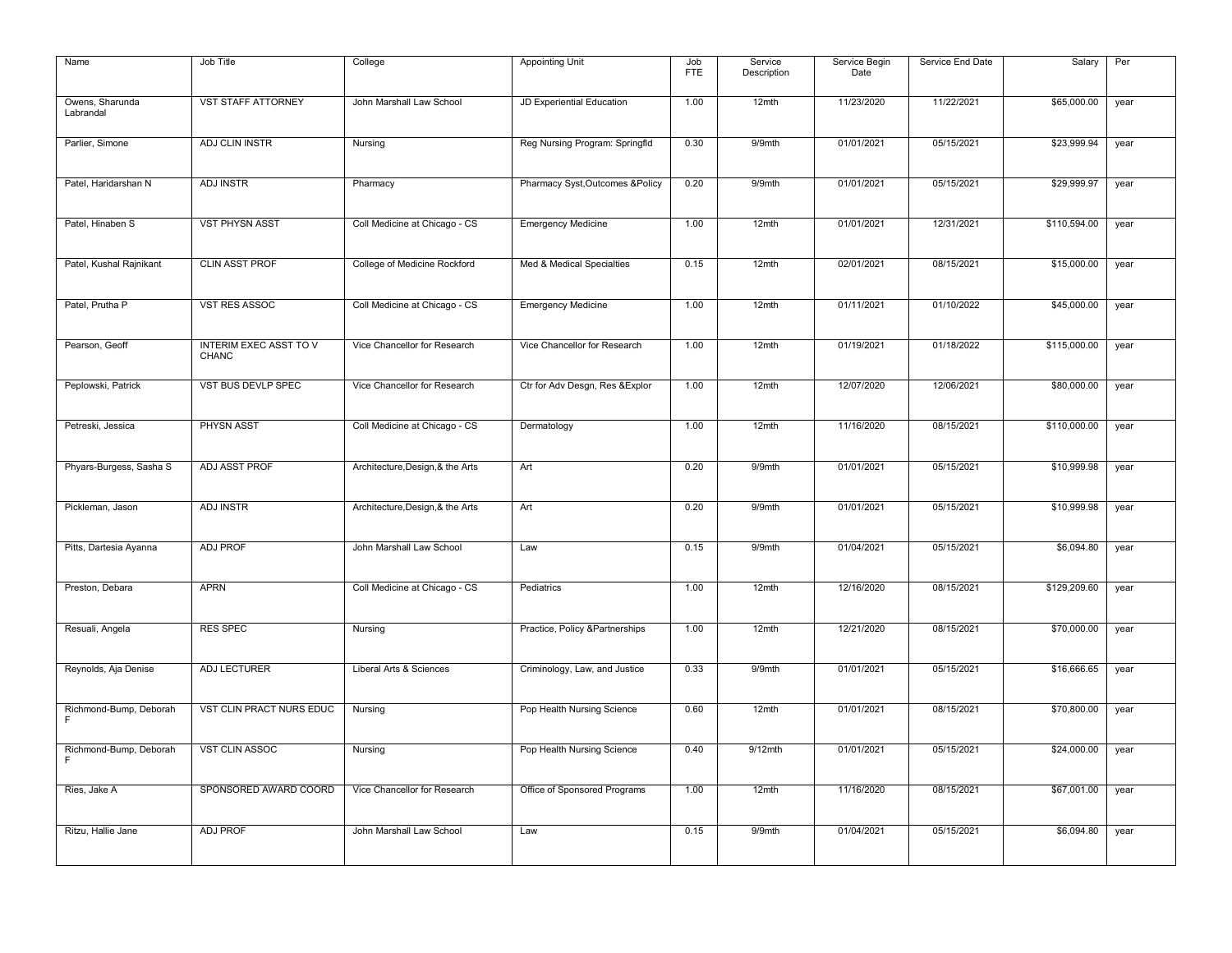| Name | Job Title | College | Appointing Unit | Job FTE | Service Description | Service Begin Date | Service End Date | Salary | Per |
|---|---|---|---|---|---|---|---|---|---|
| Owens, Sharunda Labrandal | VST STAFF ATTORNEY | John Marshall Law School | JD Experiential Education | 1.00 | 12mth | 11/23/2020 | 11/22/2021 | $65,000.00 | year |
| Parlier, Simone | ADJ CLIN INSTR | Nursing | Reg Nursing Program: Springfld | 0.30 | 9/9mth | 01/01/2021 | 05/15/2021 | $23,999.94 | year |
| Patel, Haridarshan N | ADJ INSTR | Pharmacy | Pharmacy Syst,Outcomes &Policy | 0.20 | 9/9mth | 01/01/2021 | 05/15/2021 | $29,999.97 | year |
| Patel, Hinaben S | VST PHYSN ASST | Coll Medicine at Chicago - CS | Emergency Medicine | 1.00 | 12mth | 01/01/2021 | 12/31/2021 | $110,594.00 | year |
| Patel, Kushal Rajnikant | CLIN ASST PROF | College of Medicine Rockford | Med & Medical Specialties | 0.15 | 12mth | 02/01/2021 | 08/15/2021 | $15,000.00 | year |
| Patel, Prutha P | VST RES ASSOC | Coll Medicine at Chicago - CS | Emergency Medicine | 1.00 | 12mth | 01/11/2021 | 01/10/2022 | $45,000.00 | year |
| Pearson, Geoff | INTERIM EXEC ASST TO V CHANC | Vice Chancellor for Research | Vice Chancellor for Research | 1.00 | 12mth | 01/19/2021 | 01/18/2022 | $115,000.00 | year |
| Peplowski, Patrick | VST BUS DEVLP SPEC | Vice Chancellor for Research | Ctr for Adv Desgn, Res &Explor | 1.00 | 12mth | 12/07/2020 | 12/06/2021 | $80,000.00 | year |
| Petreski, Jessica | PHYSN ASST | Coll Medicine at Chicago - CS | Dermatology | 1.00 | 12mth | 11/16/2020 | 08/15/2021 | $110,000.00 | year |
| Phyars-Burgess, Sasha S | ADJ ASST PROF | Architecture,Design,& the Arts | Art | 0.20 | 9/9mth | 01/01/2021 | 05/15/2021 | $10,999.98 | year |
| Pickleman, Jason | ADJ INSTR | Architecture,Design,& the Arts | Art | 0.20 | 9/9mth | 01/01/2021 | 05/15/2021 | $10,999.98 | year |
| Pitts, Dartesia Ayanna | ADJ PROF | John Marshall Law School | Law | 0.15 | 9/9mth | 01/04/2021 | 05/15/2021 | $6,094.80 | year |
| Preston, Debara | APRN | Coll Medicine at Chicago - CS | Pediatrics | 1.00 | 12mth | 12/16/2020 | 08/15/2021 | $129,209.60 | year |
| Resuali, Angela | RES SPEC | Nursing | Practice, Policy &Partnerships | 1.00 | 12mth | 12/21/2020 | 08/15/2021 | $70,000.00 | year |
| Reynolds, Aja Denise | ADJ LECTURER | Liberal Arts & Sciences | Criminology, Law, and Justice | 0.33 | 9/9mth | 01/01/2021 | 05/15/2021 | $16,666.65 | year |
| Richmond-Bump, Deborah F | VST CLIN PRACT NURS EDUC | Nursing | Pop Health Nursing Science | 0.60 | 12mth | 01/01/2021 | 08/15/2021 | $70,800.00 | year |
| Richmond-Bump, Deborah F | VST CLIN ASSOC | Nursing | Pop Health Nursing Science | 0.40 | 9/12mth | 01/01/2021 | 05/15/2021 | $24,000.00 | year |
| Ries, Jake A | SPONSORED AWARD COORD | Vice Chancellor for Research | Office of Sponsored Programs | 1.00 | 12mth | 11/16/2020 | 08/15/2021 | $67,001.00 | year |
| Ritzu, Hallie Jane | ADJ PROF | John Marshall Law School | Law | 0.15 | 9/9mth | 01/04/2021 | 05/15/2021 | $6,094.80 | year |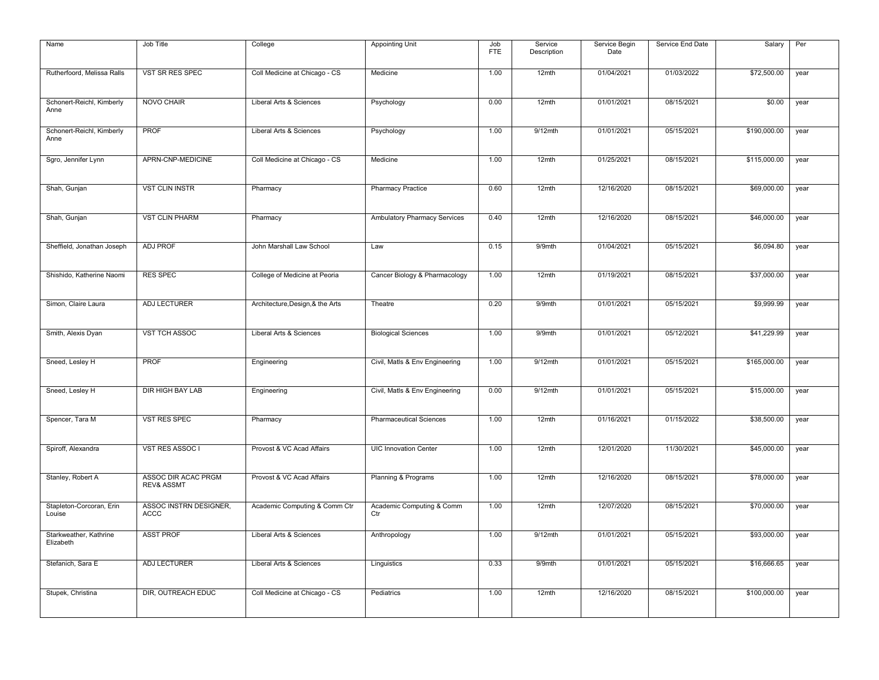| Name | Job Title | College | Appointing Unit | Job FTE | Service Description | Service Begin Date | Service End Date | Salary | Per |
|---|---|---|---|---|---|---|---|---|---|
| Rutherfoord, Melissa Ralls | VST SR RES SPEC | Coll Medicine at Chicago - CS | Medicine | 1.00 | 12mth | 01/04/2021 | 01/03/2022 | $72,500.00 | year |
| Schonert-Reichl, Kimberly Anne | NOVO CHAIR | Liberal Arts & Sciences | Psychology | 0.00 | 12mth | 01/01/2021 | 08/15/2021 | $0.00 | year |
| Schonert-Reichl, Kimberly Anne | PROF | Liberal Arts & Sciences | Psychology | 1.00 | 9/12mth | 01/01/2021 | 05/15/2021 | $190,000.00 | year |
| Sgro, Jennifer Lynn | APRN-CNP-MEDICINE | Coll Medicine at Chicago - CS | Medicine | 1.00 | 12mth | 01/25/2021 | 08/15/2021 | $115,000.00 | year |
| Shah, Gunjan | VST CLIN INSTR | Pharmacy | Pharmacy Practice | 0.60 | 12mth | 12/16/2020 | 08/15/2021 | $69,000.00 | year |
| Shah, Gunjan | VST CLIN PHARM | Pharmacy | Ambulatory Pharmacy Services | 0.40 | 12mth | 12/16/2020 | 08/15/2021 | $46,000.00 | year |
| Sheffield, Jonathan Joseph | ADJ PROF | John Marshall Law School | Law | 0.15 | 9/9mth | 01/04/2021 | 05/15/2021 | $6,094.80 | year |
| Shishido, Katherine Naomi | RES SPEC | College of Medicine at Peoria | Cancer Biology & Pharmacology | 1.00 | 12mth | 01/19/2021 | 08/15/2021 | $37,000.00 | year |
| Simon, Claire Laura | ADJ LECTURER | Architecture,Design,& the Arts | Theatre | 0.20 | 9/9mth | 01/01/2021 | 05/15/2021 | $9,999.99 | year |
| Smith, Alexis Dyan | VST TCH ASSOC | Liberal Arts & Sciences | Biological Sciences | 1.00 | 9/9mth | 01/01/2021 | 05/12/2021 | $41,229.99 | year |
| Sneed, Lesley H | PROF | Engineering | Civil, Matls & Env Engineering | 1.00 | 9/12mth | 01/01/2021 | 05/15/2021 | $165,000.00 | year |
| Sneed, Lesley H | DIR HIGH BAY LAB | Engineering | Civil, Matls & Env Engineering | 0.00 | 9/12mth | 01/01/2021 | 05/15/2021 | $15,000.00 | year |
| Spencer, Tara M | VST RES SPEC | Pharmacy | Pharmaceutical Sciences | 1.00 | 12mth | 01/16/2021 | 01/15/2022 | $38,500.00 | year |
| Spiroff, Alexandra | VST RES ASSOC I | Provost & VC Acad Affairs | UIC Innovation Center | 1.00 | 12mth | 12/01/2020 | 11/30/2021 | $45,000.00 | year |
| Stanley, Robert A | ASSOC DIR ACAC PRGM REV& ASSMT | Provost & VC Acad Affairs | Planning & Programs | 1.00 | 12mth | 12/16/2020 | 08/15/2021 | $78,000.00 | year |
| Stapleton-Corcoran, Erin Louise | ASSOC INSTRN DESIGNER, ACCC | Academic Computing & Comm Ctr | Academic Computing & Comm Ctr | 1.00 | 12mth | 12/07/2020 | 08/15/2021 | $70,000.00 | year |
| Starkweather, Kathrine Elizabeth | ASST PROF | Liberal Arts & Sciences | Anthropology | 1.00 | 9/12mth | 01/01/2021 | 05/15/2021 | $93,000.00 | year |
| Stefanich, Sara E | ADJ LECTURER | Liberal Arts & Sciences | Linguistics | 0.33 | 9/9mth | 01/01/2021 | 05/15/2021 | $16,666.65 | year |
| Stupek, Christina | DIR, OUTREACH EDUC | Coll Medicine at Chicago - CS | Pediatrics | 1.00 | 12mth | 12/16/2020 | 08/15/2021 | $100,000.00 | year |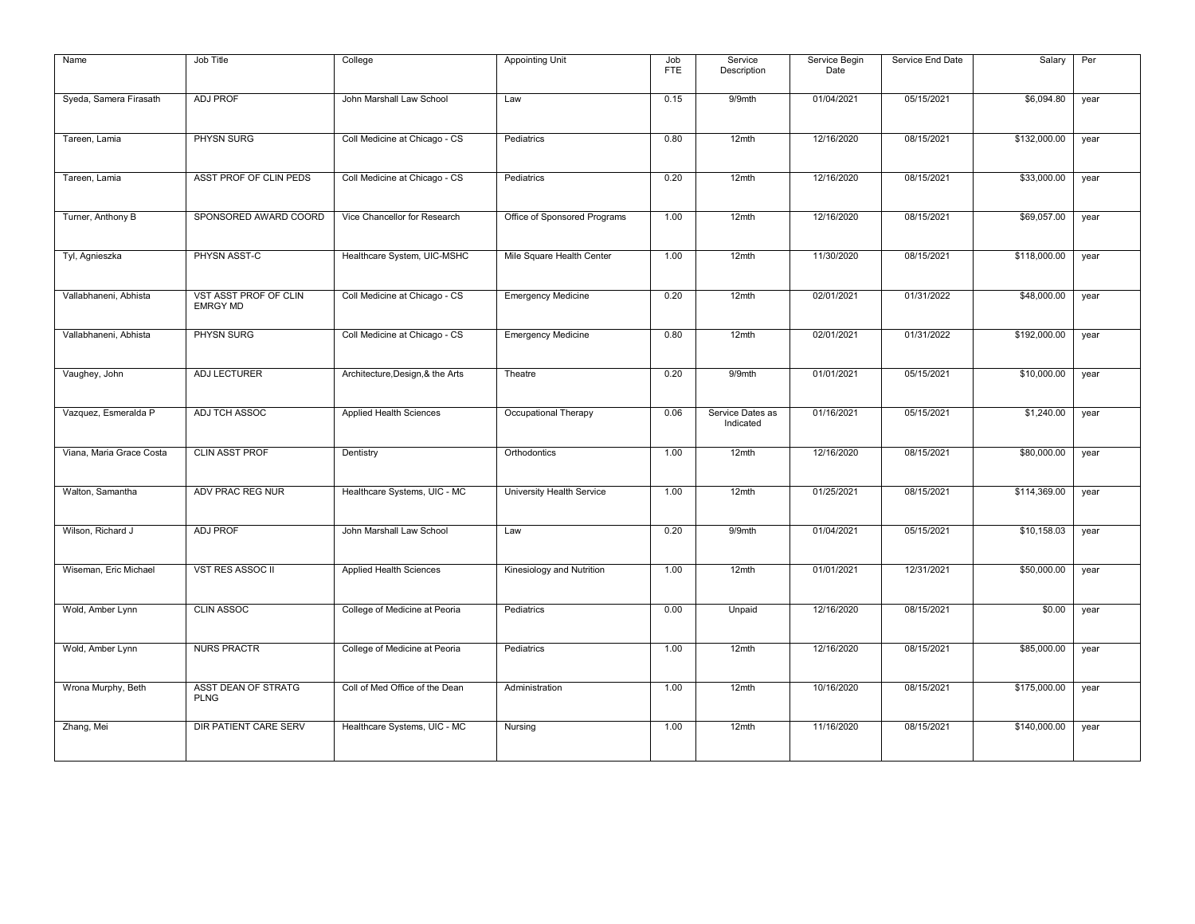| Name | Job Title | College | Appointing Unit | Job FTE | Service Description | Service Begin Date | Service End Date | Salary | Per |
|---|---|---|---|---|---|---|---|---|---|
| Syeda, Samera Firasath | ADJ PROF | John Marshall Law School | Law | 0.15 | 9/9mth | 01/04/2021 | 05/15/2021 | $6,094.80 | year |
| Tareen, Lamia | PHYSN SURG | Coll Medicine at Chicago - CS | Pediatrics | 0.80 | 12mth | 12/16/2020 | 08/15/2021 | $132,000.00 | year |
| Tareen, Lamia | ASST PROF OF CLIN PEDS | Coll Medicine at Chicago - CS | Pediatrics | 0.20 | 12mth | 12/16/2020 | 08/15/2021 | $33,000.00 | year |
| Turner, Anthony B | SPONSORED AWARD COORD | Vice Chancellor for Research | Office of Sponsored Programs | 1.00 | 12mth | 12/16/2020 | 08/15/2021 | $69,057.00 | year |
| Tyl, Agnieszka | PHYSN ASST-C | Healthcare System, UIC-MSHC | Mile Square Health Center | 1.00 | 12mth | 11/30/2020 | 08/15/2021 | $118,000.00 | year |
| Vallabhaneni, Abhista | VST ASST PROF OF CLIN EMRGY MD | Coll Medicine at Chicago - CS | Emergency Medicine | 0.20 | 12mth | 02/01/2021 | 01/31/2022 | $48,000.00 | year |
| Vallabhaneni, Abhista | PHYSN SURG | Coll Medicine at Chicago - CS | Emergency Medicine | 0.80 | 12mth | 02/01/2021 | 01/31/2022 | $192,000.00 | year |
| Vaughey, John | ADJ LECTURER | Architecture,Design,& the Arts | Theatre | 0.20 | 9/9mth | 01/01/2021 | 05/15/2021 | $10,000.00 | year |
| Vazquez, Esmeralda P | ADJ TCH ASSOC | Applied Health Sciences | Occupational Therapy | 0.06 | Service Dates as Indicated | 01/16/2021 | 05/15/2021 | $1,240.00 | year |
| Viana, Maria Grace Costa | CLIN ASST PROF | Dentistry | Orthodontics | 1.00 | 12mth | 12/16/2020 | 08/15/2021 | $80,000.00 | year |
| Walton, Samantha | ADV PRAC REG NUR | Healthcare Systems, UIC - MC | University Health Service | 1.00 | 12mth | 01/25/2021 | 08/15/2021 | $114,369.00 | year |
| Wilson, Richard J | ADJ PROF | John Marshall Law School | Law | 0.20 | 9/9mth | 01/04/2021 | 05/15/2021 | $10,158.03 | year |
| Wiseman, Eric Michael | VST RES ASSOC II | Applied Health Sciences | Kinesiology and Nutrition | 1.00 | 12mth | 01/01/2021 | 12/31/2021 | $50,000.00 | year |
| Wold, Amber Lynn | CLIN ASSOC | College of Medicine at Peoria | Pediatrics | 0.00 | Unpaid | 12/16/2020 | 08/15/2021 | $0.00 | year |
| Wold, Amber Lynn | NURS PRACTR | College of Medicine at Peoria | Pediatrics | 1.00 | 12mth | 12/16/2020 | 08/15/2021 | $85,000.00 | year |
| Wrona Murphy, Beth | ASST DEAN OF STRATG PLNG | Coll of Med Office of the Dean | Administration | 1.00 | 12mth | 10/16/2020 | 08/15/2021 | $175,000.00 | year |
| Zhang, Mei | DIR PATIENT CARE SERV | Healthcare Systems, UIC - MC | Nursing | 1.00 | 12mth | 11/16/2020 | 08/15/2021 | $140,000.00 | year |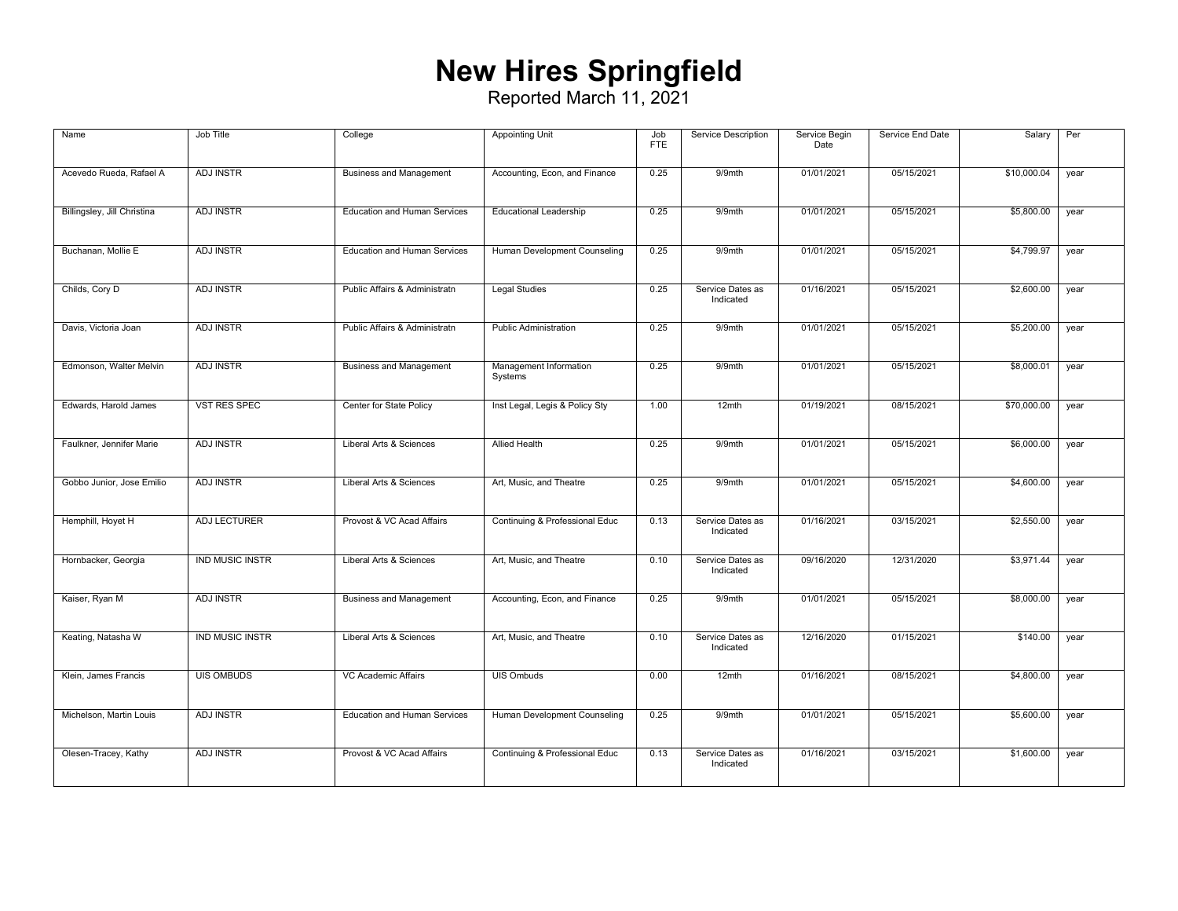# New Hires Springfield

Reported March 11, 2021

| Name | Job Title | College | Appointing Unit | Job FTE | Service Description | Service Begin Date | Service End Date | Salary | Per |
|---|---|---|---|---|---|---|---|---|---|
| Acevedo Rueda, Rafael A | ADJ INSTR | Business and Management | Accounting, Econ, and Finance | 0.25 | 9/9mth | 01/01/2021 | 05/15/2021 | $10,000.04 | year |
| Billingsley, Jill Christina | ADJ INSTR | Education and Human Services | Educational Leadership | 0.25 | 9/9mth | 01/01/2021 | 05/15/2021 | $5,800.00 | year |
| Buchanan, Mollie E | ADJ INSTR | Education and Human Services | Human Development Counseling | 0.25 | 9/9mth | 01/01/2021 | 05/15/2021 | $4,799.97 | year |
| Childs, Cory D | ADJ INSTR | Public Affairs & Administratn | Legal Studies | 0.25 | Service Dates as Indicated | 01/16/2021 | 05/15/2021 | $2,600.00 | year |
| Davis, Victoria Joan | ADJ INSTR | Public Affairs & Administratn | Public Administration | 0.25 | 9/9mth | 01/01/2021 | 05/15/2021 | $5,200.00 | year |
| Edmonson, Walter Melvin | ADJ INSTR | Business and Management | Management Information Systems | 0.25 | 9/9mth | 01/01/2021 | 05/15/2021 | $8,000.01 | year |
| Edwards, Harold James | VST RES SPEC | Center for State Policy | Inst Legal, Legis & Policy Sty | 1.00 | 12mth | 01/19/2021 | 08/15/2021 | $70,000.00 | year |
| Faulkner, Jennifer Marie | ADJ INSTR | Liberal Arts & Sciences | Allied Health | 0.25 | 9/9mth | 01/01/2021 | 05/15/2021 | $6,000.00 | year |
| Gobbo Junior, Jose Emilio | ADJ INSTR | Liberal Arts & Sciences | Art, Music, and Theatre | 0.25 | 9/9mth | 01/01/2021 | 05/15/2021 | $4,600.00 | year |
| Hemphill, Hoyet H | ADJ LECTURER | Provost & VC Acad Affairs | Continuing & Professional Educ | 0.13 | Service Dates as Indicated | 01/16/2021 | 03/15/2021 | $2,550.00 | year |
| Hornbacker, Georgia | IND MUSIC INSTR | Liberal Arts & Sciences | Art, Music, and Theatre | 0.10 | Service Dates as Indicated | 09/16/2020 | 12/31/2020 | $3,971.44 | year |
| Kaiser, Ryan M | ADJ INSTR | Business and Management | Accounting, Econ, and Finance | 0.25 | 9/9mth | 01/01/2021 | 05/15/2021 | $8,000.00 | year |
| Keating, Natasha W | IND MUSIC INSTR | Liberal Arts & Sciences | Art, Music, and Theatre | 0.10 | Service Dates as Indicated | 12/16/2020 | 01/15/2021 | $140.00 | year |
| Klein, James Francis | UIS OMBUDS | VC Academic Affairs | UIS Ombuds | 0.00 | 12mth | 01/16/2021 | 08/15/2021 | $4,800.00 | year |
| Michelson, Martin Louis | ADJ INSTR | Education and Human Services | Human Development Counseling | 0.25 | 9/9mth | 01/01/2021 | 05/15/2021 | $5,600.00 | year |
| Olesen-Tracey, Kathy | ADJ INSTR | Provost & VC Acad Affairs | Continuing & Professional Educ | 0.13 | Service Dates as Indicated | 01/16/2021 | 03/15/2021 | $1,600.00 | year |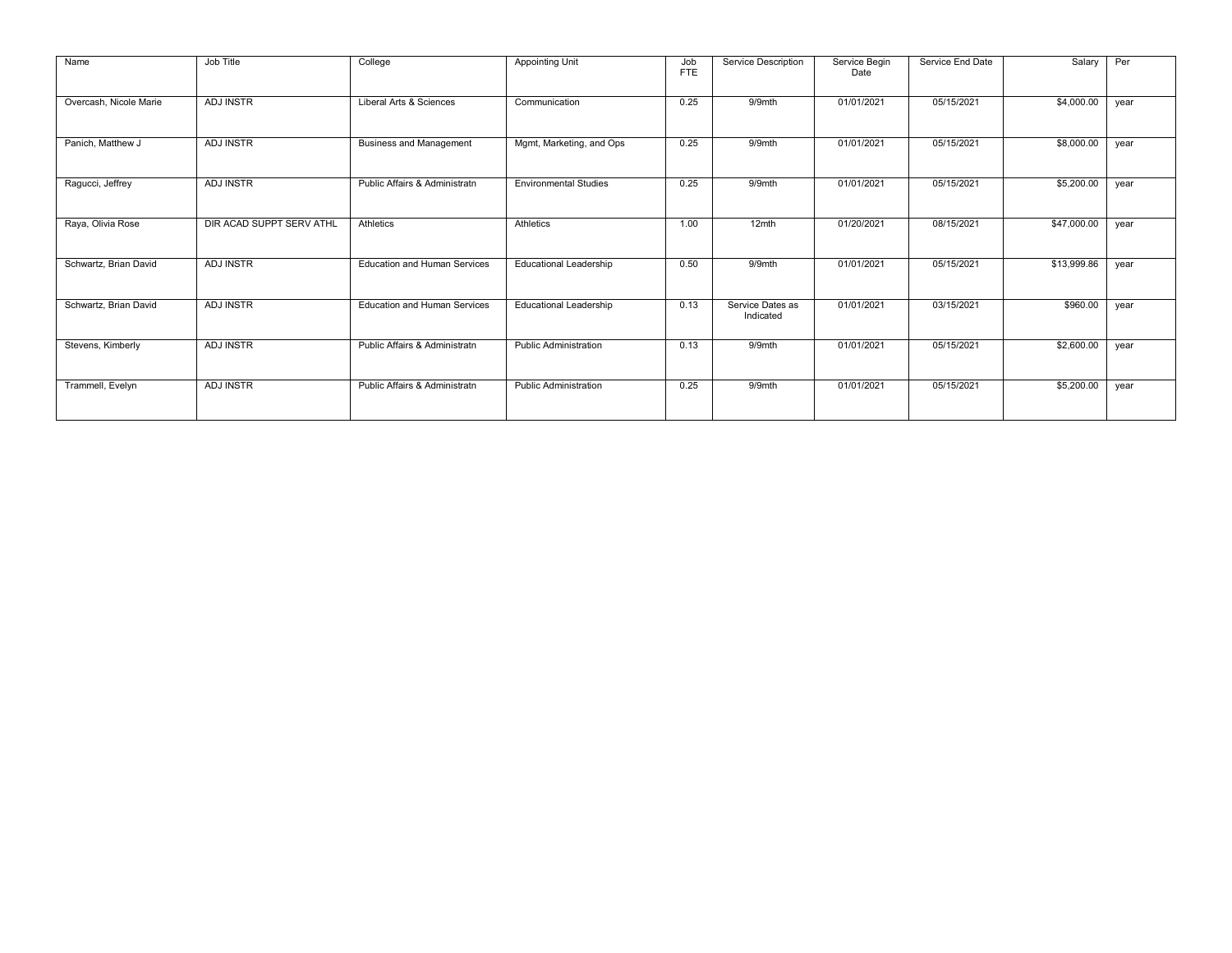| Name | Job Title | College | Appointing Unit | Job FTE | Service Description | Service Begin Date | Service End Date | Salary | Per |
|---|---|---|---|---|---|---|---|---|---|
| Overcash, Nicole Marie | ADJ INSTR | Liberal Arts & Sciences | Communication | 0.25 | 9/9mth | 01/01/2021 | 05/15/2021 | $4,000.00 | year |
| Panich, Matthew J | ADJ INSTR | Business and Management | Mgmt, Marketing, and Ops | 0.25 | 9/9mth | 01/01/2021 | 05/15/2021 | $8,000.00 | year |
| Ragucci, Jeffrey | ADJ INSTR | Public Affairs & Administratn | Environmental Studies | 0.25 | 9/9mth | 01/01/2021 | 05/15/2021 | $5,200.00 | year |
| Raya, Olivia Rose | DIR ACAD SUPPT SERV ATHL | Athletics | Athletics | 1.00 | 12mth | 01/20/2021 | 08/15/2021 | $47,000.00 | year |
| Schwartz, Brian David | ADJ INSTR | Education and Human Services | Educational Leadership | 0.50 | 9/9mth | 01/01/2021 | 05/15/2021 | $13,999.86 | year |
| Schwartz, Brian David | ADJ INSTR | Education and Human Services | Educational Leadership | 0.13 | Service Dates as Indicated | 01/01/2021 | 03/15/2021 | $960.00 | year |
| Stevens, Kimberly | ADJ INSTR | Public Affairs & Administratn | Public Administration | 0.13 | 9/9mth | 01/01/2021 | 05/15/2021 | $2,600.00 | year |
| Trammell, Evelyn | ADJ INSTR | Public Affairs & Administratn | Public Administration | 0.25 | 9/9mth | 01/01/2021 | 05/15/2021 | $5,200.00 | year |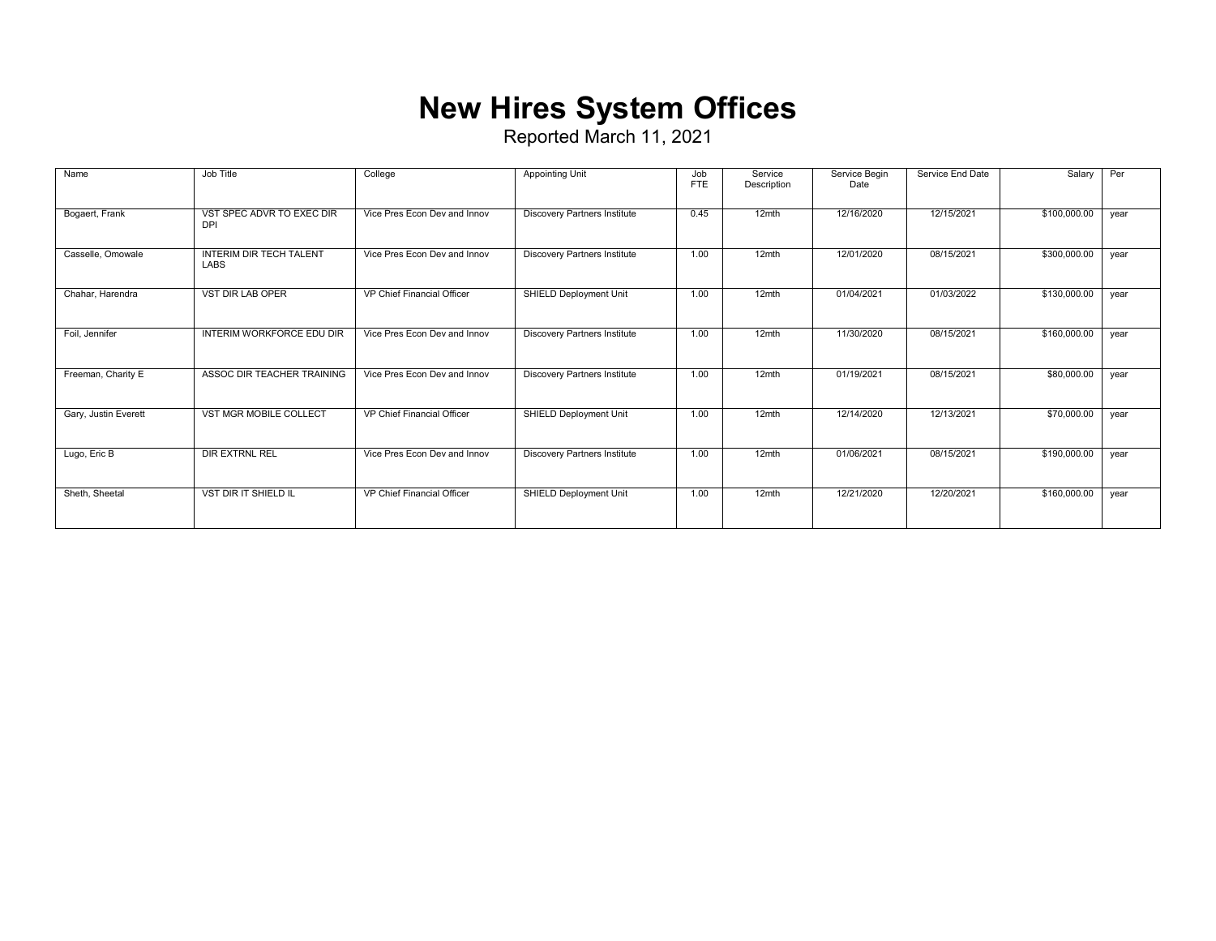# New Hires System Offices

Reported March 11, 2021

| Name | Job Title | College | Appointing Unit | Job FTE | Service Description | Service Begin Date | Service End Date | Salary | Per |
|---|---|---|---|---|---|---|---|---|---|
| Bogaert, Frank | VST SPEC ADVR TO EXEC DIR DPI | Vice Pres Econ Dev and Innov | Discovery Partners Institute | 0.45 | 12mth | 12/16/2020 | 12/15/2021 | $100,000.00 | year |
| Casselle, Omowale | INTERIM DIR TECH TALENT LABS | Vice Pres Econ Dev and Innov | Discovery Partners Institute | 1.00 | 12mth | 12/01/2020 | 08/15/2021 | $300,000.00 | year |
| Chahar, Harendra | VST DIR LAB OPER | VP Chief Financial Officer | SHIELD Deployment Unit | 1.00 | 12mth | 01/04/2021 | 01/03/2022 | $130,000.00 | year |
| Foil, Jennifer | INTERIM WORKFORCE EDU DIR | Vice Pres Econ Dev and Innov | Discovery Partners Institute | 1.00 | 12mth | 11/30/2020 | 08/15/2021 | $160,000.00 | year |
| Freeman, Charity E | ASSOC DIR TEACHER TRAINING | Vice Pres Econ Dev and Innov | Discovery Partners Institute | 1.00 | 12mth | 01/19/2021 | 08/15/2021 | $80,000.00 | year |
| Gary, Justin Everett | VST MGR MOBILE COLLECT | VP Chief Financial Officer | SHIELD Deployment Unit | 1.00 | 12mth | 12/14/2020 | 12/13/2021 | $70,000.00 | year |
| Lugo, Eric B | DIR EXTRNL REL | Vice Pres Econ Dev and Innov | Discovery Partners Institute | 1.00 | 12mth | 01/06/2021 | 08/15/2021 | $190,000.00 | year |
| Sheth, Sheetal | VST DIR IT SHIELD IL | VP Chief Financial Officer | SHIELD Deployment Unit | 1.00 | 12mth | 12/21/2020 | 12/20/2021 | $160,000.00 | year |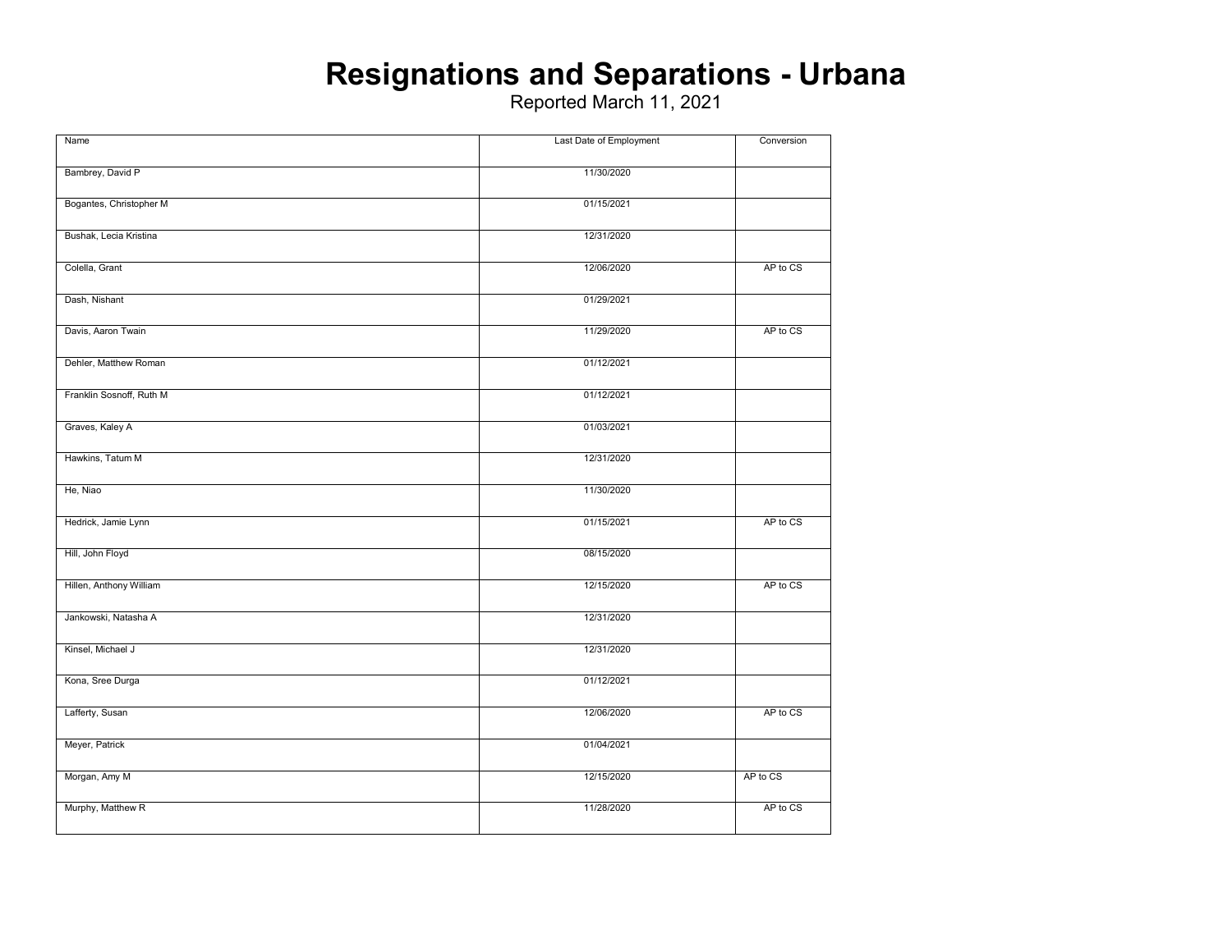# Resignations and Separations - Urbana

Reported March 11, 2021

| Name | Last Date of Employment | Conversion |
|---|---|---|
| Bambrey, David P | 11/30/2020 | |
| Bogantes, Christopher M | 01/15/2021 | |
| Bushak, Lecia Kristina | 12/31/2020 | |
| Colella, Grant | 12/06/2020 | AP to CS |
| Dash, Nishant | 01/29/2021 | |
| Davis, Aaron Twain | 11/29/2020 | AP to CS |
| Dehler, Matthew Roman | 01/12/2021 | |
| Franklin Sosnoff, Ruth M | 01/12/2021 | |
| Graves, Kaley A | 01/03/2021 | |
| Hawkins, Tatum M | 12/31/2020 | |
| He, Niao | 11/30/2020 | |
| Hedrick, Jamie Lynn | 01/15/2021 | AP to CS |
| Hill, John Floyd | 08/15/2020 | |
| Hillen, Anthony William | 12/15/2020 | AP to CS |
| Jankowski, Natasha A | 12/31/2020 | |
| Kinsel, Michael J | 12/31/2020 | |
| Kona, Sree Durga | 01/12/2021 | |
| Lafferty, Susan | 12/06/2020 | AP to CS |
| Meyer, Patrick | 01/04/2021 | |
| Morgan, Amy M | 12/15/2020 | AP to CS |
| Murphy, Matthew R | 11/28/2020 | AP to CS |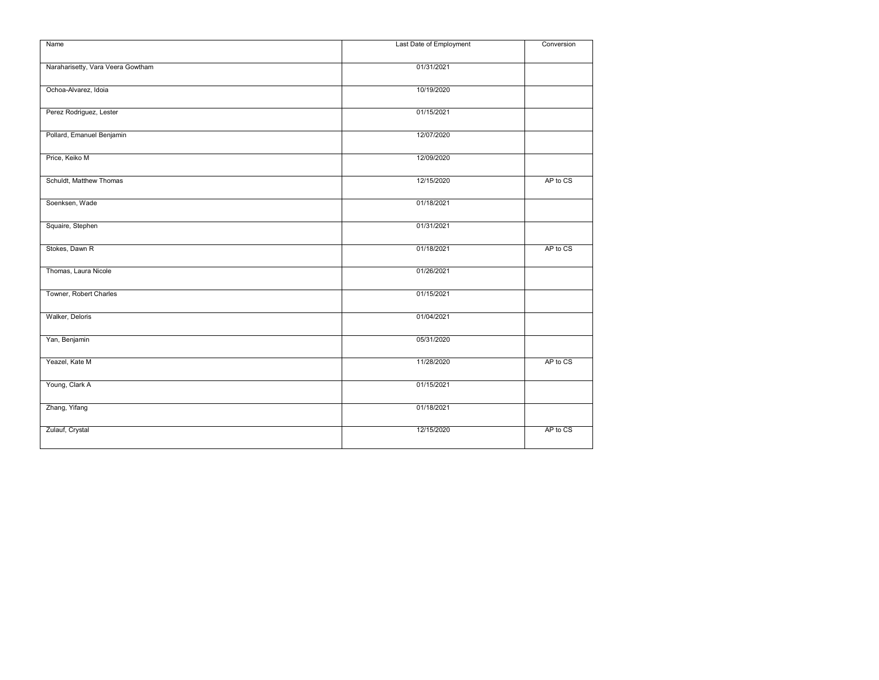| Name | Last Date of Employment | Conversion |
| --- | --- | --- |
| Naraharisetty, Vara Veera Gowtham | 01/31/2021 | |
| Ochoa-Alvarez, Idoia | 10/19/2020 | |
| Perez Rodriguez, Lester | 01/15/2021 | |
| Pollard, Emanuel Benjamin | 12/07/2020 | |
| Price, Keiko M | 12/09/2020 | |
| Schuldt, Matthew Thomas | 12/15/2020 | AP to CS |
| Soenksen, Wade | 01/18/2021 | |
| Squaire, Stephen | 01/31/2021 | |
| Stokes, Dawn R | 01/18/2021 | AP to CS |
| Thomas, Laura Nicole | 01/26/2021 | |
| Towner, Robert Charles | 01/15/2021 | |
| Walker, Deloris | 01/04/2021 | |
| Yan, Benjamin | 05/31/2020 | |
| Yeazel, Kate M | 11/28/2020 | AP to CS |
| Young, Clark A | 01/15/2021 | |
| Zhang, Yifang | 01/18/2021 | |
| Zulauf, Crystal | 12/15/2020 | AP to CS |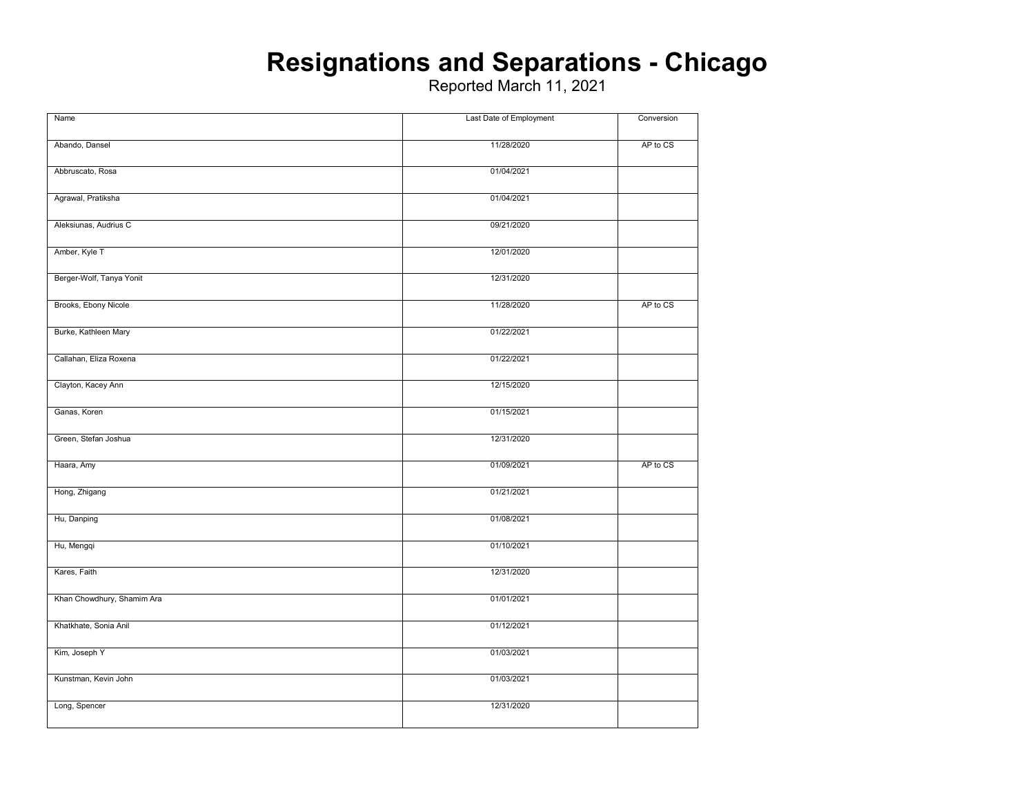# Resignations and Separations - Chicago

Reported March 11, 2021

| Name | Last Date of Employment | Conversion |
|---|---|---|
| Abando, Dansel | 11/28/2020 | AP to CS |
| Abbruscato, Rosa | 01/04/2021 | |
| Agrawal, Pratiksha | 01/04/2021 | |
| Aleksiunas, Audrius C | 09/21/2020 | |
| Amber, Kyle T | 12/01/2020 | |
| Berger-Wolf, Tanya Yonit | 12/31/2020 | |
| Brooks, Ebony Nicole | 11/28/2020 | AP to CS |
| Burke, Kathleen Mary | 01/22/2021 | |
| Callahan, Eliza Roxena | 01/22/2021 | |
| Clayton, Kacey Ann | 12/15/2020 | |
| Ganas, Koren | 01/15/2021 | |
| Green, Stefan Joshua | 12/31/2020 | |
| Haara, Amy | 01/09/2021 | AP to CS |
| Hong, Zhigang | 01/21/2021 | |
| Hu, Danping | 01/08/2021 | |
| Hu, Mengqi | 01/10/2021 | |
| Kares, Faith | 12/31/2020 | |
| Khan Chowdhury, Shamim Ara | 01/01/2021 | |
| Khatkhate, Sonia Anil | 01/12/2021 | |
| Kim, Joseph Y | 01/03/2021 | |
| Kunstman, Kevin John | 01/03/2021 | |
| Long, Spencer | 12/31/2020 | |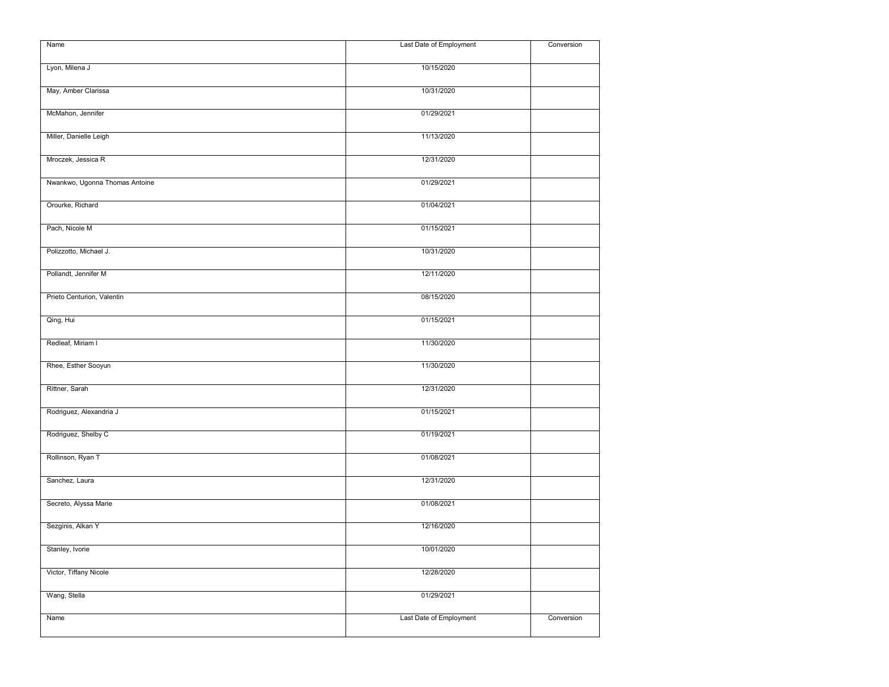| Name | Last Date of Employment | Conversion |
| --- | --- | --- |
| Lyon, Milena J | 10/15/2020 | |
| May, Amber Clarissa | 10/31/2020 | |
| McMahon, Jennifer | 01/29/2021 | |
| Miller, Danielle Leigh | 11/13/2020 | |
| Mroczek, Jessica R | 12/31/2020 | |
| Nwankwo, Ugonna Thomas Antoine | 01/29/2021 | |
| Orourke, Richard | 01/04/2021 | |
| Pach, Nicole M | 01/15/2021 | |
| Polizzotto, Michael J. | 10/31/2020 | |
| Pollandt, Jennifer M | 12/11/2020 | |
| Prieto Centurion, Valentin | 08/15/2020 | |
| Qing, Hui | 01/15/2021 | |
| Redleaf, Miriam I | 11/30/2020 | |
| Rhee, Esther Sooyun | 11/30/2020 | |
| Rittner, Sarah | 12/31/2020 | |
| Rodriguez, Alexandria J | 01/15/2021 | |
| Rodriguez, Shelby C | 01/19/2021 | |
| Rollinson, Ryan T | 01/08/2021 | |
| Sanchez, Laura | 12/31/2020 | |
| Secreto, Alyssa Marie | 01/08/2021 | |
| Sezginis, Alkan Y | 12/16/2020 | |
| Stanley, Ivorie | 10/01/2020 | |
| Victor, Tiffany Nicole | 12/28/2020 | |
| Wang, Stella | 01/29/2021 | |
| Name | Last Date of Employment | Conversion |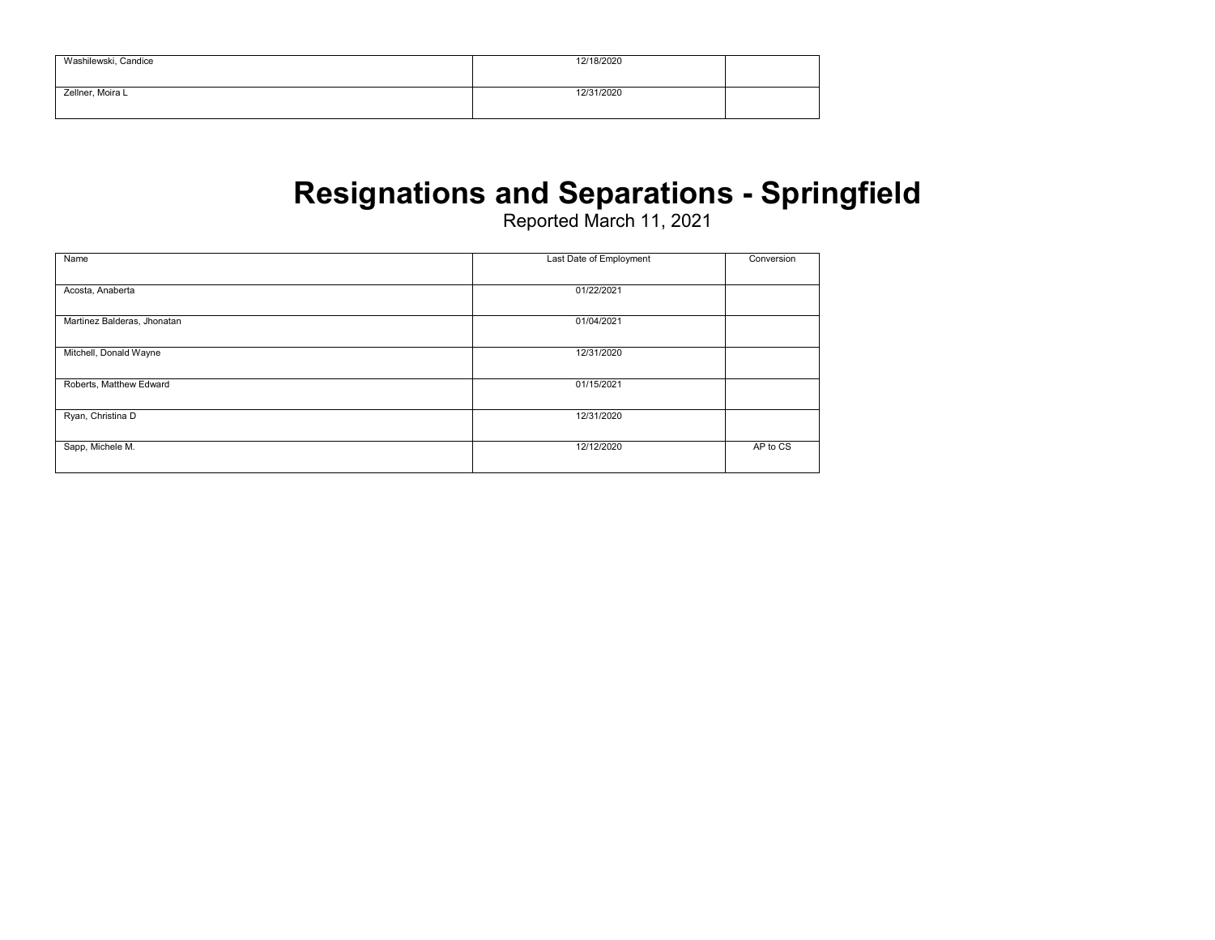| | | |
|---|---|---|
| Washilewski, Candice | 12/18/2020 | |
| Zellner, Moira L | 12/31/2020 | |

# Resignations and Separations - Springfield

Reported March 11, 2021

| Name | Last Date of Employment | Conversion |
|---|---|---|
| Acosta, Anaberta | 01/22/2021 | |
| Martinez Balderas, Jhonatan | 01/04/2021 | |
| Mitchell, Donald Wayne | 12/31/2020 | |
| Roberts, Matthew Edward | 01/15/2021 | |
| Ryan, Christina D | 12/31/2020 | |
| Sapp, Michele M. | 12/12/2020 | AP to CS |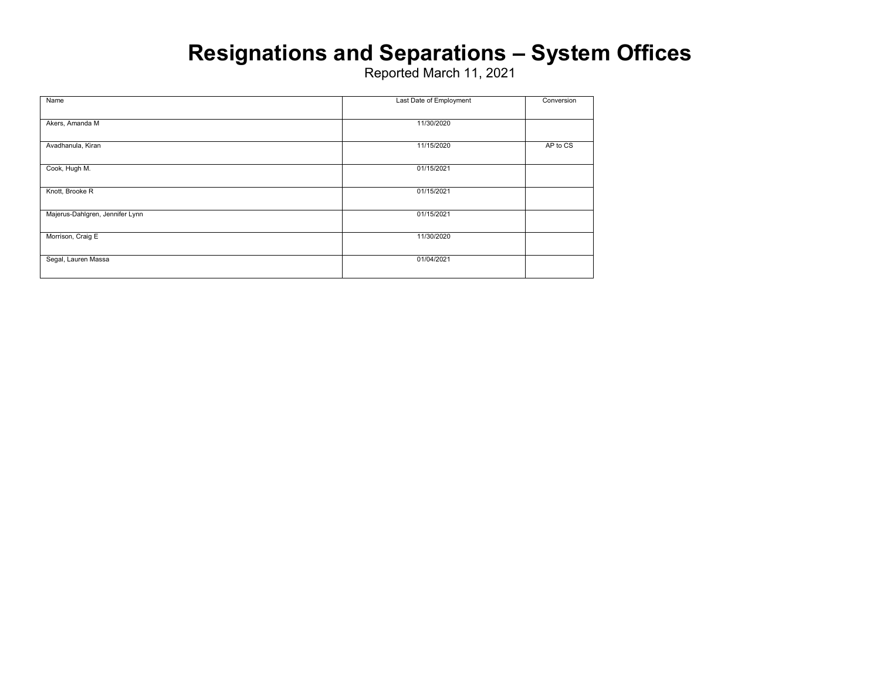# Resignations and Separations – System Offices

Reported March 11, 2021

| Name | Last Date of Employment | Conversion |
|---|---|---|
| Akers, Amanda M | 11/30/2020 | |
| Avadhanula, Kiran | 11/15/2020 | AP to CS |
| Cook, Hugh M. | 01/15/2021 | |
| Knott, Brooke R | 01/15/2021 | |
| Majerus-Dahlgren, Jennifer Lynn | 01/15/2021 | |
| Morrison, Craig E | 11/30/2020 | |
| Segal, Lauren Massa | 01/04/2021 | |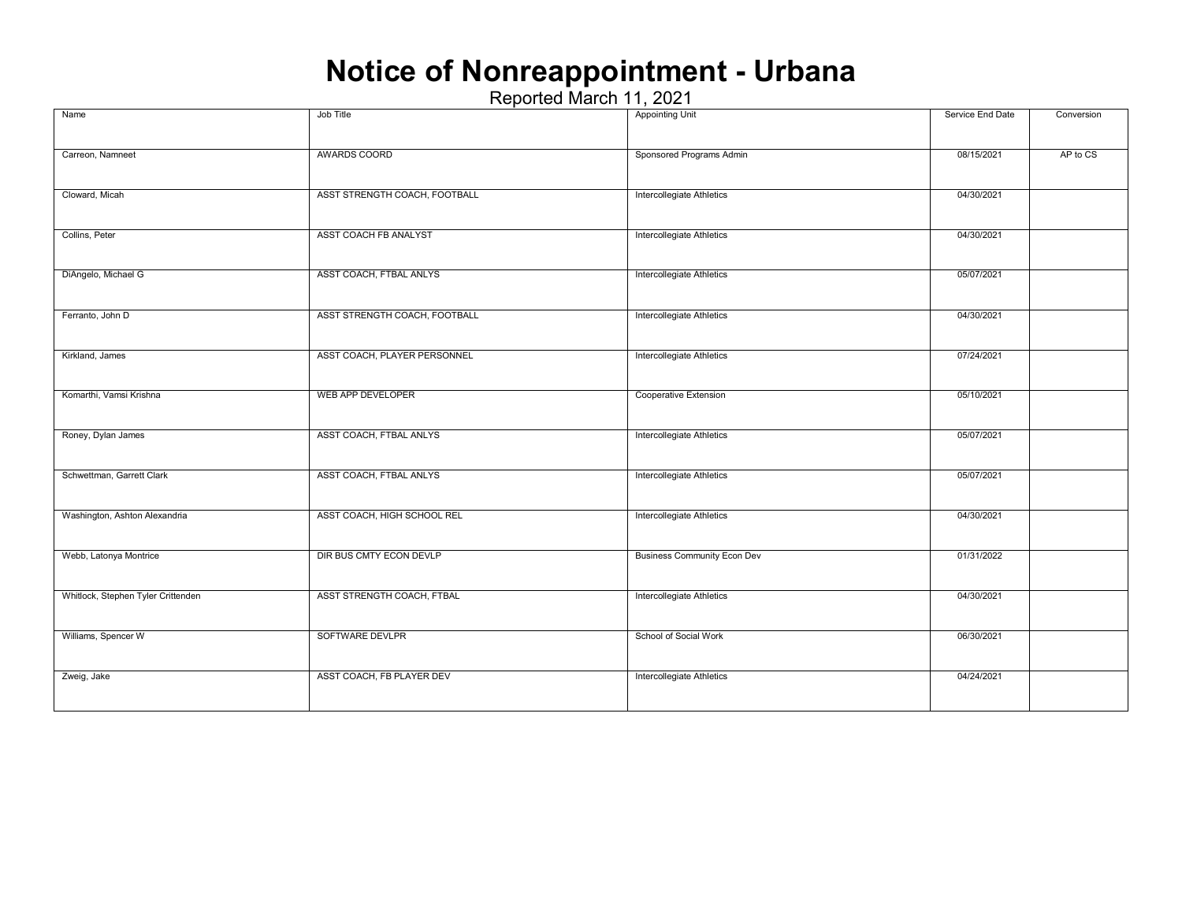# Notice of Nonreappointment - Urbana

Reported March 11, 2021

| Name | Job Title | Appointing Unit | Service End Date | Conversion |
|---|---|---|---|---|
| Carreon, Namneet | AWARDS COORD | Sponsored Programs Admin | 08/15/2021 | AP to CS |
| Cloward, Micah | ASST STRENGTH COACH, FOOTBALL | Intercollegiate Athletics | 04/30/2021 | |
| Collins, Peter | ASST COACH FB ANALYST | Intercollegiate Athletics | 04/30/2021 | |
| DiAngelo, Michael G | ASST COACH, FTBAL ANLYS | Intercollegiate Athletics | 05/07/2021 | |
| Ferranto, John D | ASST STRENGTH COACH, FOOTBALL | Intercollegiate Athletics | 04/30/2021 | |
| Kirkland, James | ASST COACH, PLAYER PERSONNEL | Intercollegiate Athletics | 07/24/2021 | |
| Komarthi, Vamsi Krishna | WEB APP DEVELOPER | Cooperative Extension | 05/10/2021 | |
| Roney, Dylan James | ASST COACH, FTBAL ANLYS | Intercollegiate Athletics | 05/07/2021 | |
| Schwettman, Garrett Clark | ASST COACH, FTBAL ANLYS | Intercollegiate Athletics | 05/07/2021 | |
| Washington, Ashton Alexandria | ASST COACH, HIGH SCHOOL REL | Intercollegiate Athletics | 04/30/2021 | |
| Webb, Latonya Montrice | DIR BUS CMTY ECON DEVLP | Business Community Econ Dev | 01/31/2022 | |
| Whitlock, Stephen Tyler Crittenden | ASST STRENGTH COACH, FTBAL | Intercollegiate Athletics | 04/30/2021 | |
| Williams, Spencer W | SOFTWARE DEVLPR | School of Social Work | 06/30/2021 | |
| Zweig, Jake | ASST COACH, FB PLAYER DEV | Intercollegiate Athletics | 04/24/2021 | |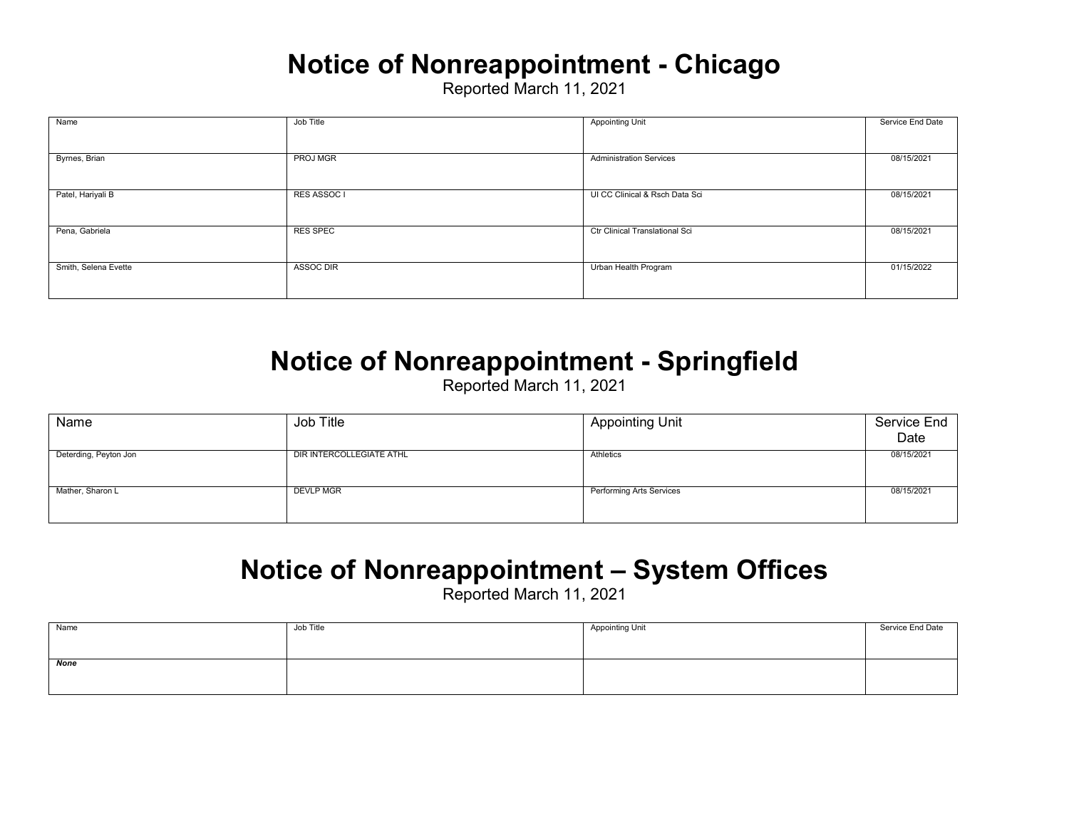# Notice of Nonreappointment - Chicago

Reported March 11, 2021

| Name | Job Title | Appointing Unit | Service End Date |
|---|---|---|---|
| Byrnes, Brian | PROJ MGR | Administration Services | 08/15/2021 |
| Patel, Hariyali B | RES ASSOC I | UI CC Clinical & Rsch Data Sci | 08/15/2021 |
| Pena, Gabriela | RES SPEC | Ctr Clinical Translational Sci | 08/15/2021 |
| Smith, Selena Evette | ASSOC DIR | Urban Health Program | 01/15/2022 |

# Notice of Nonreappointment - Springfield

Reported March 11, 2021

| Name | Job Title | Appointing Unit | Service End Date |
|---|---|---|---|
| Deterding, Peyton Jon | DIR INTERCOLLEGIATE ATHL | Athletics | 08/15/2021 |
| Mather, Sharon L | DEVLP MGR | Performing Arts Services | 08/15/2021 |

# Notice of Nonreappointment – System Offices

Reported March 11, 2021

| Name | Job Title | Appointing Unit | Service End Date |
|---|---|---|---|
| ***None*** | | | |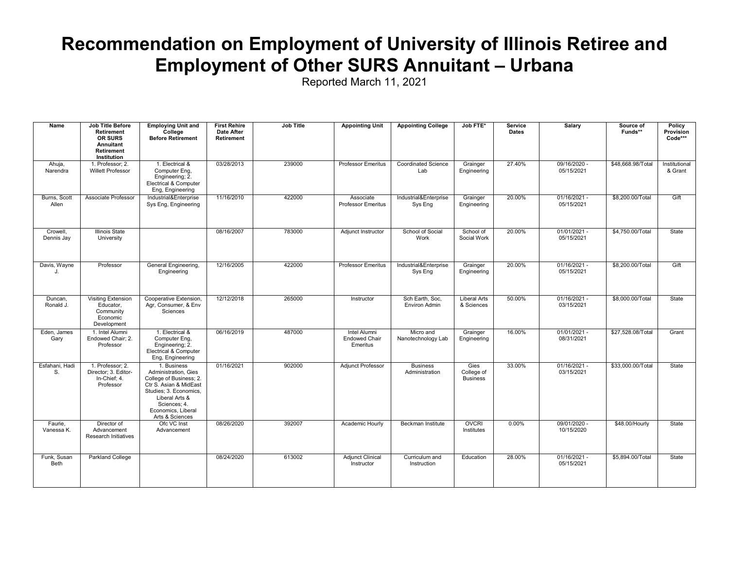# Recommendation on Employment of University of Illinois Retiree and Employment of Other SURS Annuitant – Urbana

Reported March 11, 2021

| Name | Job Title Before Retirement OR SURS Annuitant Retirement Institution | Employing Unit and College Before Retirement | First Rehire Date After Retirement | Job Title | Appointing Unit | Appointing College | Job FTE* | Service Dates | Salary | Source of Funds** | Policy Provision Code*** |
|---|---|---|---|---|---|---|---|---|---|---|---|
| Ahuja, Narendra | 1. Professor; 2. Willett Professor | 1. Electrical & Computer Eng, Engineering; 2. Electrical & Computer Eng, Engineering | 03/28/2013 | 239000 | Professor Emeritus | Coordinated Science Lab | Grainger Engineering | 27.40% | 09/16/2020 - 05/15/2021 | $48,668.98/Total | Institutional & Grant |
| Burns, Scott Allen | Associate Professor | Industrial&Enterprise Sys Eng, Engineering | 11/16/2010 | 422000 | Associate Professor Emeritus | Industrial&Enterprise Sys Eng | Grainger Engineering | 20.00% | 01/16/2021 - 05/15/2021 | $8,200.00/Total | Gift |
| Crowell, Dennis Jay | Illinois State University | | 08/16/2007 | 783000 | Adjunct Instructor | School of Social Work | School of Social Work | 20.00% | 01/01/2021 - 05/15/2021 | $4,750.00/Total | State |
| Davis, Wayne J. | Professor | General Engineering, Engineering | 12/16/2005 | 422000 | Professor Emeritus | Industrial&Enterprise Sys Eng | Grainger Engineering | 20.00% | 01/16/2021 - 05/15/2021 | $8,200.00/Total | Gift |
| Duncan, Ronald J. | Visiting Extension Educator, Community Economic Development | Cooperative Extension, Agr, Consumer, & Env Sciences | 12/12/2018 | 265000 | Instructor | Sch Earth, Soc, Environ Admin | Liberal Arts & Sciences | 50.00% | 01/16/2021 - 03/15/2021 | $8,000.00/Total | State |
| Eden, James Gary | 1. Intel Alumni Endowed Chair; 2. Professor | 1. Electrical & Computer Eng, Engineering; 2. Electrical & Computer Eng, Engineering | 06/16/2019 | 487000 | Intel Alumni Endowed Chair Emeritus | Micro and Nanotechnology Lab | Grainger Engineering | 16.00% | 01/01/2021 - 08/31/2021 | $27,528.08/Total | Grant |
| Esfahani, Hadi S. | 1. Professor; 2. Director; 3. Editor-In-Chief; 4. Professor | 1. Business Administration, Gies College of Business; 2. Ctr S. Asian & MidEast Studies; 3. Economics, Liberal Arts & Sciences; 4. Economics, Liberal Arts & Sciences | 01/16/2021 | 902000 | Adjunct Professor | Business Administration | Gies College of Business | 33.00% | 01/16/2021 - 03/15/2021 | $33,000.00/Total | State |
| Faurie, Vanessa K. | Director of Advancement Research Initiatives | Ofc VC Inst Advancement | 08/26/2020 | 392007 | Academic Hourly | Beckman Institute | OVCRI Institutes | 0.00% | 09/01/2020 - 10/15/2020 | $48.00/Hourly | State |
| Funk, Susan Beth | Parkland College | | 08/24/2020 | 613002 | Adjunct Clinical Instructor | Curriculum and Instruction | Education | 28.00% | 01/16/2021 - 05/15/2021 | $5,894.00/Total | State |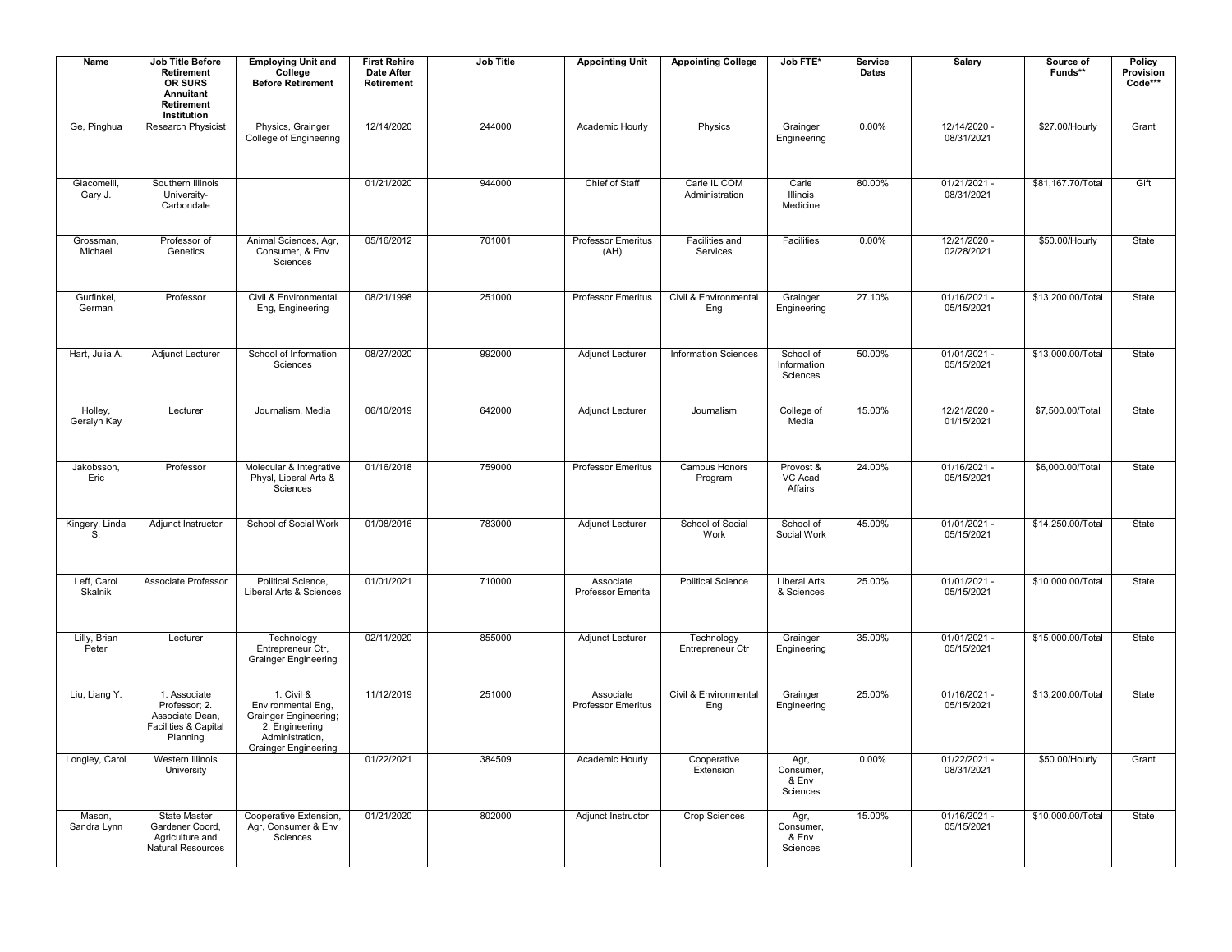| Name | Job Title Before Retirement OR SURS Annuitant Retirement Institution | Employing Unit and College Before Retirement | First Rehire Date After Retirement | Job Title | Appointing Unit | Appointing College | Job FTE* | Service Dates | Salary | Source of Funds** | Policy Provision Code*** |
|---|---|---|---|---|---|---|---|---|---|---|---|
| Ge, Pinghua | Research Physicist | Physics, Grainger College of Engineering | 12/14/2020 | 244000 | Academic Hourly | Physics | Grainger Engineering | 0.00% | 12/14/2020 - 08/31/2021 | $27.00/Hourly | Grant |
| Giacomelli, Gary J. | Southern Illinois University-Carbondale | | 01/21/2020 | 944000 | Chief of Staff | Carle IL COM Administration | Carle Illinois Medicine | 80.00% | 01/21/2021 - 08/31/2021 | $81,167.70/Total | Gift |
| Grossman, Michael | Professor of Genetics | Animal Sciences, Agr, Consumer, & Env Sciences | 05/16/2012 | 701001 | Professor Emeritus (AH) | Facilities and Services | Facilities | 0.00% | 12/21/2020 - 02/28/2021 | $50.00/Hourly | State |
| Gurfinkel, German | Professor | Civil & Environmental Eng, Engineering | 08/21/1998 | 251000 | Professor Emeritus | Civil & Environmental Eng | Grainger Engineering | 27.10% | 01/16/2021 - 05/15/2021 | $13,200.00/Total | State |
| Hart, Julia A. | Adjunct Lecturer | School of Information Sciences | 08/27/2020 | 992000 | Adjunct Lecturer | Information Sciences | School of Information Sciences | 50.00% | 01/01/2021 - 05/15/2021 | $13,000.00/Total | State |
| Holley, Geralyn Kay | Lecturer | Journalism, Media | 06/10/2019 | 642000 | Adjunct Lecturer | Journalism | College of Media | 15.00% | 12/21/2020 - 01/15/2021 | $7,500.00/Total | State |
| Jakobsson, Eric | Professor | Molecular & Integrative Physl, Liberal Arts & Sciences | 01/16/2018 | 759000 | Professor Emeritus | Campus Honors Program | Provost & VC Acad Affairs | 24.00% | 01/16/2021 - 05/15/2021 | $6,000.00/Total | State |
| Kingery, Linda S. | Adjunct Instructor | School of Social Work | 01/08/2016 | 783000 | Adjunct Lecturer | School of Social Work | School of Social Work | 45.00% | 01/01/2021 - 05/15/2021 | $14,250.00/Total | State |
| Leff, Carol Skalnik | Associate Professor | Political Science, Liberal Arts & Sciences | 01/01/2021 | 710000 | Associate Professor Emerita | Political Science | Liberal Arts & Sciences | 25.00% | 01/01/2021 - 05/15/2021 | $10,000.00/Total | State |
| Lilly, Brian Peter | Lecturer | Technology Entrepreneur Ctr, Grainger Engineering | 02/11/2020 | 855000 | Adjunct Lecturer | Technology Entrepreneur Ctr | Grainger Engineering | 35.00% | 01/01/2021 - 05/15/2021 | $15,000.00/Total | State |
| Liu, Liang Y. | 1. Associate Professor; 2. Associate Dean, Facilities & Capital Planning | 1. Civil & Environmental Eng, Grainger Engineering; 2. Engineering Administration, Grainger Engineering | 11/12/2019 | 251000 | Associate Professor Emeritus | Civil & Environmental Eng | Grainger Engineering | 25.00% | 01/16/2021 - 05/15/2021 | $13,200.00/Total | State |
| Longley, Carol | Western Illinois University | | 01/22/2021 | 384509 | Academic Hourly | Cooperative Extension | Agr, Consumer, & Env Sciences | 0.00% | 01/22/2021 - 08/31/2021 | $50.00/Hourly | Grant |
| Mason, Sandra Lynn | State Master Gardener Coord, Agriculture and Natural Resources | Cooperative Extension, Agr, Consumer & Env Sciences | 01/21/2020 | 802000 | Adjunct Instructor | Crop Sciences | Agr, Consumer, & Env Sciences | 15.00% | 01/16/2021 - 05/15/2021 | $10,000.00/Total | State |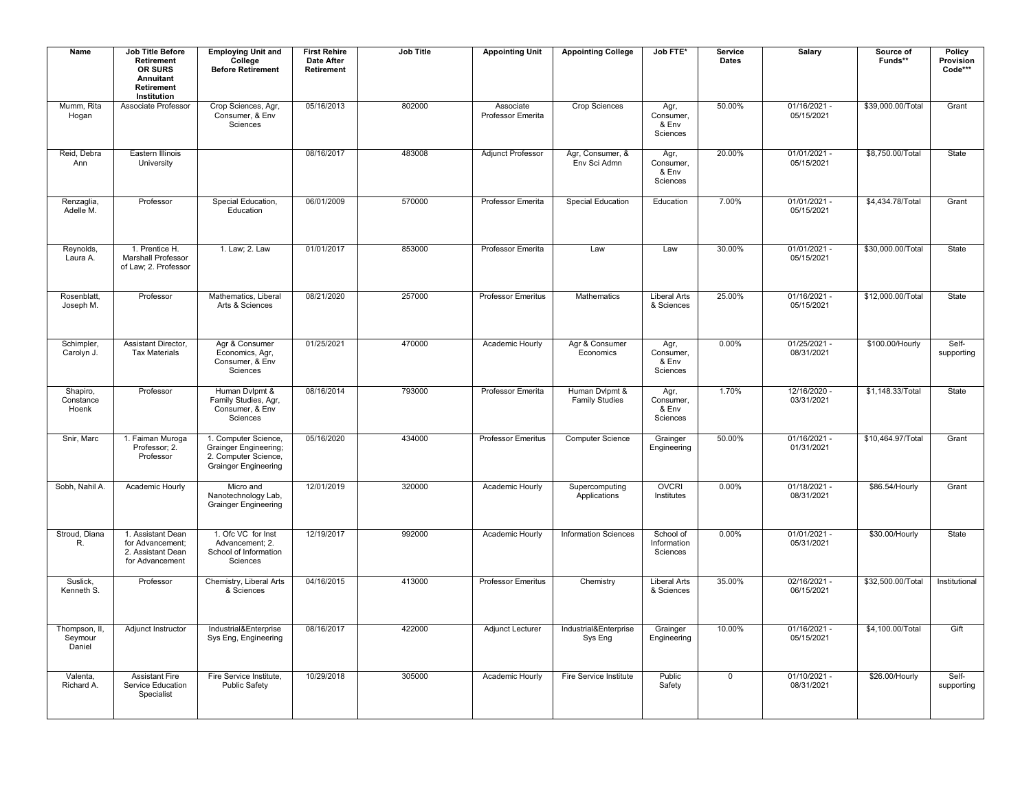| Name | Job Title Before Retirement OR SURS Annuitant Retirement Institution | Employing Unit and College Before Retirement | First Rehire Date After Retirement | Job Title | Appointing Unit | Appointing College | Job FTE* | Service Dates | Salary | Source of Funds** | Policy Provision Code*** |
|---|---|---|---|---|---|---|---|---|---|---|---|
| Mumm, Rita Hogan | Associate Professor | Crop Sciences, Agr, Consumer, & Env Sciences | 05/16/2013 | 802000 | Associate Professor Emerita | Crop Sciences | Agr, Consumer, & Env Sciences | 50.00% | 01/16/2021 - 05/15/2021 | $39,000.00/Total | Grant |
| Reid, Debra Ann | Eastern Illinois University | | 08/16/2017 | 483008 | Adjunct Professor | Agr, Consumer, & Env Sci Admn | Agr, Consumer, & Env Sciences | 20.00% | 01/01/2021 - 05/15/2021 | $8,750.00/Total | State |
| Renzaglia, Adelle M. | Professor | Special Education, Education | 06/01/2009 | 570000 | Professor Emerita | Special Education | Education | 7.00% | 01/01/2021 - 05/15/2021 | $4,434.78/Total | Grant |
| Reynolds, Laura A. | 1. Prentice H. Marshall Professor of Law; 2. Professor | 1. Law; 2. Law | 01/01/2017 | 853000 | Professor Emerita | Law | Law | 30.00% | 01/01/2021 - 05/15/2021 | $30,000.00/Total | State |
| Rosenblatt, Joseph M. | Professor | Mathematics, Liberal Arts & Sciences | 08/21/2020 | 257000 | Professor Emeritus | Mathematics | Liberal Arts & Sciences | 25.00% | 01/16/2021 - 05/15/2021 | $12,000.00/Total | State |
| Schimpler, Carolyn J. | Assistant Director, Tax Materials | Agr & Consumer Economics, Agr, Consumer, & Env Sciences | 01/25/2021 | 470000 | Academic Hourly | Agr & Consumer Economics | Agr, Consumer, & Env Sciences | 0.00% | 01/25/2021 - 08/31/2021 | $100.00/Hourly | Self-supporting |
| Shapiro, Constance Hoenk | Professor | Human Dvlpmt & Family Studies, Agr, Consumer, & Env Sciences | 08/16/2014 | 793000 | Professor Emerita | Human Dvlpmt & Family Studies | Agr, Consumer, & Env Sciences | 1.70% | 12/16/2020 - 03/31/2021 | $1,148.33/Total | State |
| Snir, Marc | 1. Faiman Muroga Professor; 2. Professor | 1. Computer Science, Grainger Engineering; 2. Computer Science, Grainger Engineering | 05/16/2020 | 434000 | Professor Emeritus | Computer Science | Grainger Engineering | 50.00% | 01/16/2021 - 01/31/2021 | $10,464.97/Total | Grant |
| Sobh, Nahil A. | Academic Hourly | Micro and Nanotechnology Lab, Grainger Engineering | 12/01/2019 | 320000 | Academic Hourly | Supercomputing Applications | OVCRI Institutes | 0.00% | 01/18/2021 - 08/31/2021 | $86.54/Hourly | Grant |
| Stroud, Diana R. | 1. Assistant Dean for Advancement; 2. Assistant Dean for Advancement | 1. Ofc VC for Inst Advancement; 2. School of Information Sciences | 12/19/2017 | 992000 | Academic Hourly | Information Sciences | School of Information Sciences | 0.00% | 01/01/2021 - 05/31/2021 | $30.00/Hourly | State |
| Suslick, Kenneth S. | Professor | Chemistry, Liberal Arts & Sciences | 04/16/2015 | 413000 | Professor Emeritus | Chemistry | Liberal Arts & Sciences | 35.00% | 02/16/2021 - 06/15/2021 | $32,500.00/Total | Institutional |
| Thompson, II, Seymour Daniel | Adjunct Instructor | Industrial&Enterprise Sys Eng, Engineering | 08/16/2017 | 422000 | Adjunct Lecturer | Industrial&Enterprise Sys Eng | Grainger Engineering | 10.00% | 01/16/2021 - 05/15/2021 | $4,100.00/Total | Gift |
| Valenta, Richard A. | Assistant Fire Service Education Specialist | Fire Service Institute, Public Safety | 10/29/2018 | 305000 | Academic Hourly | Fire Service Institute | Public Safety | 0 | 01/10/2021 - 08/31/2021 | $26.00/Hourly | Self-supporting |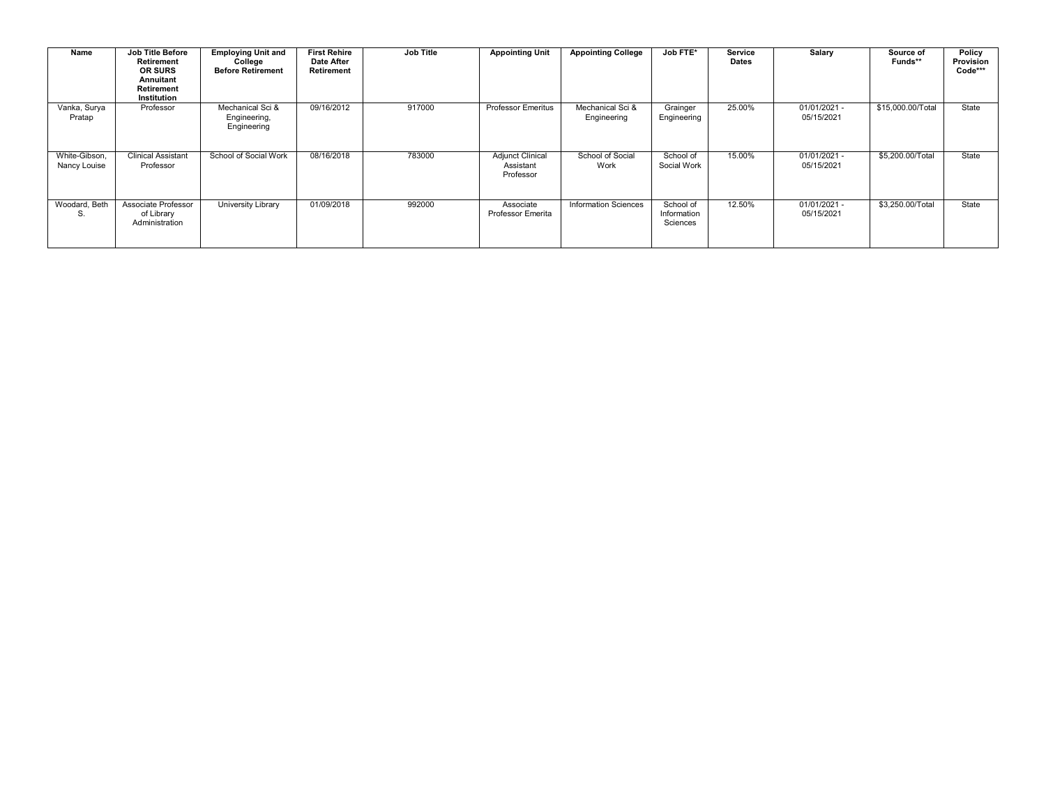| Name | Job Title Before Retirement OR SURS Annuitant Retirement Institution | Employing Unit and College Before Retirement | First Rehire Date After Retirement | Job Title | Appointing Unit | Appointing College | Job FTE* | Service Dates | Salary | Source of Funds** | Policy Provision Code*** |
|---|---|---|---|---|---|---|---|---|---|---|---|
| Vanka, Surya Pratap | Professor | Mechanical Sci & Engineering, Engineering | 09/16/2012 | 917000 | Professor Emeritus | Mechanical Sci & Engineering | Grainger Engineering | 25.00% | 01/01/2021 - 05/15/2021 | $15,000.00/Total | State |
| White-Gibson, Nancy Louise | Clinical Assistant Professor | School of Social Work | 08/16/2018 | 783000 | Adjunct Clinical Assistant Professor | School of Social Work | School of Social Work | 15.00% | 01/01/2021 - 05/15/2021 | $5,200.00/Total | State |
| Woodard, Beth S. | Associate Professor of Library Administration | University Library | 01/09/2018 | 992000 | Associate Professor Emerita | Information Sciences | School of Information Sciences | 12.50% | 01/01/2021 - 05/15/2021 | $3,250.00/Total | State |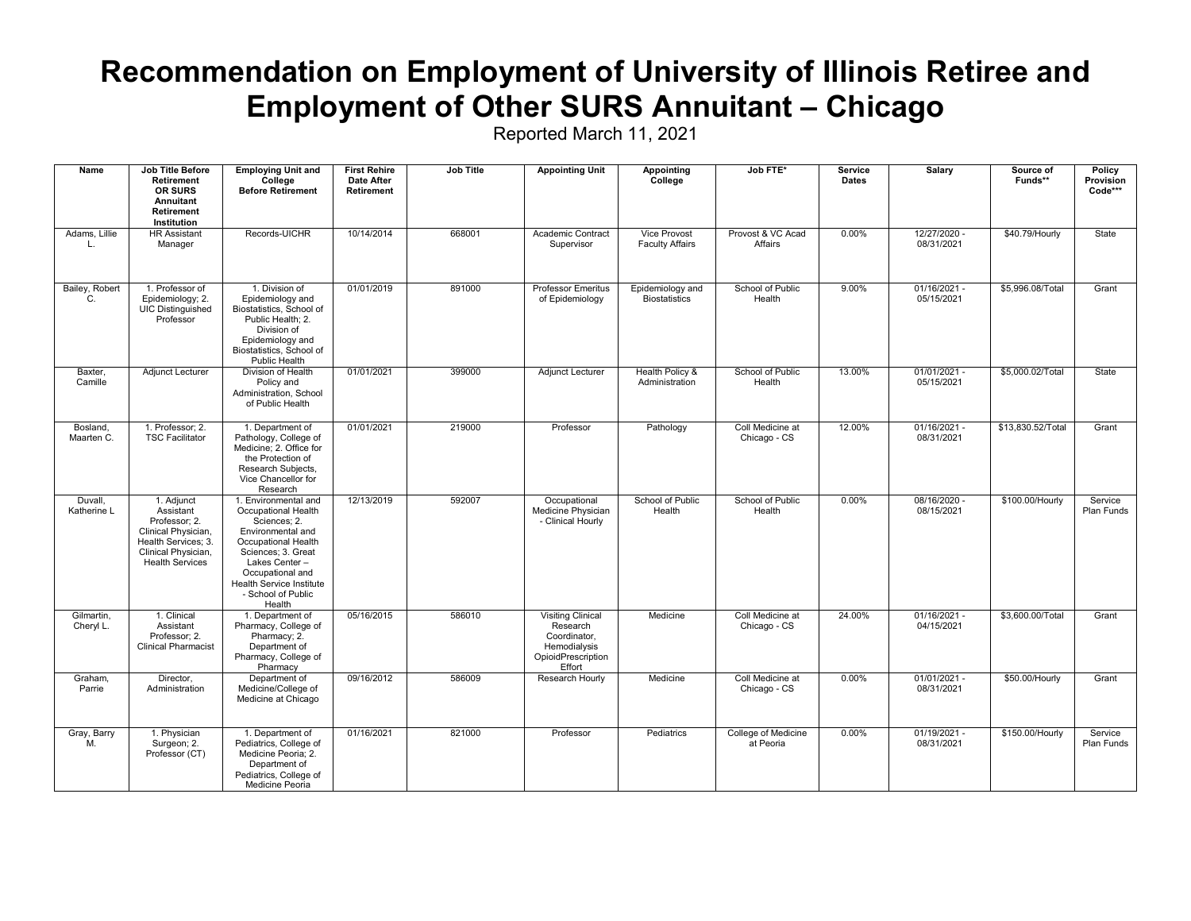# Recommendation on Employment of University of Illinois Retiree and Employment of Other SURS Annuitant – Chicago

Reported March 11, 2021

| Name | Job Title Before Retirement OR SURS Annuitant Retirement Institution | Employing Unit and College Before Retirement | First Rehire Date After Retirement | Job Title | Appointing Unit | Appointing College | Job FTE* | Service Dates | Salary | Source of Funds** | Policy Provision Code*** |
|---|---|---|---|---|---|---|---|---|---|---|---|
| Adams, Lillie L. | HR Assistant Manager | Records-UICHR | 10/14/2014 | 668001 | Academic Contract Supervisor | Vice Provost Faculty Affairs | Provost & VC Acad Affairs | 0.00% | 12/27/2020 - 08/31/2021 | $40.79/Hourly | State |
| Bailey, Robert C. | 1. Professor of Epidemiology; 2. UIC Distinguished Professor | 1. Division of Epidemiology and Biostatistics, School of Public Health; 2. Division of Epidemiology and Biostatistics, School of Public Health | 01/01/2019 | 891000 | Professor Emeritus of Epidemiology | Epidemiology and Biostatistics | School of Public Health | 9.00% | 01/16/2021 - 05/15/2021 | $5,996.08/Total | Grant |
| Baxter, Camille | Adjunct Lecturer | Division of Health Policy and Administration, School of Public Health | 01/01/2021 | 399000 | Adjunct Lecturer | Health Policy & Administration | School of Public Health | 13.00% | 01/01/2021 - 05/15/2021 | $5,000.02/Total | State |
| Bosland, Maarten C. | 1. Professor; 2. TSC Facilitator | 1. Department of Pathology, College of Medicine; 2. Office for the Protection of Research Subjects, Vice Chancellor for Research | 01/01/2021 | 219000 | Professor | Pathology | Coll Medicine at Chicago - CS | 12.00% | 01/16/2021 - 08/31/2021 | $13,830.52/Total | Grant |
| Duvall, Katherine L | 1. Adjunct Assistant Professor; 2. Clinical Physician, Health Services; 3. Clinical Physician, Health Services | 1. Environmental and Occupational Health Sciences; 2. Environmental and Occupational Health Sciences; 3. Great Lakes Center – Occupational and Health Service Institute - School of Public Health | 12/13/2019 | 592007 | Occupational Medicine Physician - Clinical Hourly | School of Public Health | School of Public Health | 0.00% | 08/16/2020 - 08/15/2021 | $100.00/Hourly | Service Plan Funds |
| Gilmartin, Cheryl L. | 1. Clinical Assistant Professor; 2. Clinical Pharmacist | 1. Department of Pharmacy, College of Pharmacy; 2. Department of Pharmacy, College of Pharmacy | 05/16/2015 | 586010 | Visiting Clinical Research Coordinator, Hemodialysis OpioidPrescription Effort | Medicine | Coll Medicine at Chicago - CS | 24.00% | 01/16/2021 - 04/15/2021 | $3,600.00/Total | Grant |
| Graham, Parrie | Director, Administration | Department of Medicine/College of Medicine at Chicago | 09/16/2012 | 586009 | Research Hourly | Medicine | Coll Medicine at Chicago - CS | 0.00% | 01/01/2021 - 08/31/2021 | $50.00/Hourly | Grant |
| Gray, Barry M. | 1. Physician Surgeon; 2. Professor (CT) | 1. Department of Pediatrics, College of Medicine Peoria; 2. Department of Pediatrics, College of Medicine Peoria | 01/16/2021 | 821000 | Professor | Pediatrics | College of Medicine at Peoria | 0.00% | 01/19/2021 - 08/31/2021 | $150.00/Hourly | Service Plan Funds |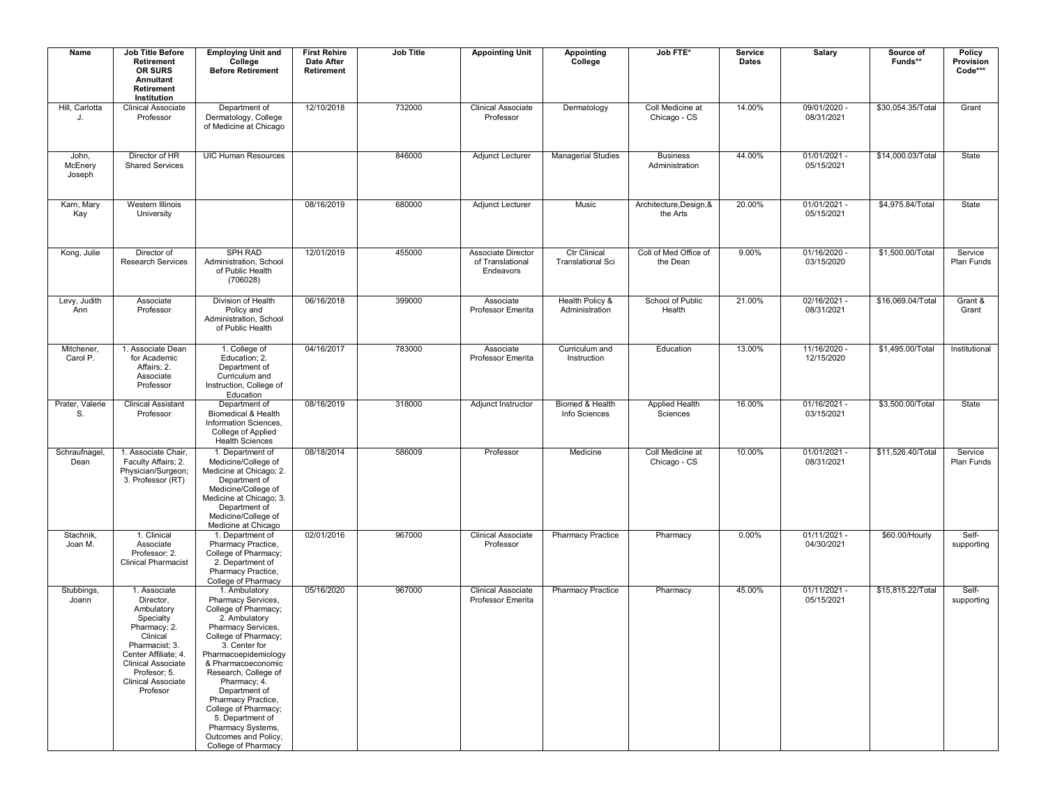| Name | Job Title Before Retirement OR SURS Annuitant Retirement Institution | Employing Unit and College Before Retirement | First Rehire Date After Retirement | Job Title | Appointing Unit | Appointing College | Job FTE* | Service Dates | Salary | Source of Funds** | Policy Provision Code*** |
|---|---|---|---|---|---|---|---|---|---|---|---|
| Hill, Carlotta J. | Clinical Associate Professor | Department of Dermatology, College of Medicine at Chicago | 12/10/2018 | 732000 | Clinical Associate Professor | Dermatology | Coll Medicine at Chicago - CS | 14.00% | 09/01/2020 - 08/31/2021 | $30,054.35/Total | Grant |
| John, McEnery Joseph | Director of HR Shared Services | UIC Human Resources | | 846000 | Adjunct Lecturer | Managerial Studies | Business Administration | 44.00% | 01/01/2021 - 05/15/2021 | $14,000.03/Total | State |
| Karn, Mary Kay | Western Illinois University | | 08/16/2019 | 680000 | Adjunct Lecturer | Music | Architecture,Design,& the Arts | 20.00% | 01/01/2021 - 05/15/2021 | $4,975.84/Total | State |
| Kong, Julie | Director of Research Services | SPH RAD Administration, School of Public Health (706028) | 12/01/2019 | 455000 | Associate Director of Translational Endeavors | Ctr Clinical Translational Sci | Coll of Med Office of the Dean | 9.00% | 01/16/2020 - 03/15/2020 | $1,500.00/Total | Service Plan Funds |
| Levy, Judith Ann | Associate Professor | Division of Health Policy and Administration, School of Public Health | 06/16/2018 | 399000 | Associate Professor Emerita | Health Policy & Administration | School of Public Health | 21.00% | 02/16/2021 - 08/31/2021 | $16,069.04/Total | Grant & Grant |
| Mitchener, Carol P. | 1. Associate Dean for Academic Affairs; 2. Associate Professor | 1. College of Education; 2. Department of Curriculum and Instruction, College of Education | 04/16/2017 | 783000 | Associate Professor Emerita | Curriculum and Instruction | Education | 13.00% | 11/16/2020 - 12/15/2020 | $1,495.00/Total | Institutional |
| Prater, Valerie S. | Clinical Assistant Professor | Department of Biomedical & Health Information Sciences, College of Applied Health Sciences | 08/16/2019 | 318000 | Adjunct Instructor | Biomed & Health Info Sciences | Applied Health Sciences | 16.00% | 01/16/2021 - 03/15/2021 | $3,500.00/Total | State |
| Schraufnagel, Dean | 1. Associate Chair, Faculty Affairs; 2. Physician/Surgeon; 3. Professor (RT) | 1. Department of Medicine/College of Medicine at Chicago; 2. Department of Medicine/College of Medicine at Chicago; 3. Department of Medicine/College of Medicine at Chicago | 08/18/2014 | 586009 | Professor | Medicine | Coll Medicine at Chicago - CS | 10.00% | 01/01/2021 - 08/31/2021 | $11,526.40/Total | Service Plan Funds |
| Stachnik, Joan M. | 1. Clinical Associate Professor; 2. Clinical Pharmacist | 1. Department of Pharmacy Practice, College of Pharmacy; 2. Department of Pharmacy Practice, College of Pharmacy | 02/01/2016 | 967000 | Clinical Associate Professor | Pharmacy Practice | Pharmacy | 0.00% | 01/11/2021 - 04/30/2021 | $60.00/Hourly | Self-supporting |
| Stubbings, Joann | 1. Associate Director, Ambulatory Specialty Pharmacy; 2. Clinical Pharmacist; 3. Center Affiliate; 4. Clinical Associate Profesor; 5. Clinical Associate Profesor | 1. Ambulatory Pharmacy Services, College of Pharmacy; 2. Ambulatory Pharmacy Services, College of Pharmacy; 3. Center for Pharmacoepidemiology & Pharmacoeconomic Research, College of Pharmacy; 4. Department of Pharmacy Practice, College of Pharmacy; 5. Department of Pharmacy Systems, Outcomes and Policy, College of Pharmacy | 05/16/2020 | 967000 | Clinical Associate Professor Emerita | Pharmacy Practice | Pharmacy | 45.00% | 01/11/2021 - 05/15/2021 | $15,815.22/Total | Self-supporting |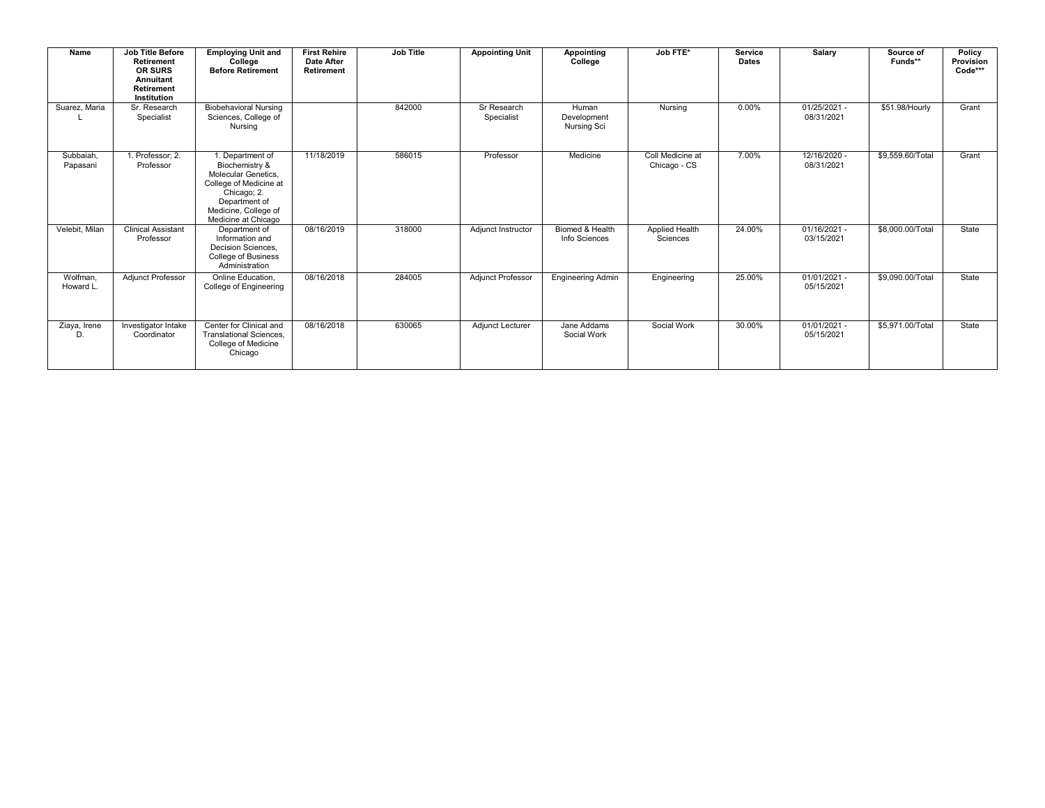| Name | Job Title Before Retirement OR SURS Annuitant Retirement Institution | Employing Unit and College Before Retirement | First Rehire Date After Retirement | Job Title | Appointing Unit | Appointing College | Job FTE* | Service Dates | Salary | Source of Funds** | Policy Provision Code*** |
|---|---|---|---|---|---|---|---|---|---|---|---|
| Suarez, Maria L | Sr. Research Specialist | Biobehavioral Nursing Sciences, College of Nursing | | 842000 | Sr Research Specialist | Human Development Nursing Sci | Nursing | 0.00% | 01/25/2021 - 08/31/2021 | $51.98/Hourly | Grant |
| Subbaiah, Papasani | 1. Professor; 2. Professor | 1. Department of Biochemistry & Molecular Genetics, College of Medicine at Chicago; 2. Department of Medicine, College of Medicine at Chicago | 11/18/2019 | 586015 | Professor | Medicine | Coll Medicine at Chicago - CS | 7.00% | 12/16/2020 - 08/31/2021 | $9,559.60/Total | Grant |
| Velebit, Milan | Clinical Assistant Professor | Department of Information and Decision Sciences, College of Business Administration | 08/16/2019 | 318000 | Adjunct Instructor | Biomed & Health Info Sciences | Applied Health Sciences | 24.00% | 01/16/2021 - 03/15/2021 | $8,000.00/Total | State |
| Wolfman, Howard L. | Adjunct Professor | Online Education, College of Engineering | 08/16/2018 | 284005 | Adjunct Professor | Engineering Admin | Engineering | 25.00% | 01/01/2021 - 05/15/2021 | $9,090.00/Total | State |
| Ziaya, Irene D. | Investigator Intake Coordinator | Center for Clinical and Translational Sciences, College of Medicine Chicago | 08/16/2018 | 630065 | Adjunct Lecturer | Jane Addams Social Work | Social Work | 30.00% | 01/01/2021 - 05/15/2021 | $5,971.00/Total | State |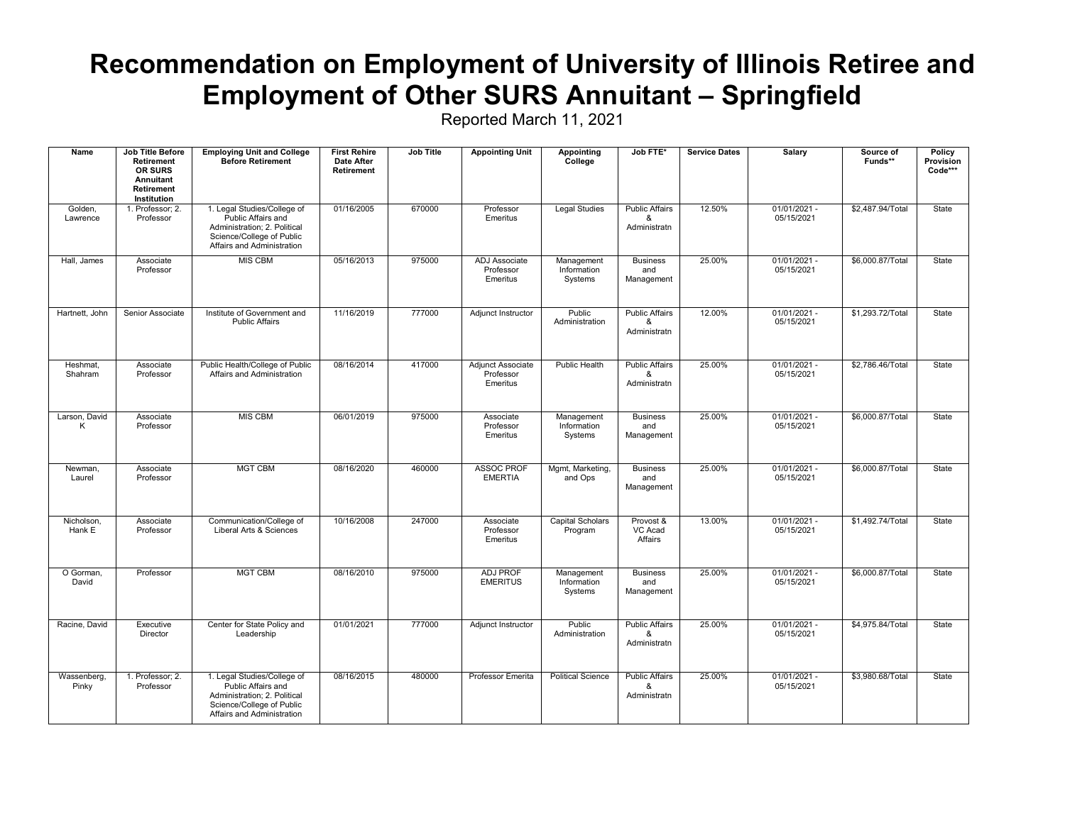# Recommendation on Employment of University of Illinois Retiree and Employment of Other SURS Annuitant – Springfield

Reported March 11, 2021

| Name | Job Title Before Retirement OR SURS Annuitant Retirement Institution | Employing Unit and College Before Retirement | First Rehire Date After Retirement | Job Title | Appointing Unit | Appointing College | Job FTE* | Service Dates | Salary | Source of Funds** | Policy Provision Code*** |
|---|---|---|---|---|---|---|---|---|---|---|---|
| Golden, Lawrence | 1. Professor; 2. Professor | 1. Legal Studies/College of Public Affairs and Administration; 2. Political Science/College of Public Affairs and Administration | 01/16/2005 | 670000 | Professor Emeritus | Legal Studies | Public Affairs & Administratn | 12.50% | 01/01/2021 - 05/15/2021 | $2,487.94/Total | State |
| Hall, James | Associate Professor | MIS CBM | 05/16/2013 | 975000 | ADJ Associate Professor Emeritus | Management Information Systems | Business and Management | 25.00% | 01/01/2021 - 05/15/2021 | $6,000.87/Total | State |
| Hartnett, John | Senior Associate | Institute of Government and Public Affairs | 11/16/2019 | 777000 | Adjunct Instructor | Public Administration | Public Affairs & Administratn | 12.00% | 01/01/2021 - 05/15/2021 | $1,293.72/Total | State |
| Heshmat, Shahram | Associate Professor | Public Health/College of Public Affairs and Administration | 08/16/2014 | 417000 | Adjunct Associate Professor Emeritus | Public Health | Public Affairs & Administratn | 25.00% | 01/01/2021 - 05/15/2021 | $2,786.46/Total | State |
| Larson, David K | Associate Professor | MIS CBM | 06/01/2019 | 975000 | Associate Professor Emeritus | Management Information Systems | Business and Management | 25.00% | 01/01/2021 - 05/15/2021 | $6,000.87/Total | State |
| Newman, Laurel | Associate Professor | MGT CBM | 08/16/2020 | 460000 | ASSOC PROF EMERTIA | Mgmt, Marketing, and Ops | Business and Management | 25.00% | 01/01/2021 - 05/15/2021 | $6,000.87/Total | State |
| Nicholson, Hank E | Associate Professor | Communication/College of Liberal Arts & Sciences | 10/16/2008 | 247000 | Associate Professor Emeritus | Capital Scholars Program | Provost & VC Acad Affairs | 13.00% | 01/01/2021 - 05/15/2021 | $1,492.74/Total | State |
| O Gorman, David | Professor | MGT CBM | 08/16/2010 | 975000 | ADJ PROF EMERITUS | Management Information Systems | Business and Management | 25.00% | 01/01/2021 - 05/15/2021 | $6,000.87/Total | State |
| Racine, David | Executive Director | Center for State Policy and Leadership | 01/01/2021 | 777000 | Adjunct Instructor | Public Administration | Public Affairs & Administratn | 25.00% | 01/01/2021 - 05/15/2021 | $4,975.84/Total | State |
| Wassenberg, Pinky | 1. Professor; 2. Professor | 1. Legal Studies/College of Public Affairs and Administration; 2. Political Science/College of Public Affairs and Administration | 08/16/2015 | 480000 | Professor Emerita | Political Science | Public Affairs & Administratn | 25.00% | 01/01/2021 - 05/15/2021 | $3,980.68/Total | State |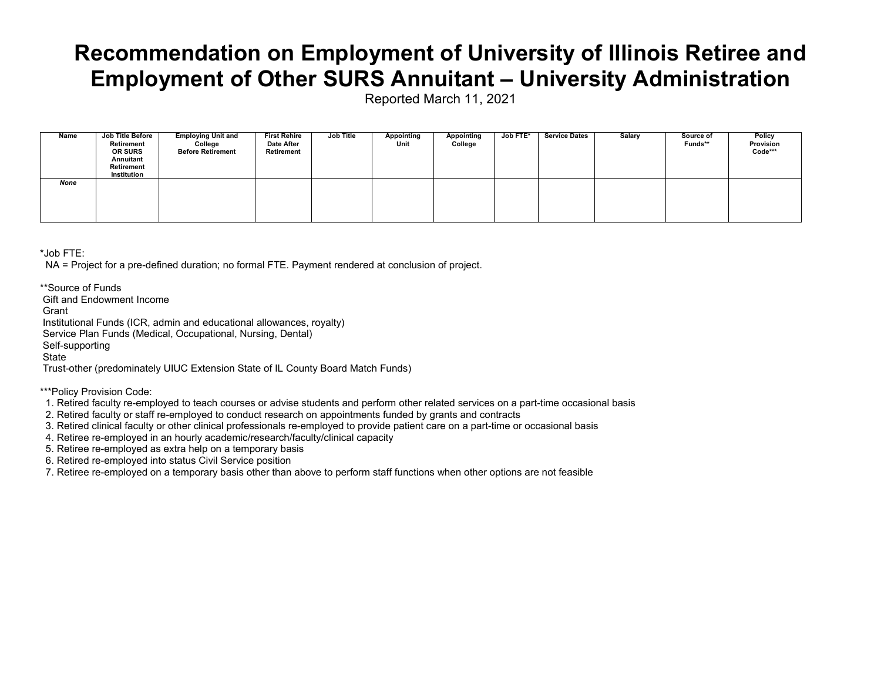# Recommendation on Employment of University of Illinois Retiree and Employment of Other SURS Annuitant – University Administration

Reported March 11, 2021

| Name | Job Title Before Retirement OR SURS Annuitant Retirement Institution | Employing Unit and College Before Retirement | First Rehire Date After Retirement | Job Title | Appointing Unit | Appointing College | Job FTE* | Service Dates | Salary | Source of Funds** | Policy Provision Code*** |
|---|---|---|---|---|---|---|---|---|---|---|---|
| *None* | | | | | | | | | | | |

*Job FTE:
NA = Project for a pre-defined duration; no formal FTE. Payment rendered at conclusion of project.

**Source of Funds
- Gift and Endowment Income
- Grant
- Institutional Funds (ICR, admin and educational allowances, royalty)
- Service Plan Funds (Medical, Occupational, Nursing, Dental)
- Self-supporting
- State
- Trust-other (predominately UIUC Extension State of IL County Board Match Funds)

***Policy Provision Code:
1. Retired faculty re-employed to teach courses or advise students and perform other related services on a part-time occasional basis
2. Retired faculty or staff re-employed to conduct research on appointments funded by grants and contracts
3. Retired clinical faculty or other clinical professionals re-employed to provide patient care on a part-time or occasional basis
4. Retiree re-employed in an hourly academic/research/faculty/clinical capacity
5. Retiree re-employed as extra help on a temporary basis
6. Retired re-employed into status Civil Service position
7. Retiree re-employed on a temporary basis other than above to perform staff functions when other options are not feasible